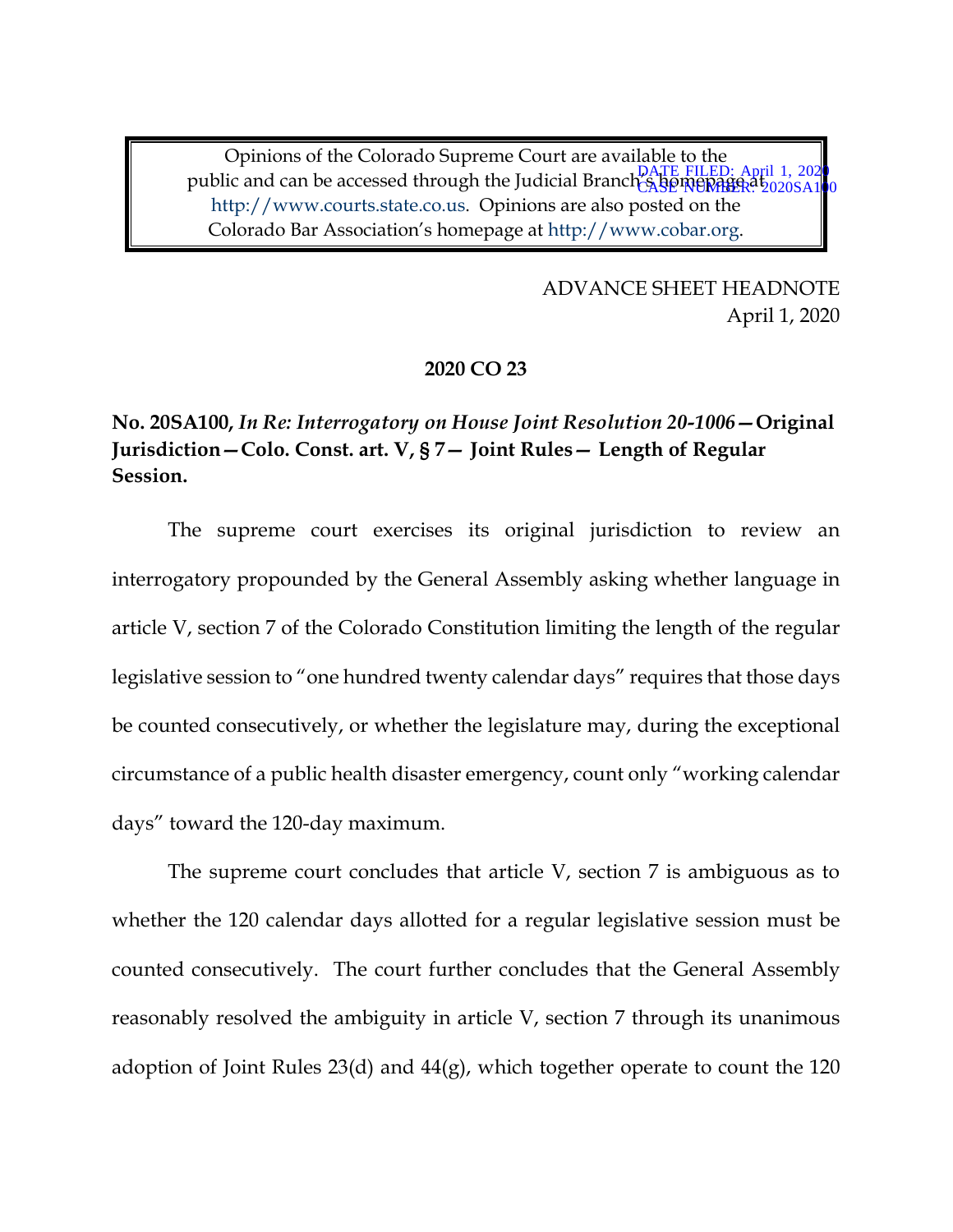Opinions of the Colorado Supreme Court are available to the public and can be accessed through the Judicial Branch's homepage at http://www.courts.state.co.us. Opinions are also posted on the Colorado Bar Association's homepage at http://www.cobar.org.

DATE FILED: April 1, 2020
CASE NUMBER: 2020SA100

ADVANCE SHEET HEADNOTE
April 1, 2020

**2020 CO 23**

**No. 20SA100, *In Re: Interrogatory on House Joint Resolution 20-1006*—Original Jurisdiction—Colo. Const. art. V, § 7— Joint Rules— Length of Regular Session.**

The supreme court exercises its original jurisdiction to review an interrogatory propounded by the General Assembly asking whether language in article V, section 7 of the Colorado Constitution limiting the length of the regular legislative session to "one hundred twenty calendar days" requires that those days be counted consecutively, or whether the legislature may, during the exceptional circumstance of a public health disaster emergency, count only "working calendar days" toward the 120-day maximum.

The supreme court concludes that article V, section 7 is ambiguous as to whether the 120 calendar days allotted for a regular legislative session must be counted consecutively. The court further concludes that the General Assembly reasonably resolved the ambiguity in article V, section 7 through its unanimous adoption of Joint Rules 23(d) and 44(g), which together operate to count the 120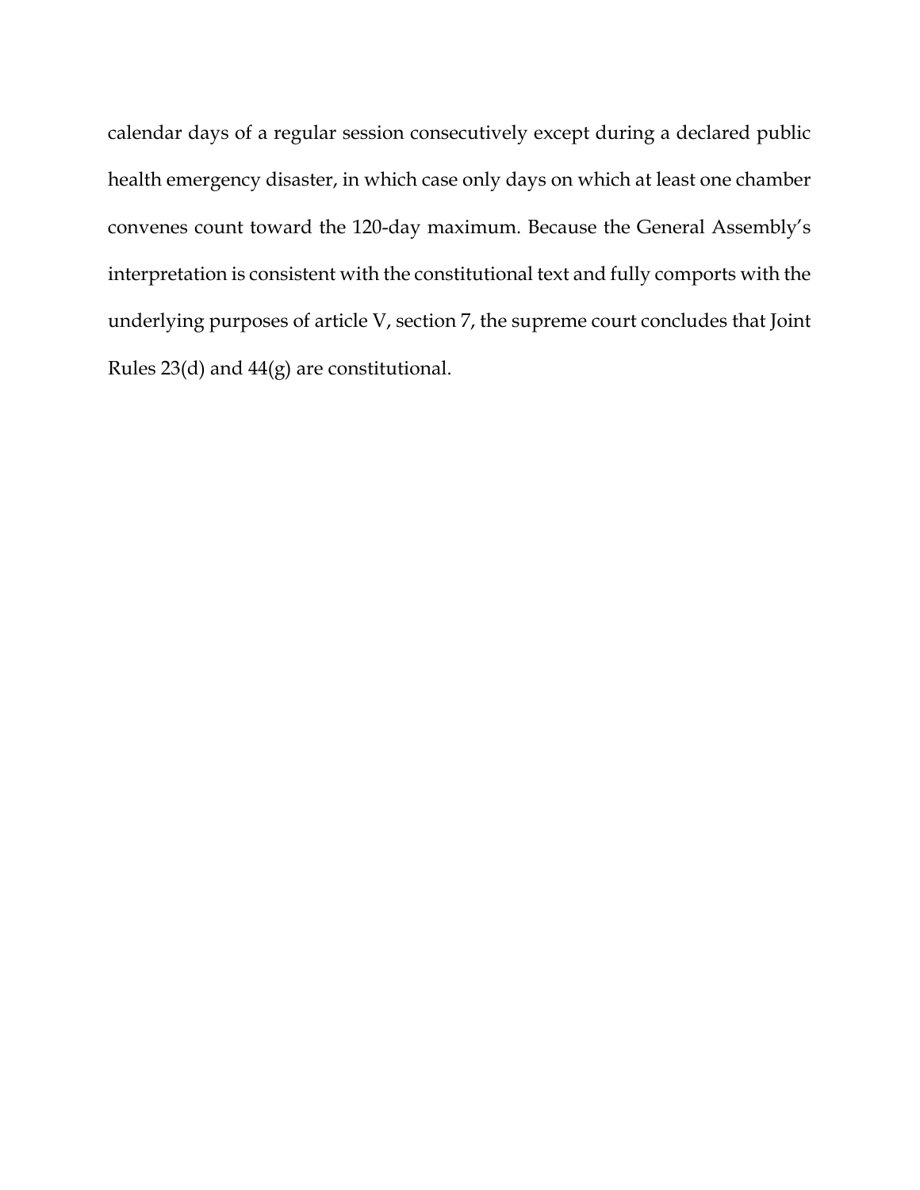calendar days of a regular session consecutively except during a declared public health emergency disaster, in which case only days on which at least one chamber convenes count toward the 120-day maximum. Because the General Assembly's interpretation is consistent with the constitutional text and fully comports with the underlying purposes of article V, section 7, the supreme court concludes that Joint Rules 23(d) and 44(g) are constitutional.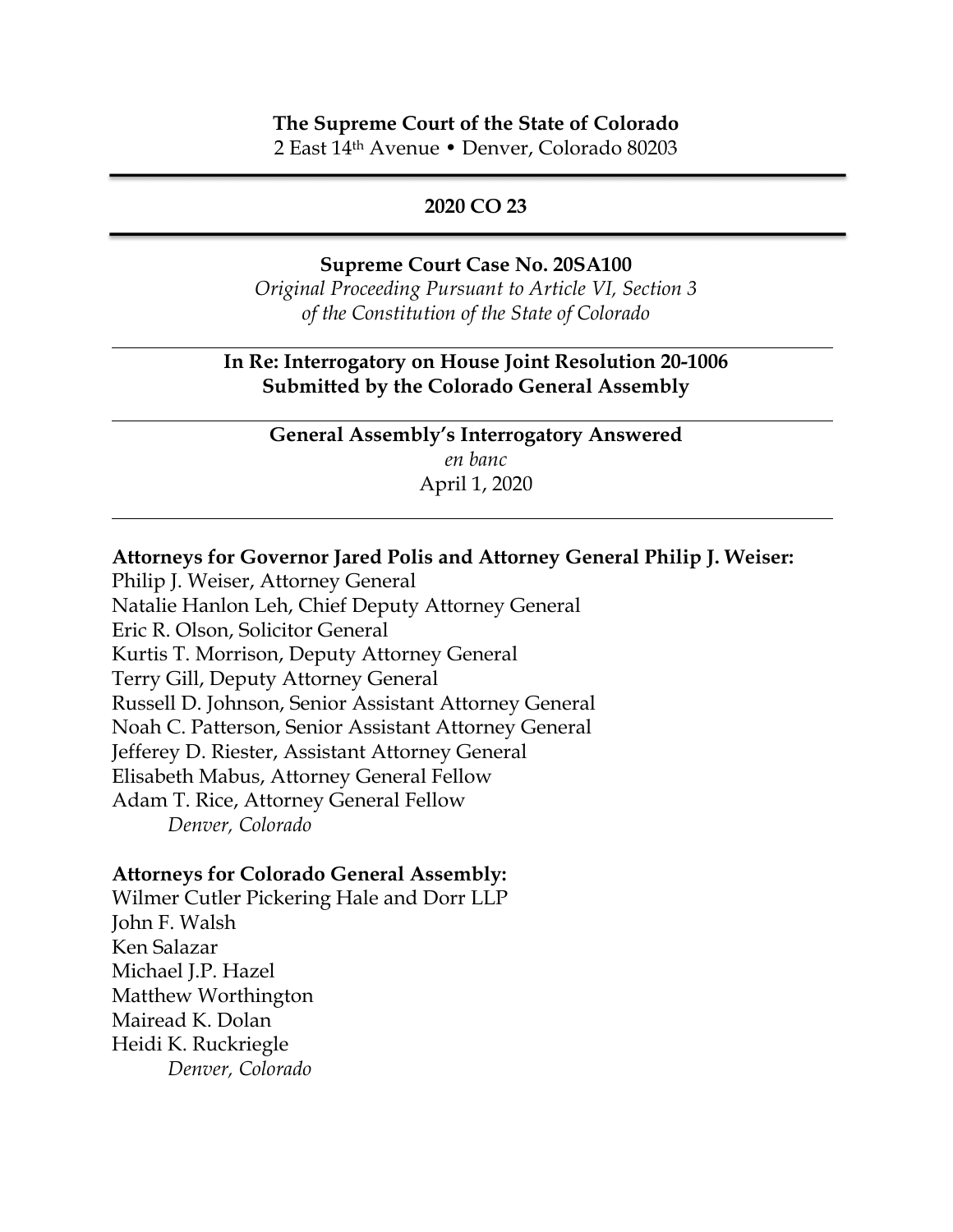**The Supreme Court of the State of Colorado**
2 East 14th Avenue • Denver, Colorado 80203

---

**2020 CO 23**

---

**Supreme Court Case No. 20SA100**
*Original Proceeding Pursuant to Article VI, Section 3 of the Constitution of the State of Colorado*

---

**In Re: Interrogatory on House Joint Resolution 20-1006 Submitted by the Colorado General Assembly**

---

**General Assembly's Interrogatory Answered**
*en banc*
April 1, 2020

---

**Attorneys for Governor Jared Polis and Attorney General Philip J. Weiser:**
Philip J. Weiser, Attorney General
Natalie Hanlon Leh, Chief Deputy Attorney General
Eric R. Olson, Solicitor General
Kurtis T. Morrison, Deputy Attorney General
Terry Gill, Deputy Attorney General
Russell D. Johnson, Senior Assistant Attorney General
Noah C. Patterson, Senior Assistant Attorney General
Jefferey D. Riester, Assistant Attorney General
Elisabeth Mabus, Attorney General Fellow
Adam T. Rice, Attorney General Fellow
*Denver, Colorado*

**Attorneys for Colorado General Assembly:**
Wilmer Cutler Pickering Hale and Dorr LLP
John F. Walsh
Ken Salazar
Michael J.P. Hazel
Matthew Worthington
Mairead K. Dolan
Heidi K. Ruckriegle
*Denver, Colorado*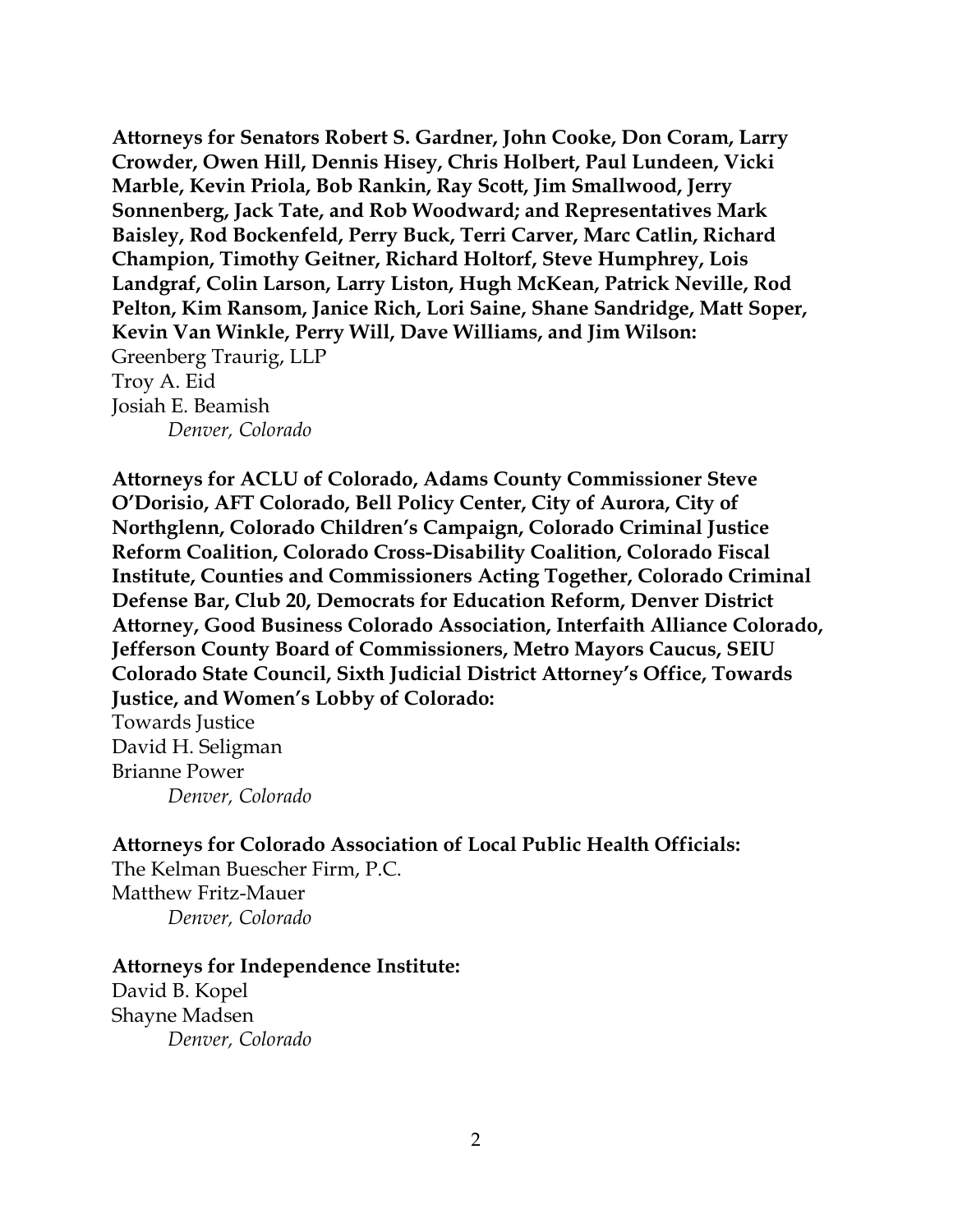**Attorneys for Senators Robert S. Gardner, John Cooke, Don Coram, Larry Crowder, Owen Hill, Dennis Hisey, Chris Holbert, Paul Lundeen, Vicki Marble, Kevin Priola, Bob Rankin, Ray Scott, Jim Smallwood, Jerry Sonnenberg, Jack Tate, and Rob Woodward; and Representatives Mark Baisley, Rod Bockenfeld, Perry Buck, Terri Carver, Marc Catlin, Richard Champion, Timothy Geitner, Richard Holtorf, Steve Humphrey, Lois Landgraf, Colin Larson, Larry Liston, Hugh McKean, Patrick Neville, Rod Pelton, Kim Ransom, Janice Rich, Lori Saine, Shane Sandridge, Matt Soper, Kevin Van Winkle, Perry Will, Dave Williams, and Jim Wilson:**
Greenberg Traurig, LLP
Troy A. Eid
Josiah E. Beamish
*Denver, Colorado*

**Attorneys for ACLU of Colorado, Adams County Commissioner Steve O'Dorisio, AFT Colorado, Bell Policy Center, City of Aurora, City of Northglenn, Colorado Children's Campaign, Colorado Criminal Justice Reform Coalition, Colorado Cross-Disability Coalition, Colorado Fiscal Institute, Counties and Commissioners Acting Together, Colorado Criminal Defense Bar, Club 20, Democrats for Education Reform, Denver District Attorney, Good Business Colorado Association, Interfaith Alliance Colorado, Jefferson County Board of Commissioners, Metro Mayors Caucus, SEIU Colorado State Council, Sixth Judicial District Attorney's Office, Towards Justice, and Women's Lobby of Colorado:**
Towards Justice
David H. Seligman
Brianne Power
*Denver, Colorado*

**Attorneys for Colorado Association of Local Public Health Officials:**
The Kelman Buescher Firm, P.C.
Matthew Fritz-Mauer
*Denver, Colorado*

**Attorneys for Independence Institute:**
David B. Kopel
Shayne Madsen
*Denver, Colorado*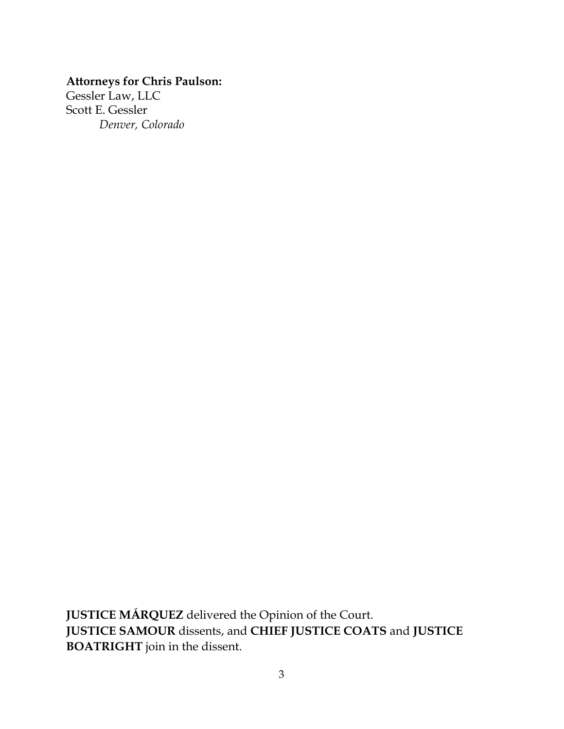**Attorneys for Chris Paulson:**
Gessler Law, LLC
Scott E. Gessler
*Denver, Colorado*

**JUSTICE MÁRQUEZ** delivered the Opinion of the Court.
**JUSTICE SAMOUR** dissents, and **CHIEF JUSTICE COATS** and **JUSTICE BOATRIGHT** join in the dissent.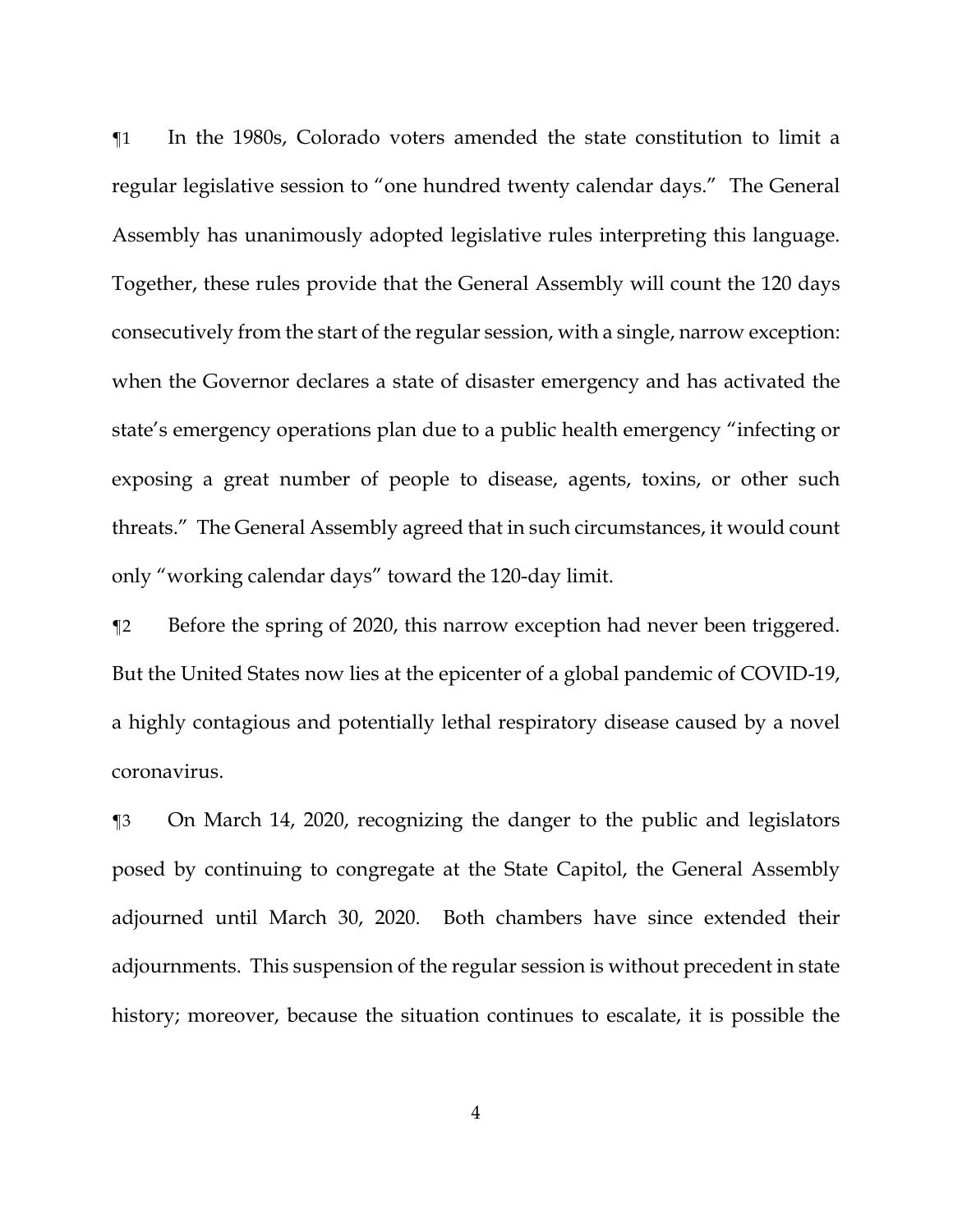¶1 In the 1980s, Colorado voters amended the state constitution to limit a regular legislative session to "one hundred twenty calendar days." The General Assembly has unanimously adopted legislative rules interpreting this language. Together, these rules provide that the General Assembly will count the 120 days consecutively from the start of the regular session, with a single, narrow exception: when the Governor declares a state of disaster emergency and has activated the state's emergency operations plan due to a public health emergency "infecting or exposing a great number of people to disease, agents, toxins, or other such threats." The General Assembly agreed that in such circumstances, it would count only "working calendar days" toward the 120-day limit.

¶2 Before the spring of 2020, this narrow exception had never been triggered. But the United States now lies at the epicenter of a global pandemic of COVID-19, a highly contagious and potentially lethal respiratory disease caused by a novel coronavirus.

¶3 On March 14, 2020, recognizing the danger to the public and legislators posed by continuing to congregate at the State Capitol, the General Assembly adjourned until March 30, 2020. Both chambers have since extended their adjournments. This suspension of the regular session is without precedent in state history; moreover, because the situation continues to escalate, it is possible the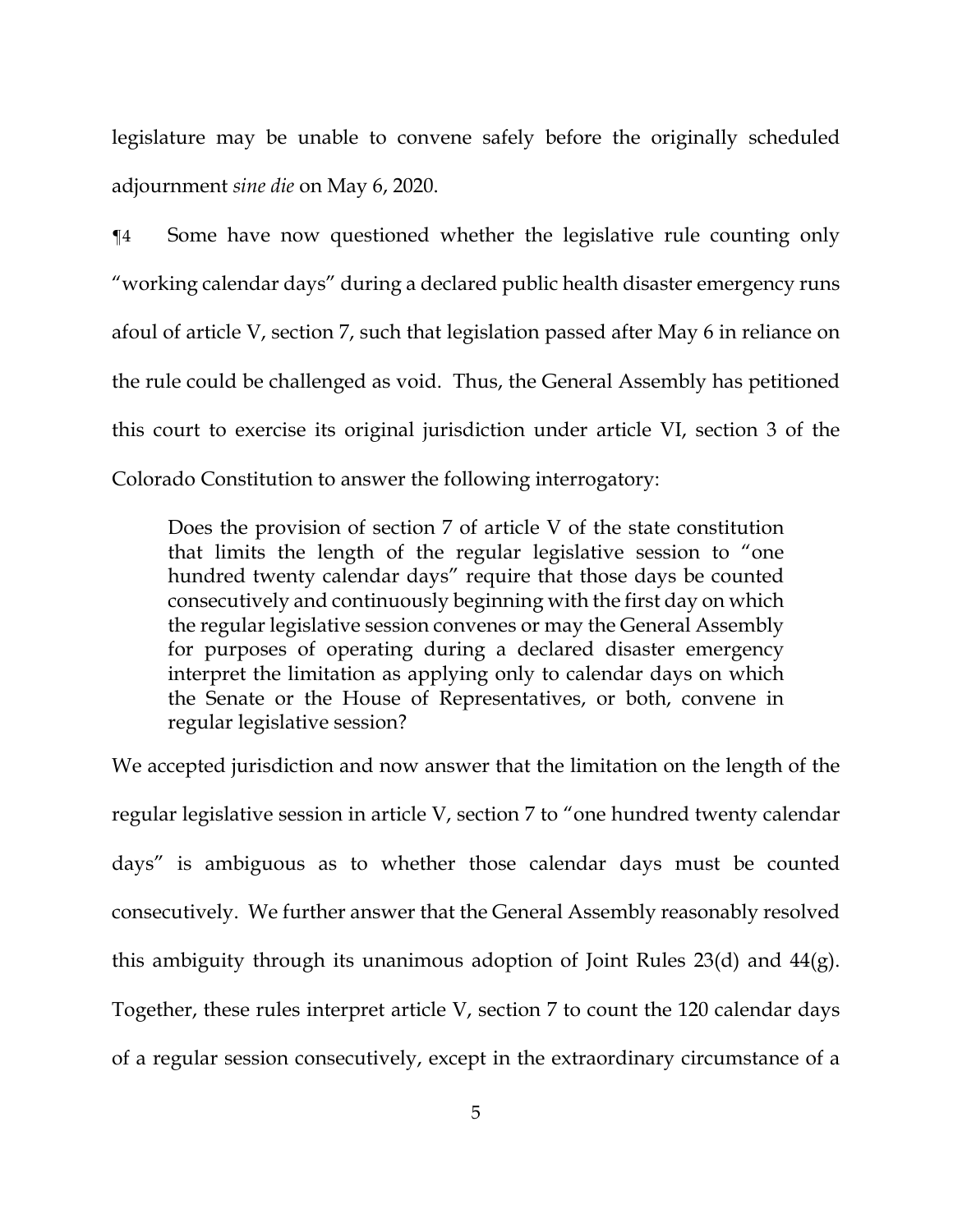legislature may be unable to convene safely before the originally scheduled adjournment *sine die* on May 6, 2020.

¶4 Some have now questioned whether the legislative rule counting only "working calendar days" during a declared public health disaster emergency runs afoul of article V, section 7, such that legislation passed after May 6 in reliance on the rule could be challenged as void. Thus, the General Assembly has petitioned this court to exercise its original jurisdiction under article VI, section 3 of the Colorado Constitution to answer the following interrogatory:

> Does the provision of section 7 of article V of the state constitution that limits the length of the regular legislative session to "one hundred twenty calendar days" require that those days be counted consecutively and continuously beginning with the first day on which the regular legislative session convenes or may the General Assembly for purposes of operating during a declared disaster emergency interpret the limitation as applying only to calendar days on which the Senate or the House of Representatives, or both, convene in regular legislative session?

We accepted jurisdiction and now answer that the limitation on the length of the regular legislative session in article V, section 7 to "one hundred twenty calendar days" is ambiguous as to whether those calendar days must be counted consecutively. We further answer that the General Assembly reasonably resolved this ambiguity through its unanimous adoption of Joint Rules 23(d) and 44(g). Together, these rules interpret article V, section 7 to count the 120 calendar days of a regular session consecutively, except in the extraordinary circumstance of a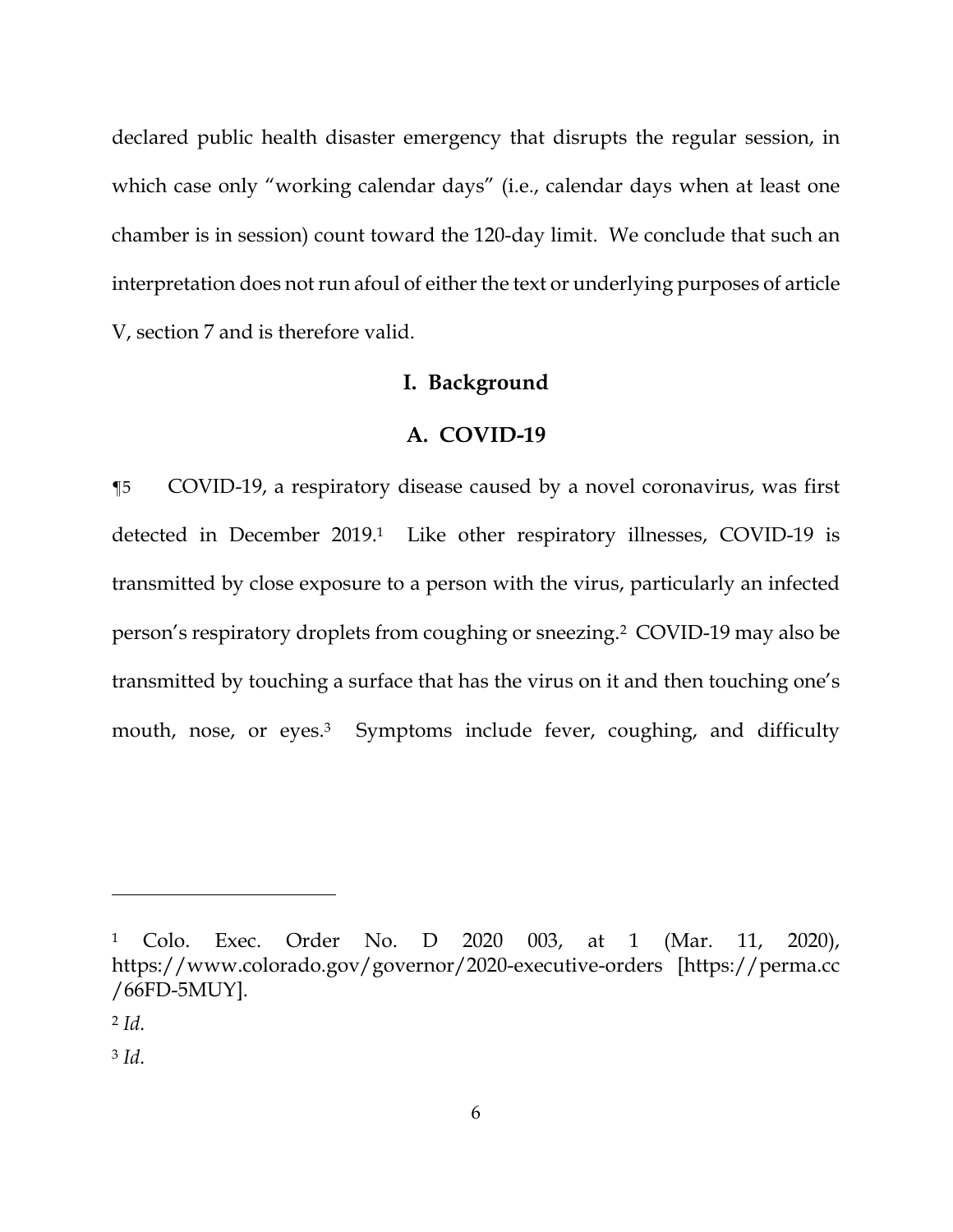declared public health disaster emergency that disrupts the regular session, in which case only "working calendar days" (i.e., calendar days when at least one chamber is in session) count toward the 120-day limit. We conclude that such an interpretation does not run afoul of either the text or underlying purposes of article V, section 7 and is therefore valid.

## I. Background

### A. COVID-19

¶5 COVID-19, a respiratory disease caused by a novel coronavirus, was first detected in December 2019.[1] Like other respiratory illnesses, COVID-19 is transmitted by close exposure to a person with the virus, particularly an infected person's respiratory droplets from coughing or sneezing.[2] COVID-19 may also be transmitted by touching a surface that has the virus on it and then touching one's mouth, nose, or eyes.[3] Symptoms include fever, coughing, and difficulty

---

[1] Colo. Exec. Order No. D 2020 003, at 1 (Mar. 11, 2020), https://www.colorado.gov/governor/2020-executive-orders [https://perma.cc/66FD-5MUY].

[2] *Id.*

[3] *Id.*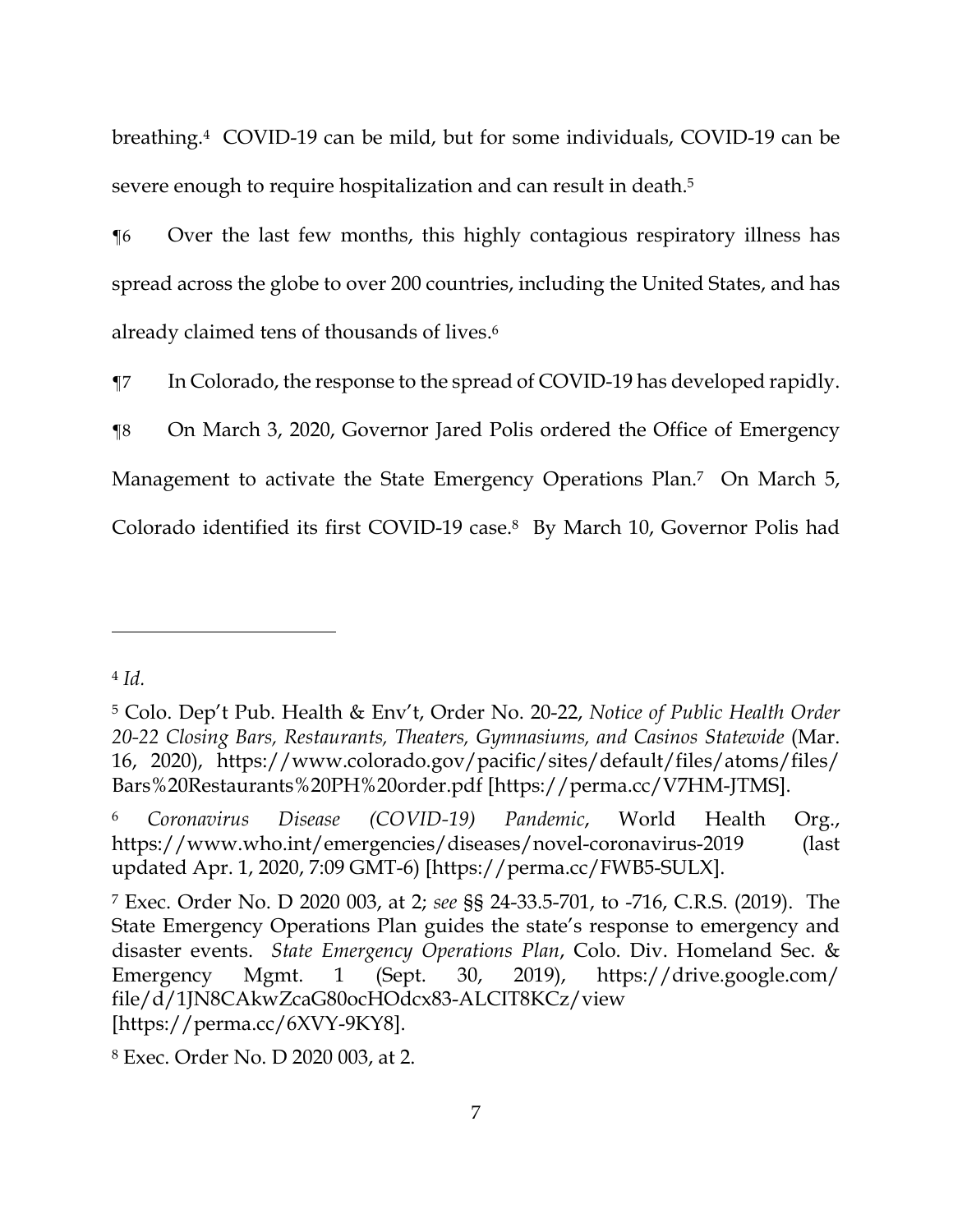breathing.[4] COVID-19 can be mild, but for some individuals, COVID-19 can be severe enough to require hospitalization and can result in death.[5]

¶6 Over the last few months, this highly contagious respiratory illness has spread across the globe to over 200 countries, including the United States, and has already claimed tens of thousands of lives.[6]

¶7 In Colorado, the response to the spread of COVID-19 has developed rapidly.

¶8 On March 3, 2020, Governor Jared Polis ordered the Office of Emergency Management to activate the State Emergency Operations Plan.[7] On March 5, Colorado identified its first COVID-19 case.[8] By March 10, Governor Polis had

---

[4] *Id.*

[5] Colo. Dep't Pub. Health & Env't, Order No. 20-22, *Notice of Public Health Order 20-22 Closing Bars, Restaurants, Theaters, Gymnasiums, and Casinos Statewide* (Mar. 16, 2020), https://www.colorado.gov/pacific/sites/default/files/atoms/files/Bars%20Restaurants%20PH%20order.pdf [https://perma.cc/V7HM-JTMS].

[6] *Coronavirus Disease (COVID-19) Pandemic*, World Health Org., https://www.who.int/emergencies/diseases/novel-coronavirus-2019 (last updated Apr. 1, 2020, 7:09 GMT-6) [https://perma.cc/FWB5-SULX].

[7] Exec. Order No. D 2020 003, at 2; *see* §§ 24-33.5-701, to -716, C.R.S. (2019). The State Emergency Operations Plan guides the state's response to emergency and disaster events. *State Emergency Operations Plan*, Colo. Div. Homeland Sec. & Emergency Mgmt. 1 (Sept. 30, 2019), https://drive.google.com/file/d/1JN8CAkwZcaG80ocHOdcx83-ALCIT8KCz/view [https://perma.cc/6XVY-9KY8].

[8] Exec. Order No. D 2020 003, at 2.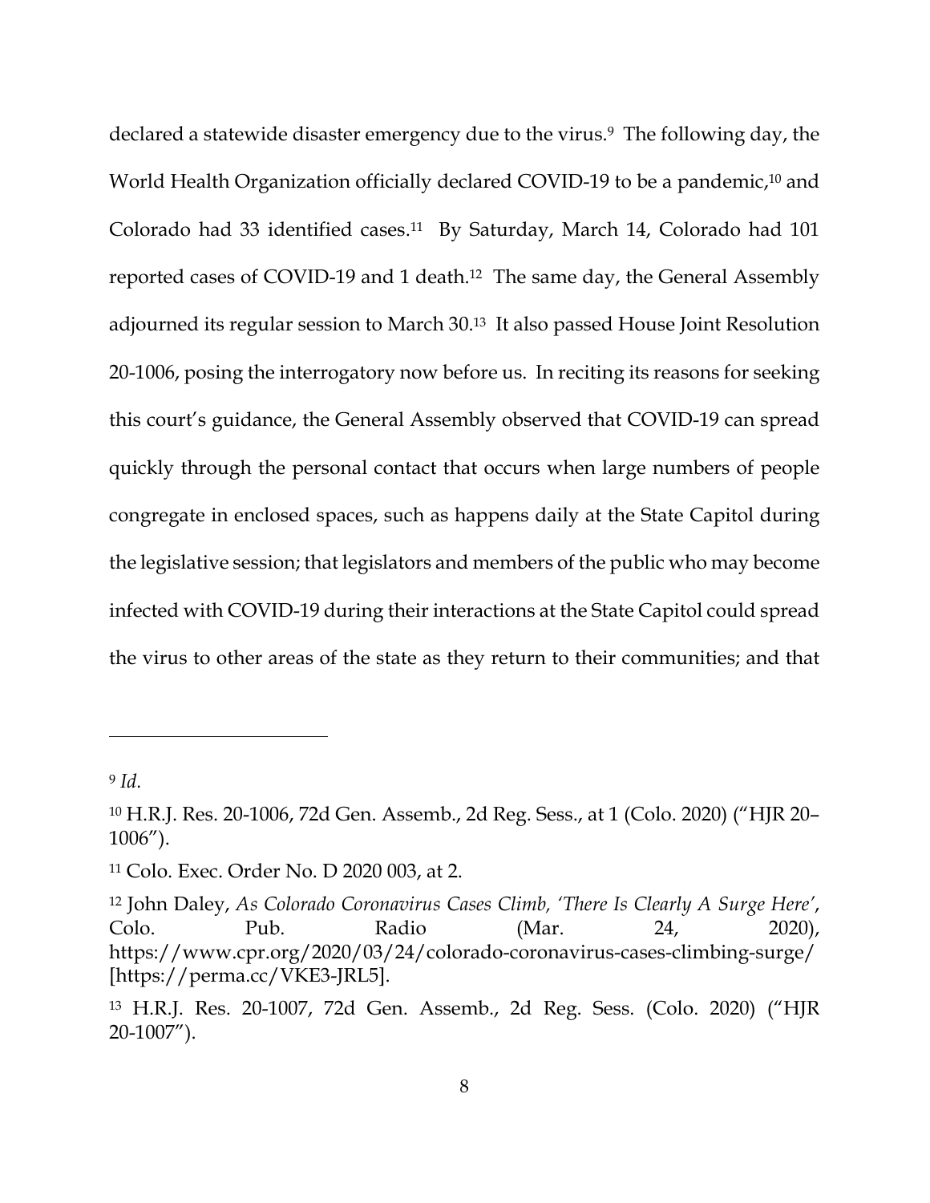declared a statewide disaster emergency due to the virus.[9] The following day, the World Health Organization officially declared COVID-19 to be a pandemic,[10] and Colorado had 33 identified cases.[11] By Saturday, March 14, Colorado had 101 reported cases of COVID-19 and 1 death.[12] The same day, the General Assembly adjourned its regular session to March 30.[13] It also passed House Joint Resolution 20-1006, posing the interrogatory now before us. In reciting its reasons for seeking this court's guidance, the General Assembly observed that COVID-19 can spread quickly through the personal contact that occurs when large numbers of people congregate in enclosed spaces, such as happens daily at the State Capitol during the legislative session; that legislators and members of the public who may become infected with COVID-19 during their interactions at the State Capitol could spread the virus to other areas of the state as they return to their communities; and that

---

[9] *Id.*

[10] H.R.J. Res. 20-1006, 72d Gen. Assemb., 2d Reg. Sess., at 1 (Colo. 2020) ("HJR 20–1006").

[11] Colo. Exec. Order No. D 2020 003, at 2.

[12] John Daley, *As Colorado Coronavirus Cases Climb, 'There Is Clearly A Surge Here'*, Colo. Pub. Radio (Mar. 24, 2020), https://www.cpr.org/2020/03/24/colorado-coronavirus-cases-climbing-surge/ [https://perma.cc/VKE3-JRL5].

[13] H.R.J. Res. 20-1007, 72d Gen. Assemb., 2d Reg. Sess. (Colo. 2020) ("HJR 20-1007").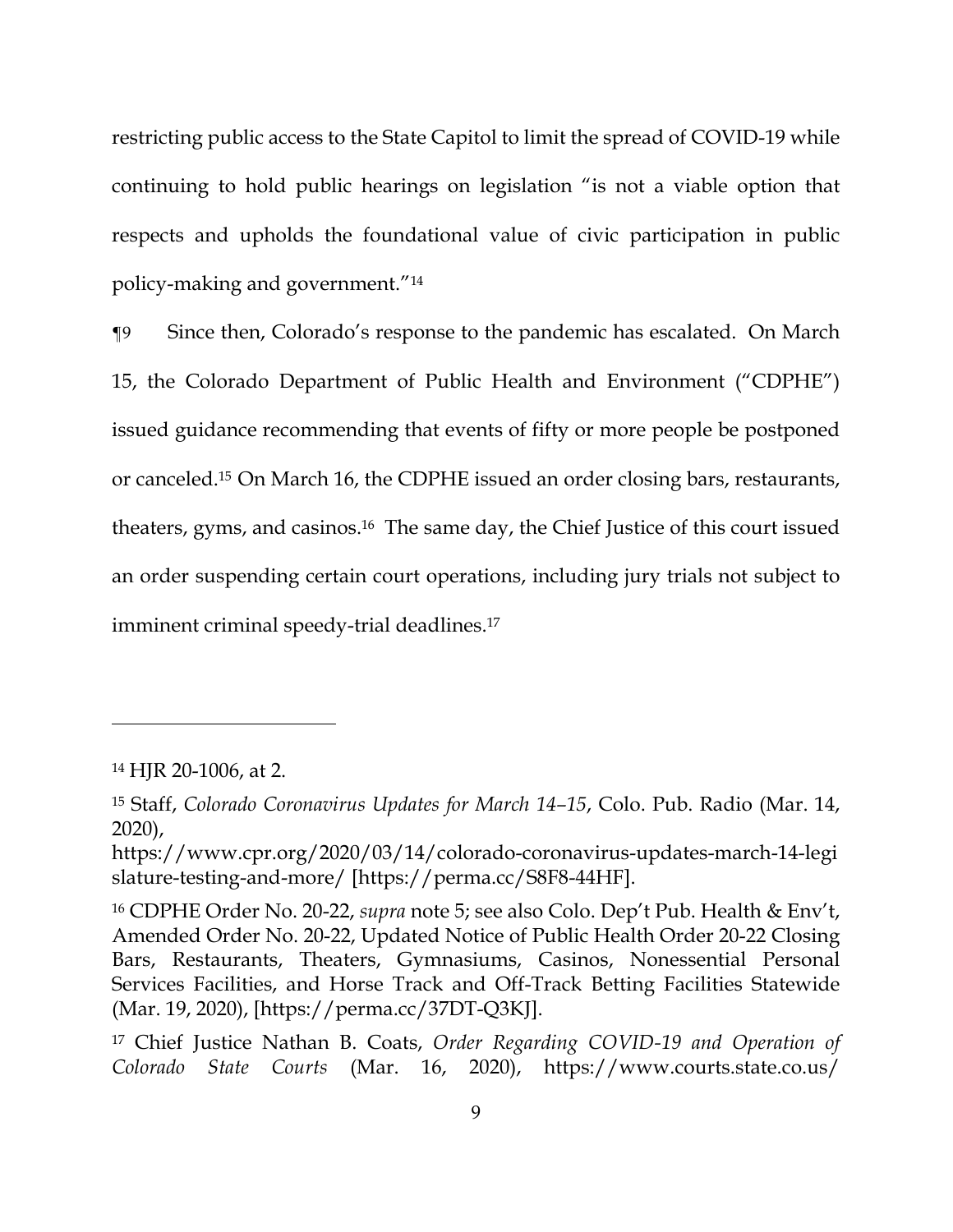restricting public access to the State Capitol to limit the spread of COVID-19 while continuing to hold public hearings on legislation "is not a viable option that respects and upholds the foundational value of civic participation in public policy-making and government."[14]

¶9 Since then, Colorado's response to the pandemic has escalated. On March 15, the Colorado Department of Public Health and Environment ("CDPHE") issued guidance recommending that events of fifty or more people be postponed or canceled.[15] On March 16, the CDPHE issued an order closing bars, restaurants, theaters, gyms, and casinos.[16] The same day, the Chief Justice of this court issued an order suspending certain court operations, including jury trials not subject to imminent criminal speedy-trial deadlines.[17]

---

[14] HJR 20-1006, at 2.

[15] Staff, *Colorado Coronavirus Updates for March 14–15*, Colo. Pub. Radio (Mar. 14, 2020), https://www.cpr.org/2020/03/14/colorado-coronavirus-updates-march-14-legislature-testing-and-more/ [https://perma.cc/S8F8-44HF].

[16] CDPHE Order No. 20-22, *supra* note 5; see also Colo. Dep't Pub. Health & Env't, Amended Order No. 20-22, Updated Notice of Public Health Order 20-22 Closing Bars, Restaurants, Theaters, Gymnasiums, Casinos, Nonessential Personal Services Facilities, and Horse Track and Off-Track Betting Facilities Statewide (Mar. 19, 2020), [https://perma.cc/37DT-Q3KJ].

[17] Chief Justice Nathan B. Coats, *Order Regarding COVID-19 and Operation of Colorado State Courts* (Mar. 16, 2020), https://www.courts.state.co.us/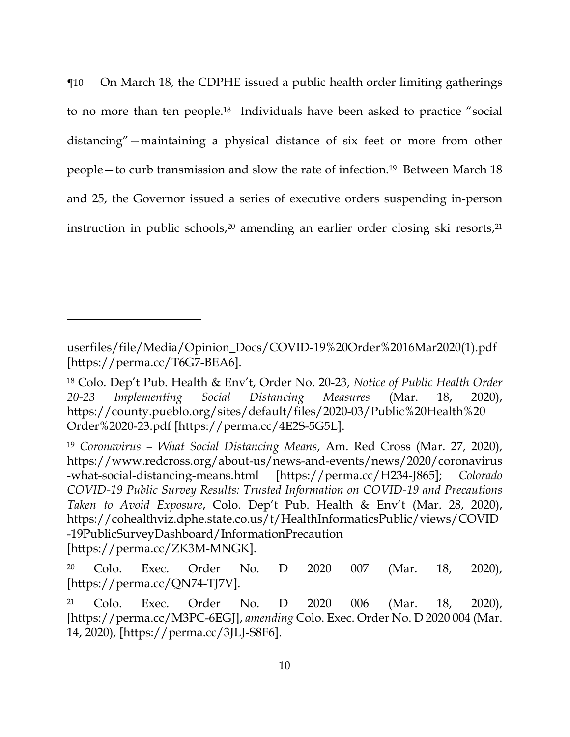¶10 On March 18, the CDPHE issued a public health order limiting gatherings to no more than ten people.[18] Individuals have been asked to practice "social distancing"—maintaining a physical distance of six feet or more from other people—to curb transmission and slow the rate of infection.[19] Between March 18 and 25, the Governor issued a series of executive orders suspending in-person instruction in public schools,[20] amending an earlier order closing ski resorts,[21]

---

userfiles/file/Media/Opinion_Docs/COVID-19%20Order%2016Mar2020(1).pdf [https://perma.cc/T6G7-BEA6].

[18] Colo. Dep't Pub. Health & Env't, Order No. 20-23, *Notice of Public Health Order 20-23 Implementing Social Distancing Measures* (Mar. 18, 2020), https://county.pueblo.org/sites/default/files/2020-03/Public%20Health%20 Order%2020-23.pdf [https://perma.cc/4E2S-5G5L].

[19] *Coronavirus – What Social Distancing Means*, Am. Red Cross (Mar. 27, 2020), https://www.redcross.org/about-us/news-and-events/news/2020/coronavirus-what-social-distancing-means.html [https://perma.cc/H234-J865]; *Colorado COVID-19 Public Survey Results: Trusted Information on COVID-19 and Precautions Taken to Avoid Exposure*, Colo. Dep't Pub. Health & Env't (Mar. 28, 2020), https://cohealthviz.dphe.state.co.us/t/HealthInformaticsPublic/views/COVID-19PublicSurveyDashboard/InformationPrecaution [https://perma.cc/ZK3M-MNGK].

[20] Colo. Exec. Order No. D 2020 007 (Mar. 18, 2020), [https://perma.cc/QN74-TJ7V].

[21] Colo. Exec. Order No. D 2020 006 (Mar. 18, 2020), [https://perma.cc/M3PC-6EGJ], *amending* Colo. Exec. Order No. D 2020 004 (Mar. 14, 2020), [https://perma.cc/3JLJ-S8F6].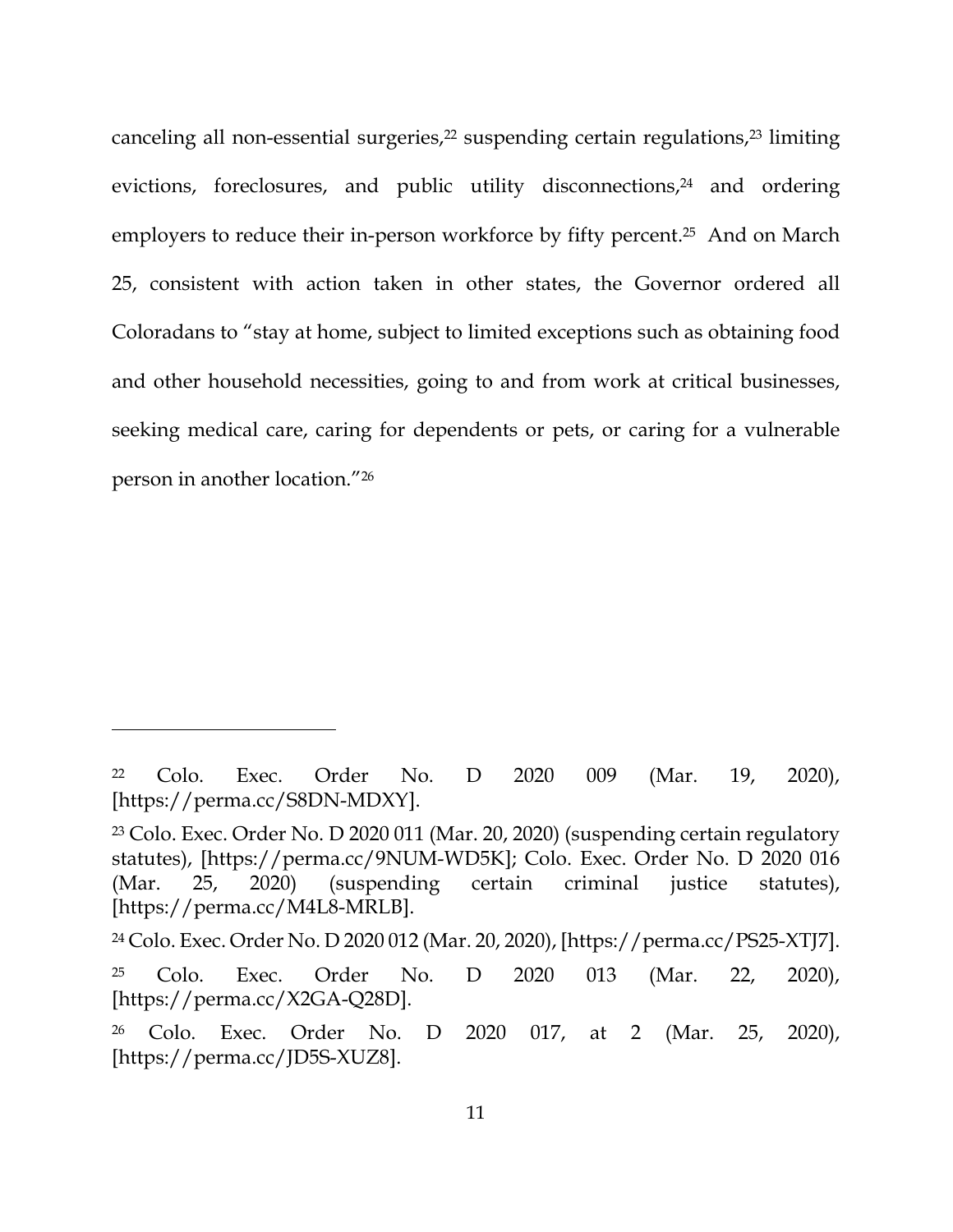canceling all non-essential surgeries,[22] suspending certain regulations,[23] limiting evictions, foreclosures, and public utility disconnections,[24] and ordering employers to reduce their in-person workforce by fifty percent.[25] And on March 25, consistent with action taken in other states, the Governor ordered all Coloradans to "stay at home, subject to limited exceptions such as obtaining food and other household necessities, going to and from work at critical businesses, seeking medical care, caring for dependents or pets, or caring for a vulnerable person in another location."[26]

---

[22] Colo. Exec. Order No. D 2020 009 (Mar. 19, 2020), [https://perma.cc/S8DN-MDXY].

[23] Colo. Exec. Order No. D 2020 011 (Mar. 20, 2020) (suspending certain regulatory statutes), [https://perma.cc/9NUM-WD5K]; Colo. Exec. Order No. D 2020 016 (Mar. 25, 2020) (suspending certain criminal justice statutes), [https://perma.cc/M4L8-MRLB].

[24] Colo. Exec. Order No. D 2020 012 (Mar. 20, 2020), [https://perma.cc/PS25-XTJ7].

[25] Colo. Exec. Order No. D 2020 013 (Mar. 22, 2020), [https://perma.cc/X2GA-Q28D].

[26] Colo. Exec. Order No. D 2020 017, at 2 (Mar. 25, 2020), [https://perma.cc/JD5S-XUZ8].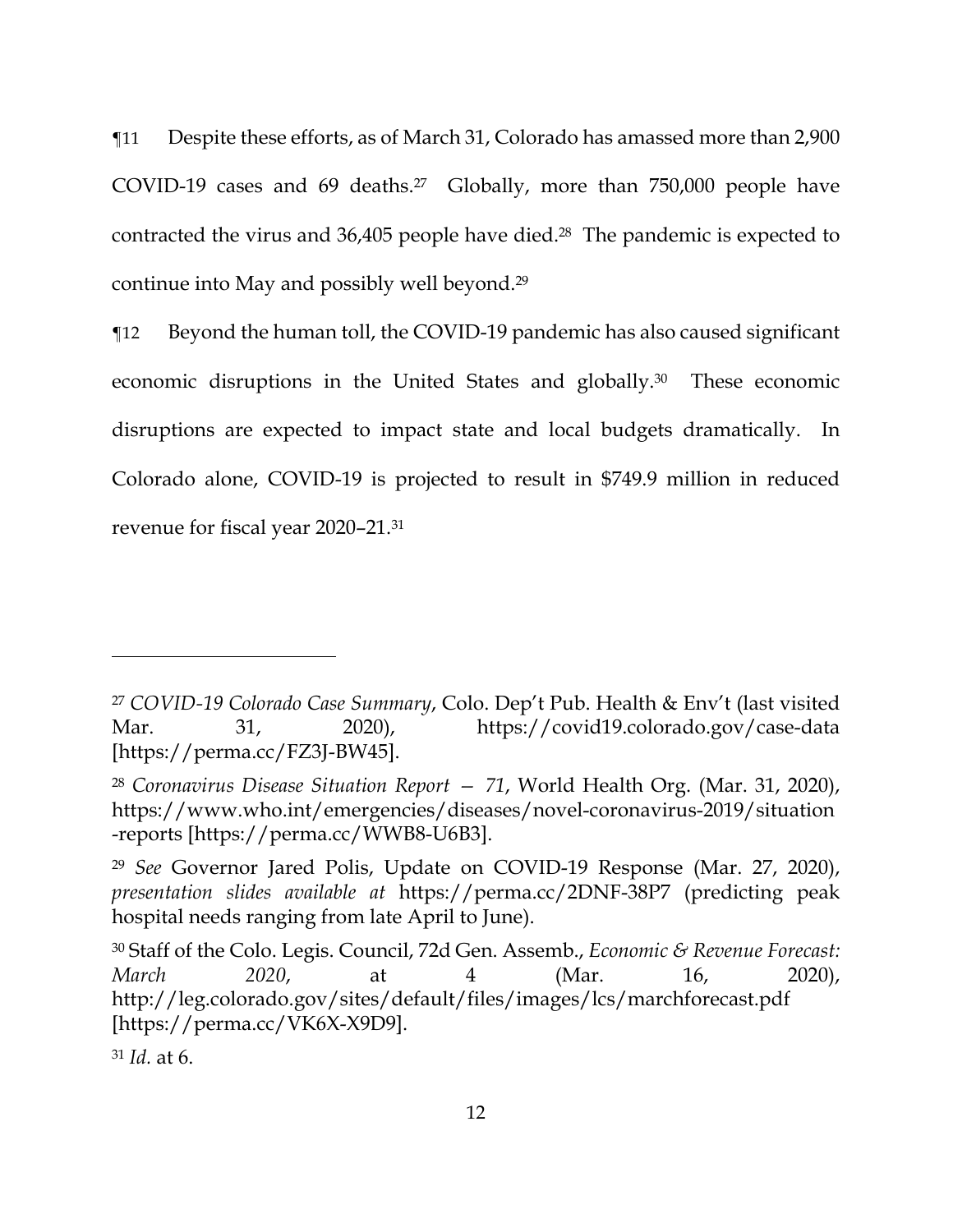¶11 Despite these efforts, as of March 31, Colorado has amassed more than 2,900 COVID-19 cases and 69 deaths.[27] Globally, more than 750,000 people have contracted the virus and 36,405 people have died.[28] The pandemic is expected to continue into May and possibly well beyond.[29]

¶12 Beyond the human toll, the COVID-19 pandemic has also caused significant economic disruptions in the United States and globally.[30] These economic disruptions are expected to impact state and local budgets dramatically. In Colorado alone, COVID-19 is projected to result in $749.9 million in reduced revenue for fiscal year 2020–21.[31]

---

[27] *COVID-19 Colorado Case Summary*, Colo. Dep't Pub. Health & Env't (last visited Mar. 31, 2020), https://covid19.colorado.gov/case-data [https://perma.cc/FZ3J-BW45].

[28] *Coronavirus Disease Situation Report — 71*, World Health Org. (Mar. 31, 2020), https://www.who.int/emergencies/diseases/novel-coronavirus-2019/situation-reports [https://perma.cc/WWB8-U6B3].

[29] *See* Governor Jared Polis, Update on COVID-19 Response (Mar. 27, 2020), *presentation slides available at* https://perma.cc/2DNF-38P7 (predicting peak hospital needs ranging from late April to June).

[30] Staff of the Colo. Legis. Council, 72d Gen. Assemb., *Economic & Revenue Forecast: March 2020*, at 4 (Mar. 16, 2020), http://leg.colorado.gov/sites/default/files/images/lcs/marchforecast.pdf [https://perma.cc/VK6X-X9D9].

[31] *Id.* at 6.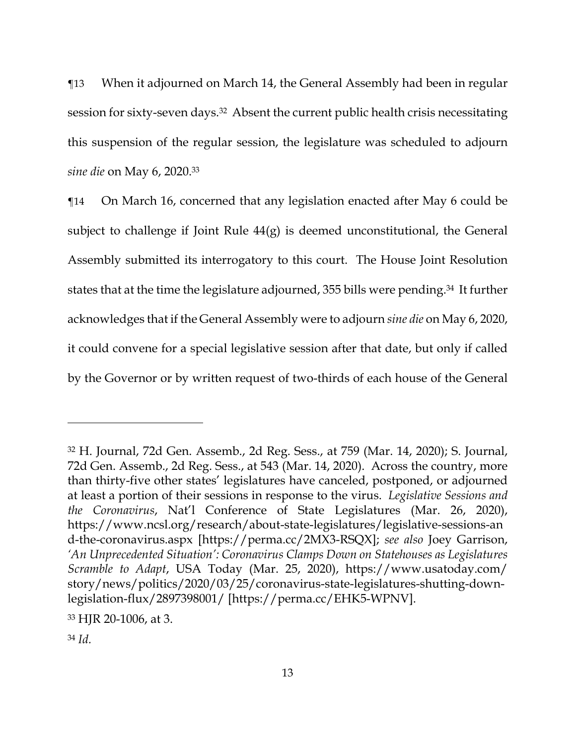¶13 When it adjourned on March 14, the General Assembly had been in regular session for sixty-seven days.[32] Absent the current public health crisis necessitating this suspension of the regular session, the legislature was scheduled to adjourn *sine die* on May 6, 2020.[33]

¶14 On March 16, concerned that any legislation enacted after May 6 could be subject to challenge if Joint Rule 44(g) is deemed unconstitutional, the General Assembly submitted its interrogatory to this court. The House Joint Resolution states that at the time the legislature adjourned, 355 bills were pending.[34] It further acknowledges that if the General Assembly were to adjourn *sine die* on May 6, 2020, it could convene for a special legislative session after that date, but only if called by the Governor or by written request of two-thirds of each house of the General

---

[32] H. Journal, 72d Gen. Assemb., 2d Reg. Sess., at 759 (Mar. 14, 2020); S. Journal, 72d Gen. Assemb., 2d Reg. Sess., at 543 (Mar. 14, 2020). Across the country, more than thirty-five other states' legislatures have canceled, postponed, or adjourned at least a portion of their sessions in response to the virus. *Legislative Sessions and the Coronavirus*, Nat'l Conference of State Legislatures (Mar. 26, 2020), https://www.ncsl.org/research/about-state-legislatures/legislative-sessions-and-the-coronavirus.aspx [https://perma.cc/2MX3-RSQX]; *see also* Joey Garrison, *'An Unprecedented Situation': Coronavirus Clamps Down on Statehouses as Legislatures Scramble to Adapt*, USA Today (Mar. 25, 2020), https://www.usatoday.com/story/news/politics/2020/03/25/coronavirus-state-legislatures-shutting-down-legislation-flux/2897398001/ [https://perma.cc/EHK5-WPNV].

[33] HJR 20-1006, at 3.

[34] *Id.*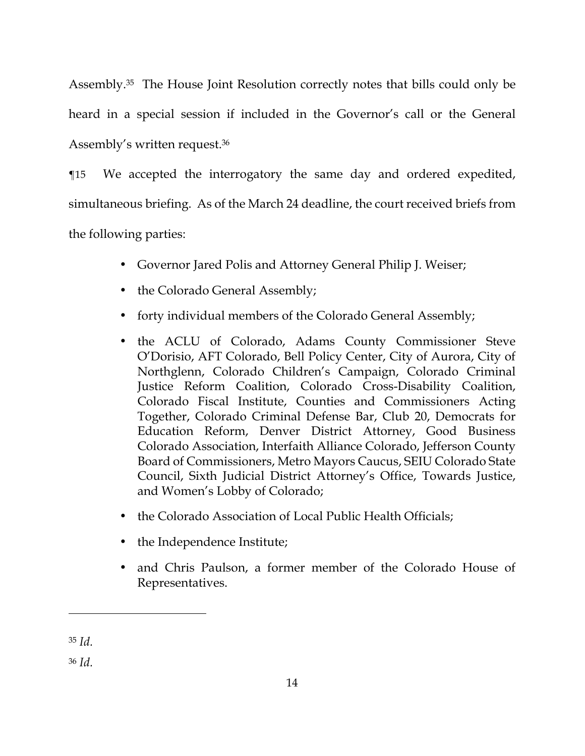Assembly.[35] The House Joint Resolution correctly notes that bills could only be heard in a special session if included in the Governor's call or the General Assembly's written request.[36]

¶15 We accepted the interrogatory the same day and ordered expedited, simultaneous briefing. As of the March 24 deadline, the court received briefs from the following parties:

- Governor Jared Polis and Attorney General Philip J. Weiser;
- the Colorado General Assembly;
- forty individual members of the Colorado General Assembly;
- the ACLU of Colorado, Adams County Commissioner Steve O'Dorisio, AFT Colorado, Bell Policy Center, City of Aurora, City of Northglenn, Colorado Children's Campaign, Colorado Criminal Justice Reform Coalition, Colorado Cross-Disability Coalition, Colorado Fiscal Institute, Counties and Commissioners Acting Together, Colorado Criminal Defense Bar, Club 20, Democrats for Education Reform, Denver District Attorney, Good Business Colorado Association, Interfaith Alliance Colorado, Jefferson County Board of Commissioners, Metro Mayors Caucus, SEIU Colorado State Council, Sixth Judicial District Attorney's Office, Towards Justice, and Women's Lobby of Colorado;
- the Colorado Association of Local Public Health Officials;
- the Independence Institute;
- and Chris Paulson, a former member of the Colorado House of Representatives.

---

[35] *Id.*

[36] *Id.*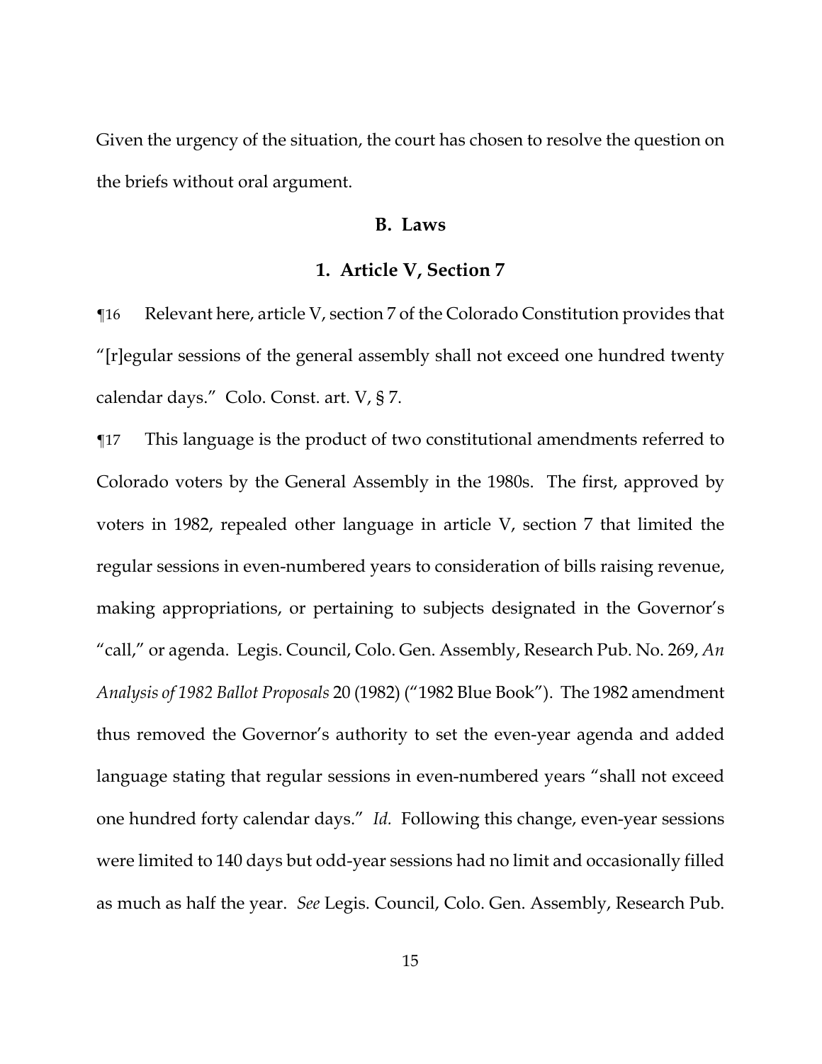Given the urgency of the situation, the court has chosen to resolve the question on the briefs without oral argument.

### B. Laws

#### 1. Article V, Section 7

¶16 Relevant here, article V, section 7 of the Colorado Constitution provides that "[r]egular sessions of the general assembly shall not exceed one hundred twenty calendar days." Colo. Const. art. V, § 7.

¶17 This language is the product of two constitutional amendments referred to Colorado voters by the General Assembly in the 1980s. The first, approved by voters in 1982, repealed other language in article V, section 7 that limited the regular sessions in even-numbered years to consideration of bills raising revenue, making appropriations, or pertaining to subjects designated in the Governor's "call," or agenda. Legis. Council, Colo. Gen. Assembly, Research Pub. No. 269, *An Analysis of 1982 Ballot Proposals* 20 (1982) ("1982 Blue Book"). The 1982 amendment thus removed the Governor's authority to set the even-year agenda and added language stating that regular sessions in even-numbered years "shall not exceed one hundred forty calendar days." *Id.* Following this change, even-year sessions were limited to 140 days but odd-year sessions had no limit and occasionally filled as much as half the year. *See* Legis. Council, Colo. Gen. Assembly, Research Pub.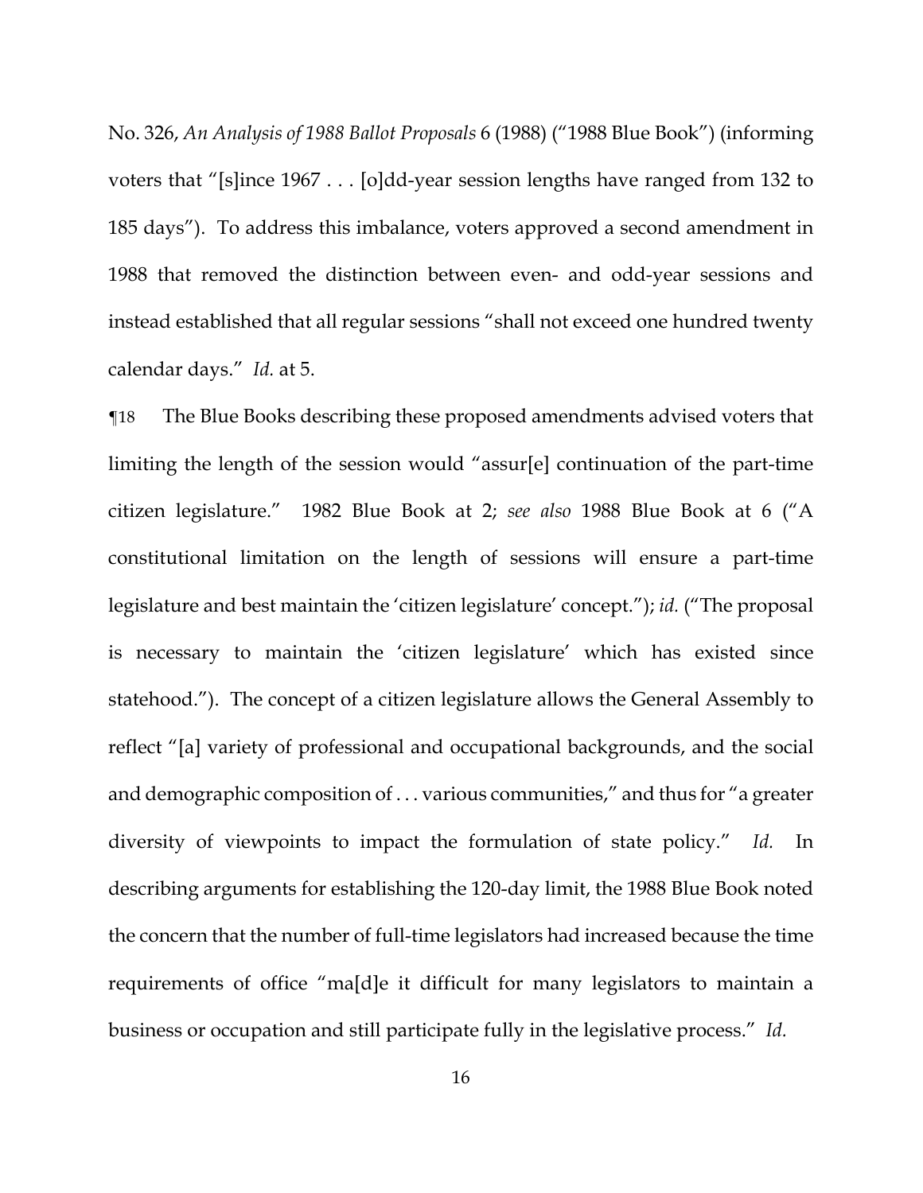No. 326, *An Analysis of 1988 Ballot Proposals* 6 (1988) ("1988 Blue Book") (informing voters that "[s]ince 1967 . . . [o]dd-year session lengths have ranged from 132 to 185 days"). To address this imbalance, voters approved a second amendment in 1988 that removed the distinction between even- and odd-year sessions and instead established that all regular sessions "shall not exceed one hundred twenty calendar days." *Id.* at 5.

¶18 The Blue Books describing these proposed amendments advised voters that limiting the length of the session would "assur[e] continuation of the part-time citizen legislature." 1982 Blue Book at 2; *see also* 1988 Blue Book at 6 ("A constitutional limitation on the length of sessions will ensure a part-time legislature and best maintain the 'citizen legislature' concept."); *id.* ("The proposal is necessary to maintain the 'citizen legislature' which has existed since statehood."). The concept of a citizen legislature allows the General Assembly to reflect "[a] variety of professional and occupational backgrounds, and the social and demographic composition of . . . various communities," and thus for "a greater diversity of viewpoints to impact the formulation of state policy." *Id.* In describing arguments for establishing the 120-day limit, the 1988 Blue Book noted the concern that the number of full-time legislators had increased because the time requirements of office "ma[d]e it difficult for many legislators to maintain a business or occupation and still participate fully in the legislative process." *Id.*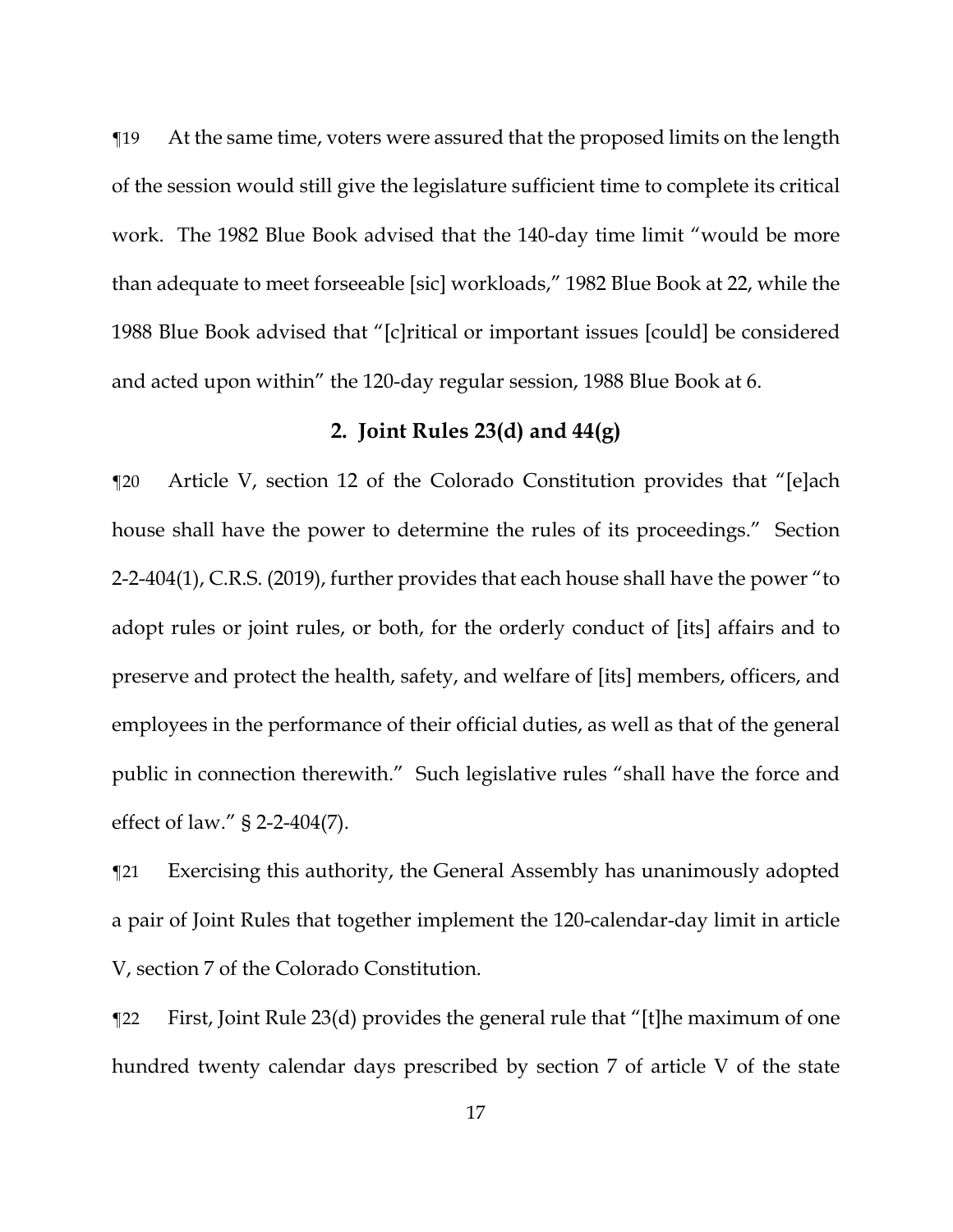¶19 At the same time, voters were assured that the proposed limits on the length of the session would still give the legislature sufficient time to complete its critical work. The 1982 Blue Book advised that the 140-day time limit "would be more than adequate to meet forseeable [sic] workloads," 1982 Blue Book at 22, while the 1988 Blue Book advised that "[c]ritical or important issues [could] be considered and acted upon within" the 120-day regular session, 1988 Blue Book at 6.

### 2. Joint Rules 23(d) and 44(g)

¶20 Article V, section 12 of the Colorado Constitution provides that "[e]ach house shall have the power to determine the rules of its proceedings." Section 2-2-404(1), C.R.S. (2019), further provides that each house shall have the power "to adopt rules or joint rules, or both, for the orderly conduct of [its] affairs and to preserve and protect the health, safety, and welfare of [its] members, officers, and employees in the performance of their official duties, as well as that of the general public in connection therewith." Such legislative rules "shall have the force and effect of law." § 2-2-404(7).

¶21 Exercising this authority, the General Assembly has unanimously adopted a pair of Joint Rules that together implement the 120-calendar-day limit in article V, section 7 of the Colorado Constitution.

¶22 First, Joint Rule 23(d) provides the general rule that "[t]he maximum of one hundred twenty calendar days prescribed by section 7 of article V of the state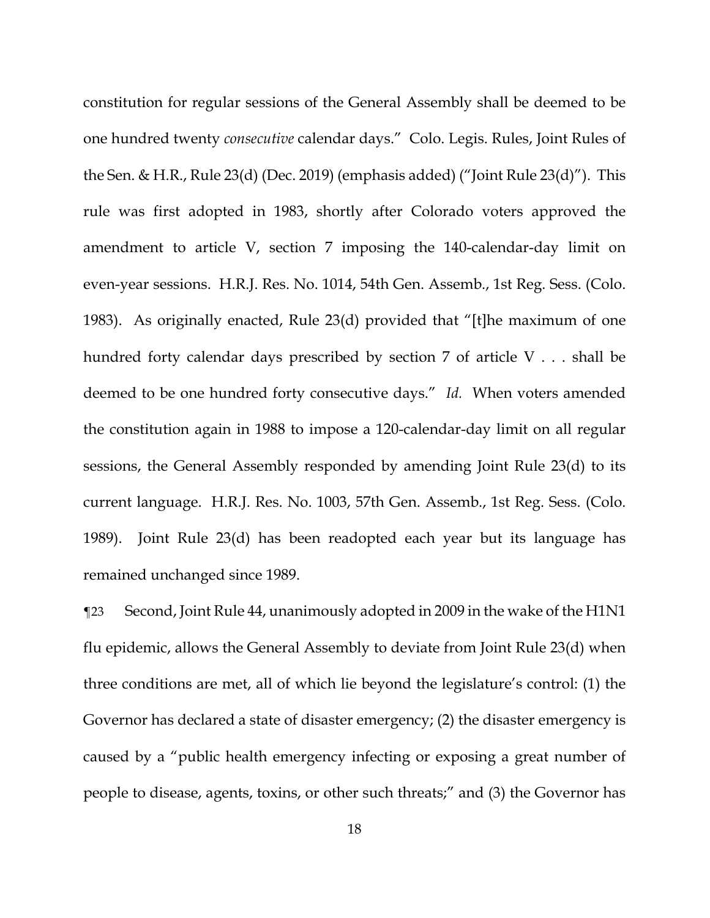constitution for regular sessions of the General Assembly shall be deemed to be one hundred twenty *consecutive* calendar days." Colo. Legis. Rules, Joint Rules of the Sen. & H.R., Rule 23(d) (Dec. 2019) (emphasis added) ("Joint Rule 23(d)"). This rule was first adopted in 1983, shortly after Colorado voters approved the amendment to article V, section 7 imposing the 140-calendar-day limit on even-year sessions. H.R.J. Res. No. 1014, 54th Gen. Assemb., 1st Reg. Sess. (Colo. 1983). As originally enacted, Rule 23(d) provided that "[t]he maximum of one hundred forty calendar days prescribed by section 7 of article V . . . shall be deemed to be one hundred forty consecutive days." *Id.* When voters amended the constitution again in 1988 to impose a 120-calendar-day limit on all regular sessions, the General Assembly responded by amending Joint Rule 23(d) to its current language. H.R.J. Res. No. 1003, 57th Gen. Assemb., 1st Reg. Sess. (Colo. 1989). Joint Rule 23(d) has been readopted each year but its language has remained unchanged since 1989.

¶23 Second, Joint Rule 44, unanimously adopted in 2009 in the wake of the H1N1 flu epidemic, allows the General Assembly to deviate from Joint Rule 23(d) when three conditions are met, all of which lie beyond the legislature's control: (1) the Governor has declared a state of disaster emergency; (2) the disaster emergency is caused by a "public health emergency infecting or exposing a great number of people to disease, agents, toxins, or other such threats;" and (3) the Governor has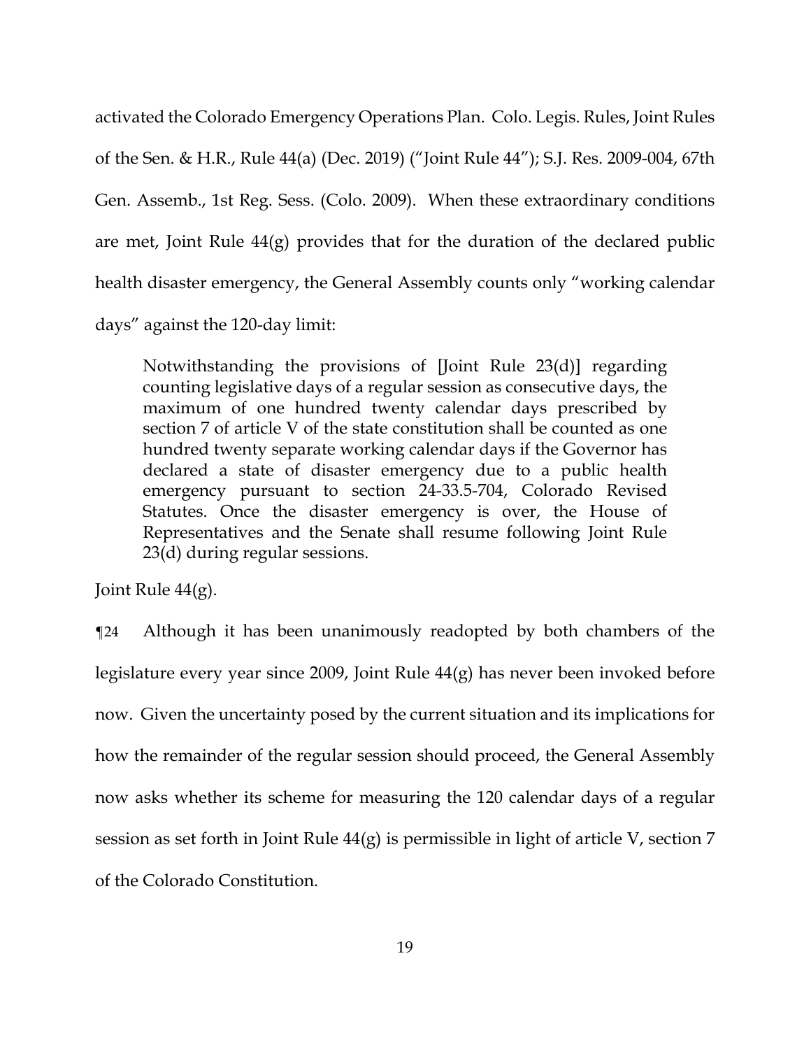activated the Colorado Emergency Operations Plan. Colo. Legis. Rules, Joint Rules of the Sen. & H.R., Rule 44(a) (Dec. 2019) ("Joint Rule 44"); S.J. Res. 2009-004, 67th Gen. Assemb., 1st Reg. Sess. (Colo. 2009). When these extraordinary conditions are met, Joint Rule 44(g) provides that for the duration of the declared public health disaster emergency, the General Assembly counts only "working calendar days" against the 120-day limit:

> Notwithstanding the provisions of [Joint Rule 23(d)] regarding counting legislative days of a regular session as consecutive days, the maximum of one hundred twenty calendar days prescribed by section 7 of article V of the state constitution shall be counted as one hundred twenty separate working calendar days if the Governor has declared a state of disaster emergency due to a public health emergency pursuant to section 24-33.5-704, Colorado Revised Statutes. Once the disaster emergency is over, the House of Representatives and the Senate shall resume following Joint Rule 23(d) during regular sessions.

Joint Rule 44(g).

¶24 Although it has been unanimously readopted by both chambers of the legislature every year since 2009, Joint Rule 44(g) has never been invoked before now. Given the uncertainty posed by the current situation and its implications for how the remainder of the regular session should proceed, the General Assembly now asks whether its scheme for measuring the 120 calendar days of a regular session as set forth in Joint Rule 44(g) is permissible in light of article V, section 7 of the Colorado Constitution.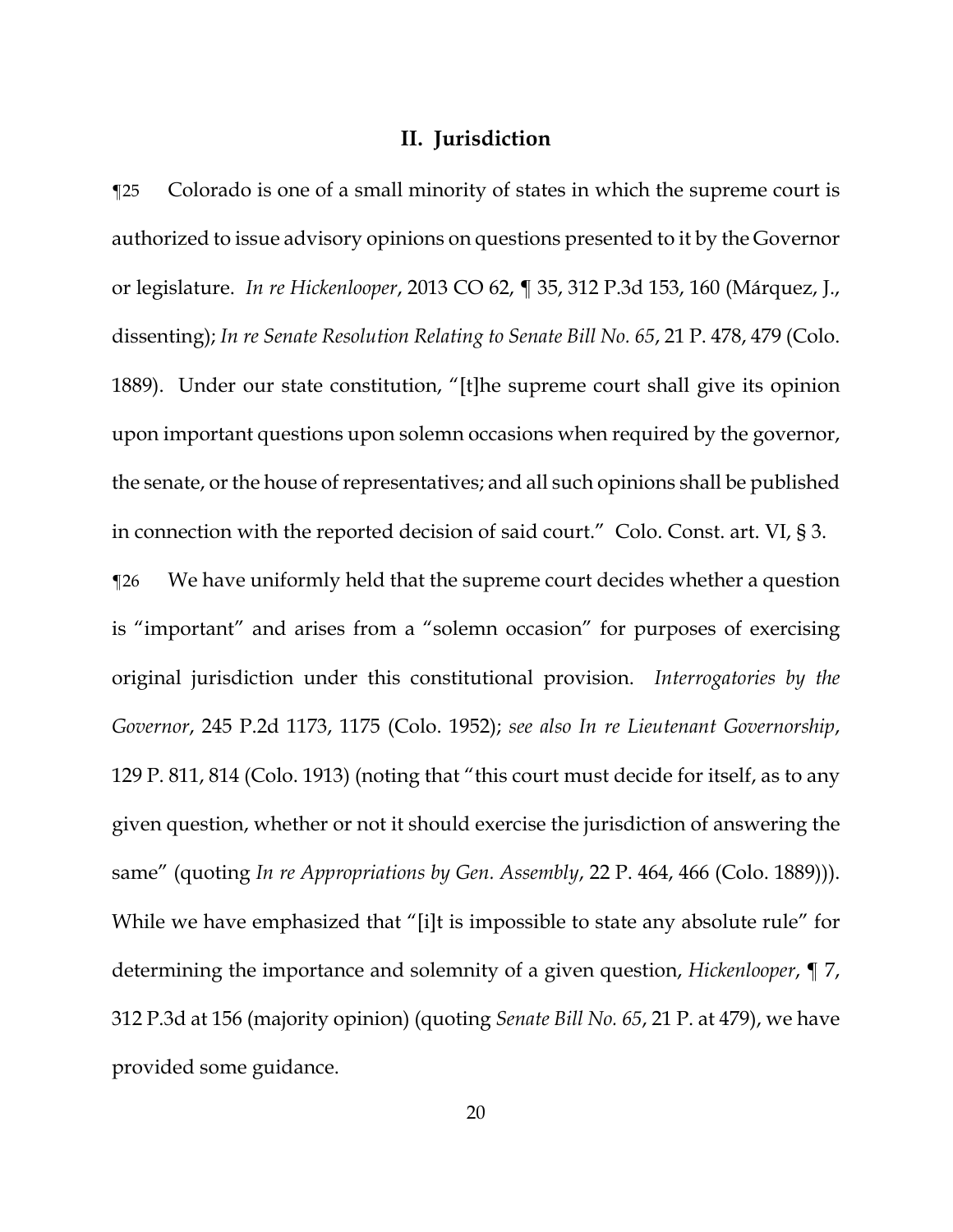## II. Jurisdiction

¶25 Colorado is one of a small minority of states in which the supreme court is authorized to issue advisory opinions on questions presented to it by the Governor or legislature. *In re Hickenlooper*, 2013 CO 62, ¶ 35, 312 P.3d 153, 160 (Márquez, J., dissenting); *In re Senate Resolution Relating to Senate Bill No. 65*, 21 P. 478, 479 (Colo. 1889). Under our state constitution, "[t]he supreme court shall give its opinion upon important questions upon solemn occasions when required by the governor, the senate, or the house of representatives; and all such opinions shall be published in connection with the reported decision of said court." Colo. Const. art. VI, § 3.

¶26 We have uniformly held that the supreme court decides whether a question is "important" and arises from a "solemn occasion" for purposes of exercising original jurisdiction under this constitutional provision. *Interrogatories by the Governor*, 245 P.2d 1173, 1175 (Colo. 1952); *see also In re Lieutenant Governorship*, 129 P. 811, 814 (Colo. 1913) (noting that "this court must decide for itself, as to any given question, whether or not it should exercise the jurisdiction of answering the same" (quoting *In re Appropriations by Gen. Assembly*, 22 P. 464, 466 (Colo. 1889))). While we have emphasized that "[i]t is impossible to state any absolute rule" for determining the importance and solemnity of a given question, *Hickenlooper*, ¶ 7, 312 P.3d at 156 (majority opinion) (quoting *Senate Bill No. 65*, 21 P. at 479), we have provided some guidance.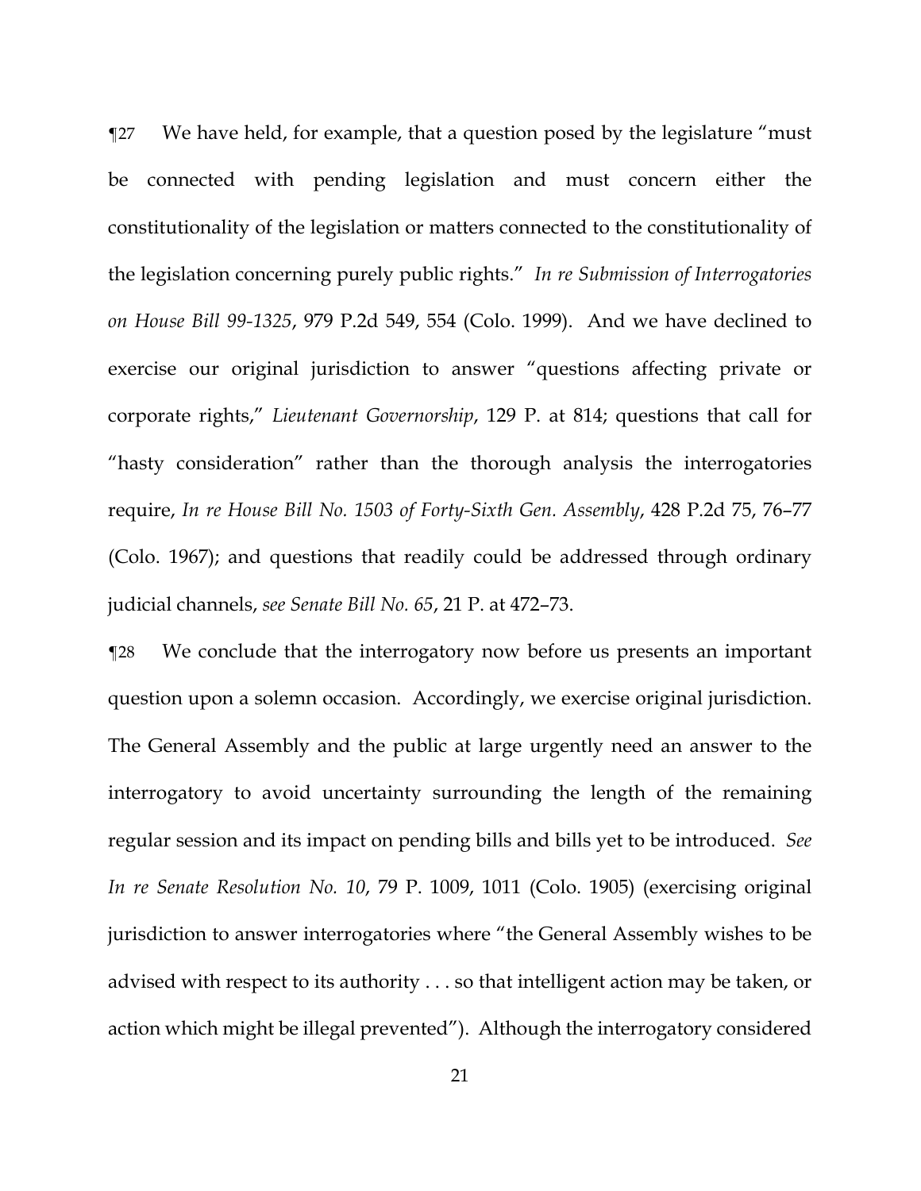¶27 We have held, for example, that a question posed by the legislature "must be connected with pending legislation and must concern either the constitutionality of the legislation or matters connected to the constitutionality of the legislation concerning purely public rights." *In re Submission of Interrogatories on House Bill 99-1325*, 979 P.2d 549, 554 (Colo. 1999). And we have declined to exercise our original jurisdiction to answer "questions affecting private or corporate rights," *Lieutenant Governorship*, 129 P. at 814; questions that call for "hasty consideration" rather than the thorough analysis the interrogatories require, *In re House Bill No. 1503 of Forty-Sixth Gen. Assembly*, 428 P.2d 75, 76–77 (Colo. 1967); and questions that readily could be addressed through ordinary judicial channels, *see Senate Bill No. 65*, 21 P. at 472–73.

¶28 We conclude that the interrogatory now before us presents an important question upon a solemn occasion. Accordingly, we exercise original jurisdiction. The General Assembly and the public at large urgently need an answer to the interrogatory to avoid uncertainty surrounding the length of the remaining regular session and its impact on pending bills and bills yet to be introduced. *See In re Senate Resolution No. 10*, 79 P. 1009, 1011 (Colo. 1905) (exercising original jurisdiction to answer interrogatories where "the General Assembly wishes to be advised with respect to its authority . . . so that intelligent action may be taken, or action which might be illegal prevented"). Although the interrogatory considered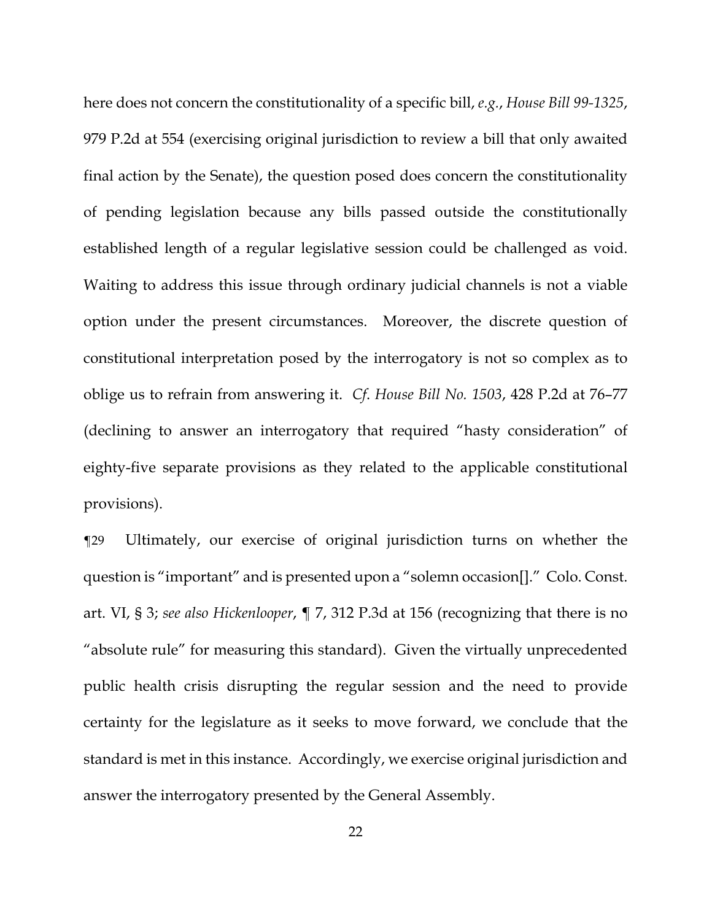here does not concern the constitutionality of a specific bill, *e.g.*, *House Bill 99-1325*, 979 P.2d at 554 (exercising original jurisdiction to review a bill that only awaited final action by the Senate), the question posed does concern the constitutionality of pending legislation because any bills passed outside the constitutionally established length of a regular legislative session could be challenged as void. Waiting to address this issue through ordinary judicial channels is not a viable option under the present circumstances. Moreover, the discrete question of constitutional interpretation posed by the interrogatory is not so complex as to oblige us to refrain from answering it. *Cf. House Bill No. 1503*, 428 P.2d at 76–77 (declining to answer an interrogatory that required "hasty consideration" of eighty-five separate provisions as they related to the applicable constitutional provisions).

¶29 Ultimately, our exercise of original jurisdiction turns on whether the question is "important" and is presented upon a "solemn occasion[]." Colo. Const. art. VI, § 3; *see also Hickenlooper*, ¶ 7, 312 P.3d at 156 (recognizing that there is no "absolute rule" for measuring this standard). Given the virtually unprecedented public health crisis disrupting the regular session and the need to provide certainty for the legislature as it seeks to move forward, we conclude that the standard is met in this instance. Accordingly, we exercise original jurisdiction and answer the interrogatory presented by the General Assembly.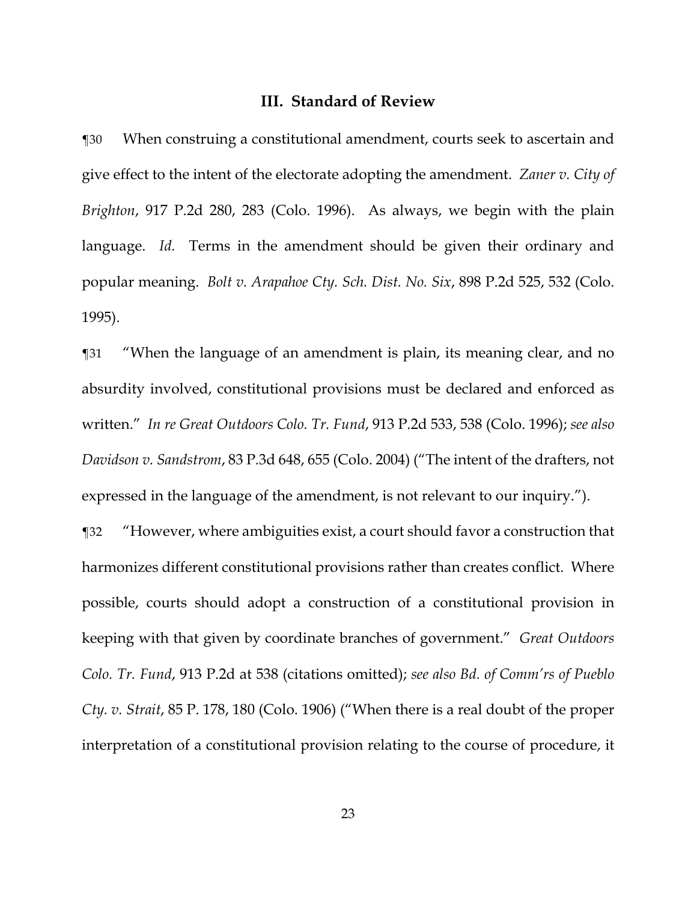## III. Standard of Review

¶30 When construing a constitutional amendment, courts seek to ascertain and give effect to the intent of the electorate adopting the amendment. *Zaner v. City of Brighton*, 917 P.2d 280, 283 (Colo. 1996). As always, we begin with the plain language. *Id.* Terms in the amendment should be given their ordinary and popular meaning. *Bolt v. Arapahoe Cty. Sch. Dist. No. Six*, 898 P.2d 525, 532 (Colo. 1995).

¶31 "When the language of an amendment is plain, its meaning clear, and no absurdity involved, constitutional provisions must be declared and enforced as written." *In re Great Outdoors Colo. Tr. Fund*, 913 P.2d 533, 538 (Colo. 1996); *see also Davidson v. Sandstrom*, 83 P.3d 648, 655 (Colo. 2004) ("The intent of the drafters, not expressed in the language of the amendment, is not relevant to our inquiry.").

¶32 "However, where ambiguities exist, a court should favor a construction that harmonizes different constitutional provisions rather than creates conflict. Where possible, courts should adopt a construction of a constitutional provision in keeping with that given by coordinate branches of government." *Great Outdoors Colo. Tr. Fund*, 913 P.2d at 538 (citations omitted); *see also Bd. of Comm'rs of Pueblo Cty. v. Strait*, 85 P. 178, 180 (Colo. 1906) ("When there is a real doubt of the proper interpretation of a constitutional provision relating to the course of procedure, it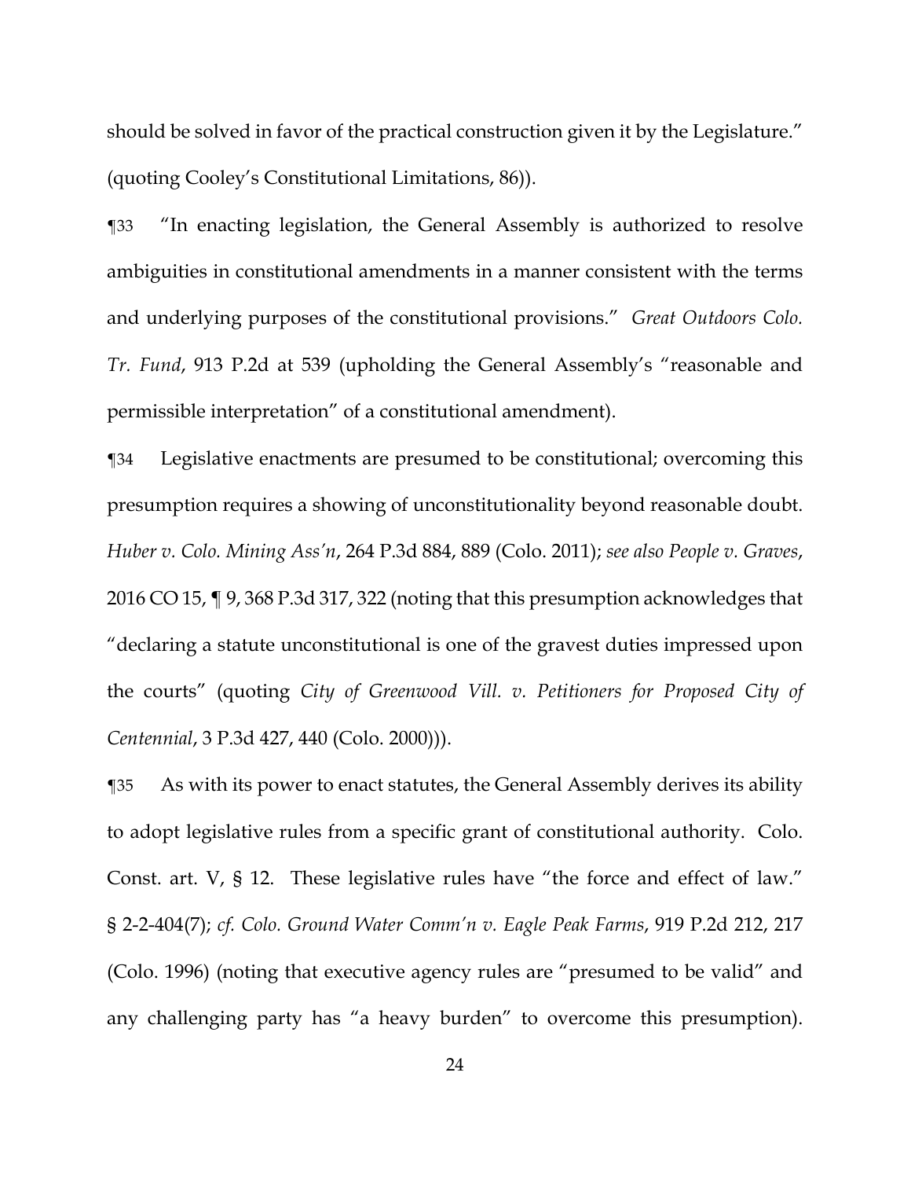should be solved in favor of the practical construction given it by the Legislature." (quoting Cooley's Constitutional Limitations, 86)).

¶33 "In enacting legislation, the General Assembly is authorized to resolve ambiguities in constitutional amendments in a manner consistent with the terms and underlying purposes of the constitutional provisions." *Great Outdoors Colo. Tr. Fund*, 913 P.2d at 539 (upholding the General Assembly's "reasonable and permissible interpretation" of a constitutional amendment).

¶34 Legislative enactments are presumed to be constitutional; overcoming this presumption requires a showing of unconstitutionality beyond reasonable doubt. *Huber v. Colo. Mining Ass'n*, 264 P.3d 884, 889 (Colo. 2011); *see also People v. Graves*, 2016 CO 15, ¶ 9, 368 P.3d 317, 322 (noting that this presumption acknowledges that "declaring a statute unconstitutional is one of the gravest duties impressed upon the courts" (quoting *City of Greenwood Vill. v. Petitioners for Proposed City of Centennial*, 3 P.3d 427, 440 (Colo. 2000))).

¶35 As with its power to enact statutes, the General Assembly derives its ability to adopt legislative rules from a specific grant of constitutional authority. Colo. Const. art. V, § 12. These legislative rules have "the force and effect of law." § 2-2-404(7); *cf. Colo. Ground Water Comm'n v. Eagle Peak Farms*, 919 P.2d 212, 217 (Colo. 1996) (noting that executive agency rules are "presumed to be valid" and any challenging party has "a heavy burden" to overcome this presumption).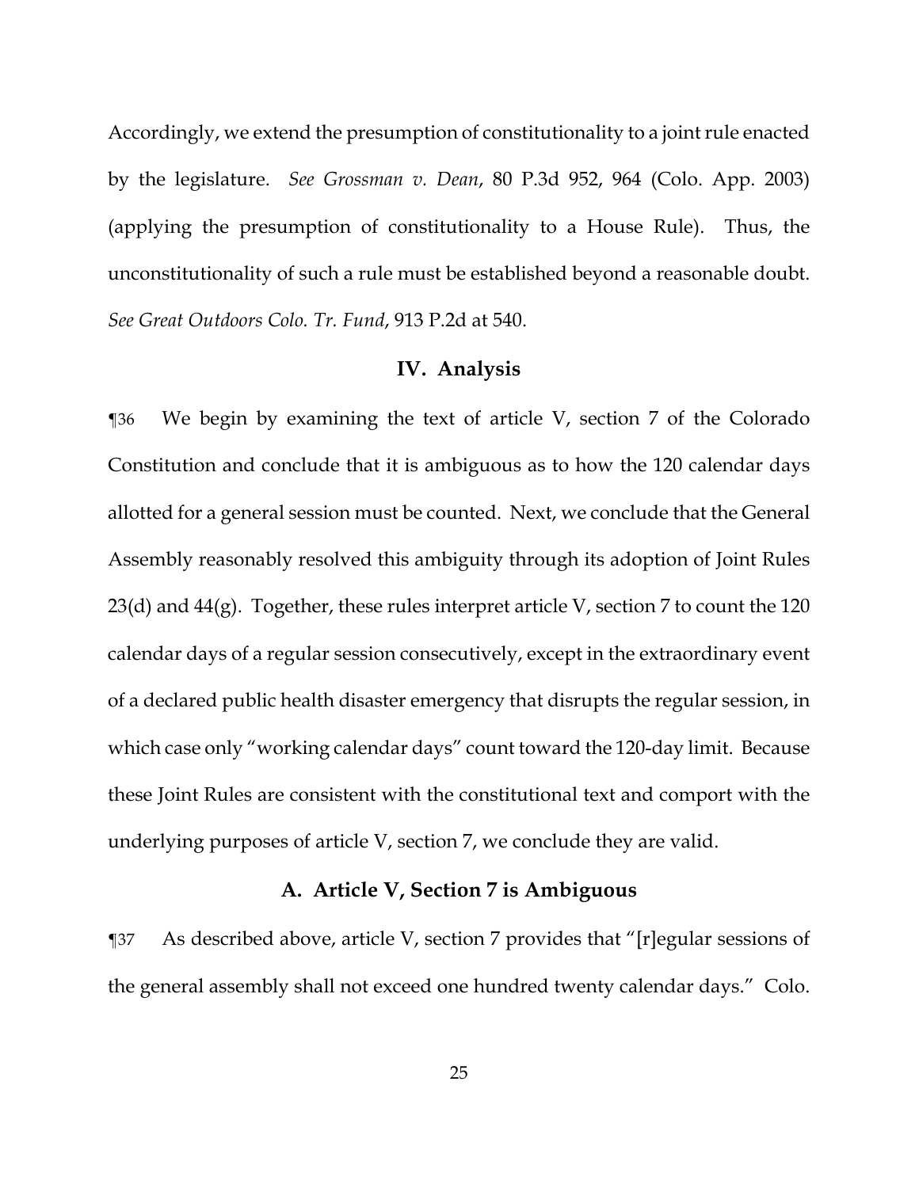Accordingly, we extend the presumption of constitutionality to a joint rule enacted by the legislature. *See Grossman v. Dean*, 80 P.3d 952, 964 (Colo. App. 2003) (applying the presumption of constitutionality to a House Rule). Thus, the unconstitutionality of such a rule must be established beyond a reasonable doubt. *See Great Outdoors Colo. Tr. Fund*, 913 P.2d at 540.

## IV. Analysis

¶36 We begin by examining the text of article V, section 7 of the Colorado Constitution and conclude that it is ambiguous as to how the 120 calendar days allotted for a general session must be counted. Next, we conclude that the General Assembly reasonably resolved this ambiguity through its adoption of Joint Rules 23(d) and 44(g). Together, these rules interpret article V, section 7 to count the 120 calendar days of a regular session consecutively, except in the extraordinary event of a declared public health disaster emergency that disrupts the regular session, in which case only "working calendar days" count toward the 120-day limit. Because these Joint Rules are consistent with the constitutional text and comport with the underlying purposes of article V, section 7, we conclude they are valid.

### A. Article V, Section 7 is Ambiguous

¶37 As described above, article V, section 7 provides that "[r]egular sessions of the general assembly shall not exceed one hundred twenty calendar days." Colo.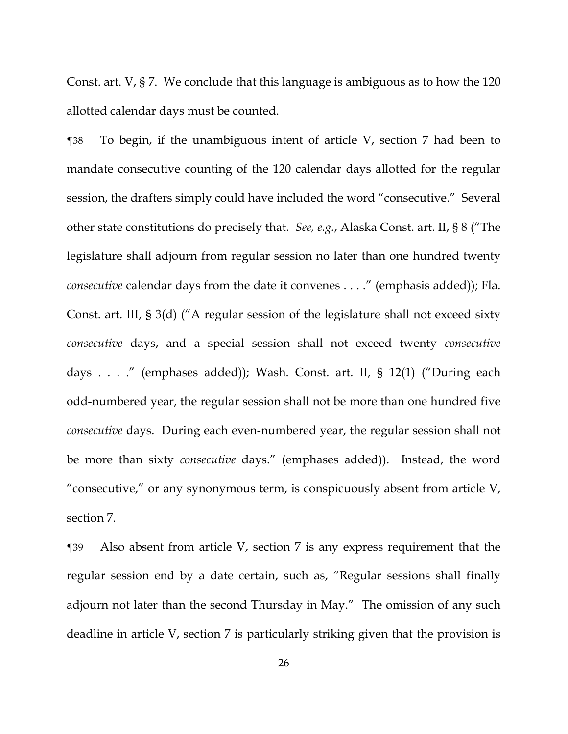Const. art. V, § 7. We conclude that this language is ambiguous as to how the 120 allotted calendar days must be counted.

¶38 To begin, if the unambiguous intent of article V, section 7 had been to mandate consecutive counting of the 120 calendar days allotted for the regular session, the drafters simply could have included the word "consecutive." Several other state constitutions do precisely that. *See, e.g.*, Alaska Const. art. II, § 8 ("The legislature shall adjourn from regular session no later than one hundred twenty *consecutive* calendar days from the date it convenes . . . ." (emphasis added)); Fla. Const. art. III, § 3(d) ("A regular session of the legislature shall not exceed sixty *consecutive* days, and a special session shall not exceed twenty *consecutive* days . . . ." (emphases added)); Wash. Const. art. II, § 12(1) ("During each odd-numbered year, the regular session shall not be more than one hundred five *consecutive* days. During each even-numbered year, the regular session shall not be more than sixty *consecutive* days." (emphases added)). Instead, the word "consecutive," or any synonymous term, is conspicuously absent from article V, section 7.

¶39 Also absent from article V, section 7 is any express requirement that the regular session end by a date certain, such as, "Regular sessions shall finally adjourn not later than the second Thursday in May." The omission of any such deadline in article V, section 7 is particularly striking given that the provision is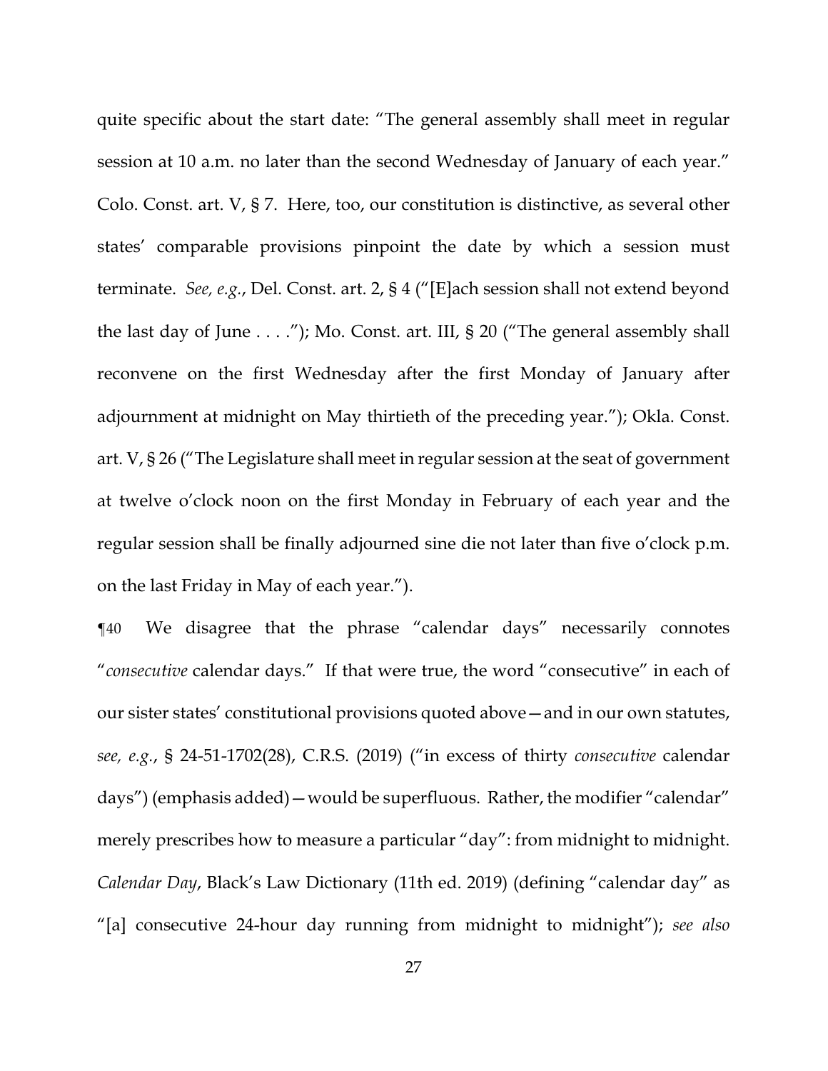quite specific about the start date: "The general assembly shall meet in regular session at 10 a.m. no later than the second Wednesday of January of each year." Colo. Const. art. V, § 7. Here, too, our constitution is distinctive, as several other states' comparable provisions pinpoint the date by which a session must terminate. *See, e.g.*, Del. Const. art. 2, § 4 ("[E]ach session shall not extend beyond the last day of June . . . ."); Mo. Const. art. III, § 20 ("The general assembly shall reconvene on the first Wednesday after the first Monday of January after adjournment at midnight on May thirtieth of the preceding year."); Okla. Const. art. V, § 26 ("The Legislature shall meet in regular session at the seat of government at twelve o'clock noon on the first Monday in February of each year and the regular session shall be finally adjourned sine die not later than five o'clock p.m. on the last Friday in May of each year.").

¶40 We disagree that the phrase "calendar days" necessarily connotes "*consecutive* calendar days." If that were true, the word "consecutive" in each of our sister states' constitutional provisions quoted above—and in our own statutes, *see, e.g.*, § 24-51-1702(28), C.R.S. (2019) ("in excess of thirty *consecutive* calendar days") (emphasis added)—would be superfluous. Rather, the modifier "calendar" merely prescribes how to measure a particular "day": from midnight to midnight. *Calendar Day*, Black's Law Dictionary (11th ed. 2019) (defining "calendar day" as "[a] consecutive 24-hour day running from midnight to midnight"); *see also*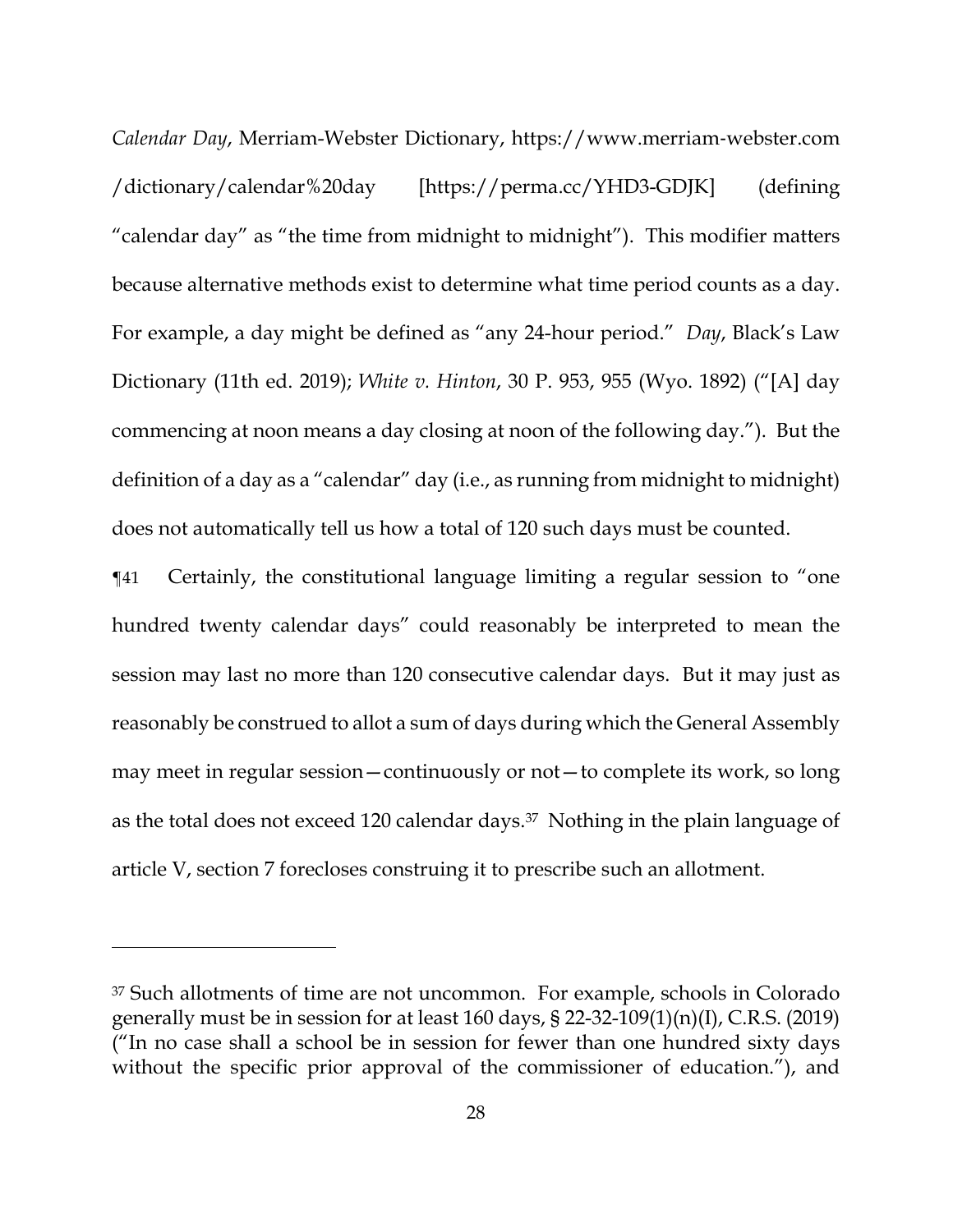*Calendar Day*, Merriam-Webster Dictionary, https://www.merriam-webster.com/dictionary/calendar%20day [https://perma.cc/YHD3-GDJK] (defining "calendar day" as "the time from midnight to midnight"). This modifier matters because alternative methods exist to determine what time period counts as a day. For example, a day might be defined as "any 24-hour period." *Day*, Black's Law Dictionary (11th ed. 2019); *White v. Hinton*, 30 P. 953, 955 (Wyo. 1892) ("[A] day commencing at noon means a day closing at noon of the following day."). But the definition of a day as a "calendar" day (i.e., as running from midnight to midnight) does not automatically tell us how a total of 120 such days must be counted.

¶41 Certainly, the constitutional language limiting a regular session to "one hundred twenty calendar days" could reasonably be interpreted to mean the session may last no more than 120 consecutive calendar days. But it may just as reasonably be construed to allot a sum of days during which the General Assembly may meet in regular session—continuously or not—to complete its work, so long as the total does not exceed 120 calendar days.[37] Nothing in the plain language of article V, section 7 forecloses construing it to prescribe such an allotment.

---

[37] Such allotments of time are not uncommon. For example, schools in Colorado generally must be in session for at least 160 days, § 22-32-109(1)(n)(I), C.R.S. (2019) ("In no case shall a school be in session for fewer than one hundred sixty days without the specific prior approval of the commissioner of education."), and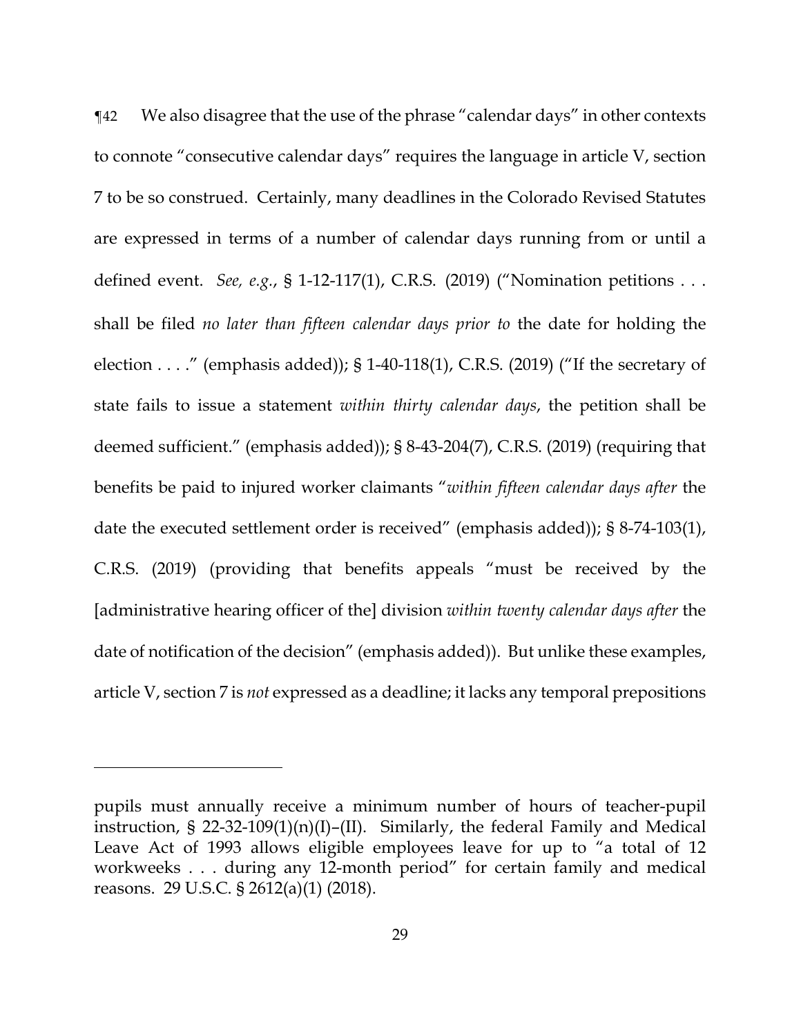¶42 We also disagree that the use of the phrase "calendar days" in other contexts to connote "consecutive calendar days" requires the language in article V, section 7 to be so construed. Certainly, many deadlines in the Colorado Revised Statutes are expressed in terms of a number of calendar days running from or until a defined event. *See, e.g.*, § 1-12-117(1), C.R.S. (2019) ("Nomination petitions . . . shall be filed *no later than fifteen calendar days prior to* the date for holding the election . . . ." (emphasis added)); § 1-40-118(1), C.R.S. (2019) ("If the secretary of state fails to issue a statement *within thirty calendar days*, the petition shall be deemed sufficient." (emphasis added)); § 8-43-204(7), C.R.S. (2019) (requiring that benefits be paid to injured worker claimants "*within fifteen calendar days after* the date the executed settlement order is received" (emphasis added)); § 8-74-103(1), C.R.S. (2019) (providing that benefits appeals "must be received by the [administrative hearing officer of the] division *within twenty calendar days after* the date of notification of the decision" (emphasis added)). But unlike these examples, article V, section 7 is *not* expressed as a deadline; it lacks any temporal prepositions

---

pupils must annually receive a minimum number of hours of teacher-pupil instruction, § 22-32-109(1)(n)(I)–(II). Similarly, the federal Family and Medical Leave Act of 1993 allows eligible employees leave for up to "a total of 12 workweeks . . . during any 12-month period" for certain family and medical reasons. 29 U.S.C. § 2612(a)(1) (2018).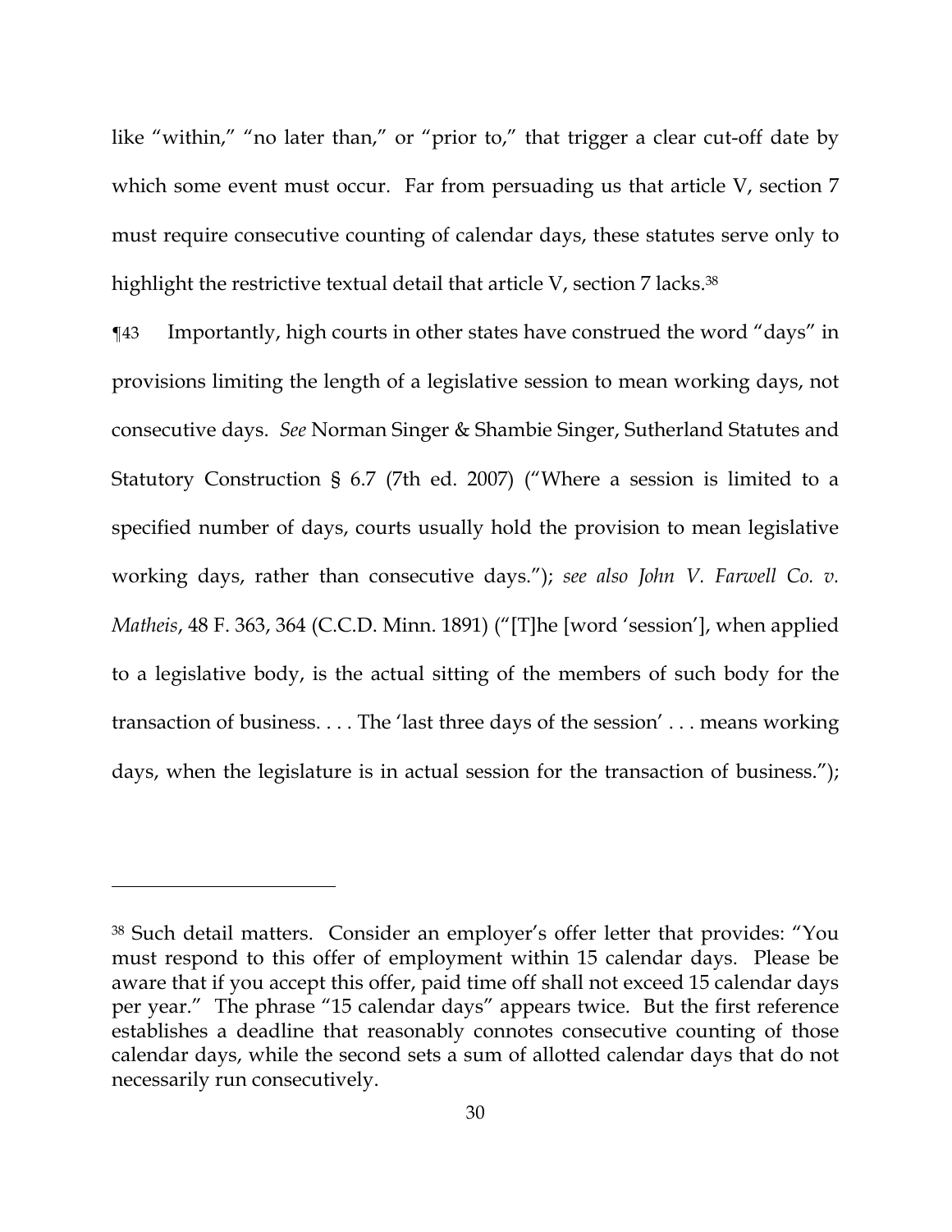like "within," "no later than," or "prior to," that trigger a clear cut-off date by which some event must occur. Far from persuading us that article V, section 7 must require consecutive counting of calendar days, these statutes serve only to highlight the restrictive textual detail that article V, section 7 lacks.[38]

¶43 Importantly, high courts in other states have construed the word "days" in provisions limiting the length of a legislative session to mean working days, not consecutive days. *See* Norman Singer & Shambie Singer, Sutherland Statutes and Statutory Construction § 6.7 (7th ed. 2007) ("Where a session is limited to a specified number of days, courts usually hold the provision to mean legislative working days, rather than consecutive days."); *see also John V. Farwell Co. v. Matheis*, 48 F. 363, 364 (C.C.D. Minn. 1891) ("[T]he [word 'session'], when applied to a legislative body, is the actual sitting of the members of such body for the transaction of business. . . . The 'last three days of the session' . . . means working days, when the legislature is in actual session for the transaction of business.");

---

[38] Such detail matters. Consider an employer's offer letter that provides: "You must respond to this offer of employment within 15 calendar days. Please be aware that if you accept this offer, paid time off shall not exceed 15 calendar days per year." The phrase "15 calendar days" appears twice. But the first reference establishes a deadline that reasonably connotes consecutive counting of those calendar days, while the second sets a sum of allotted calendar days that do not necessarily run consecutively.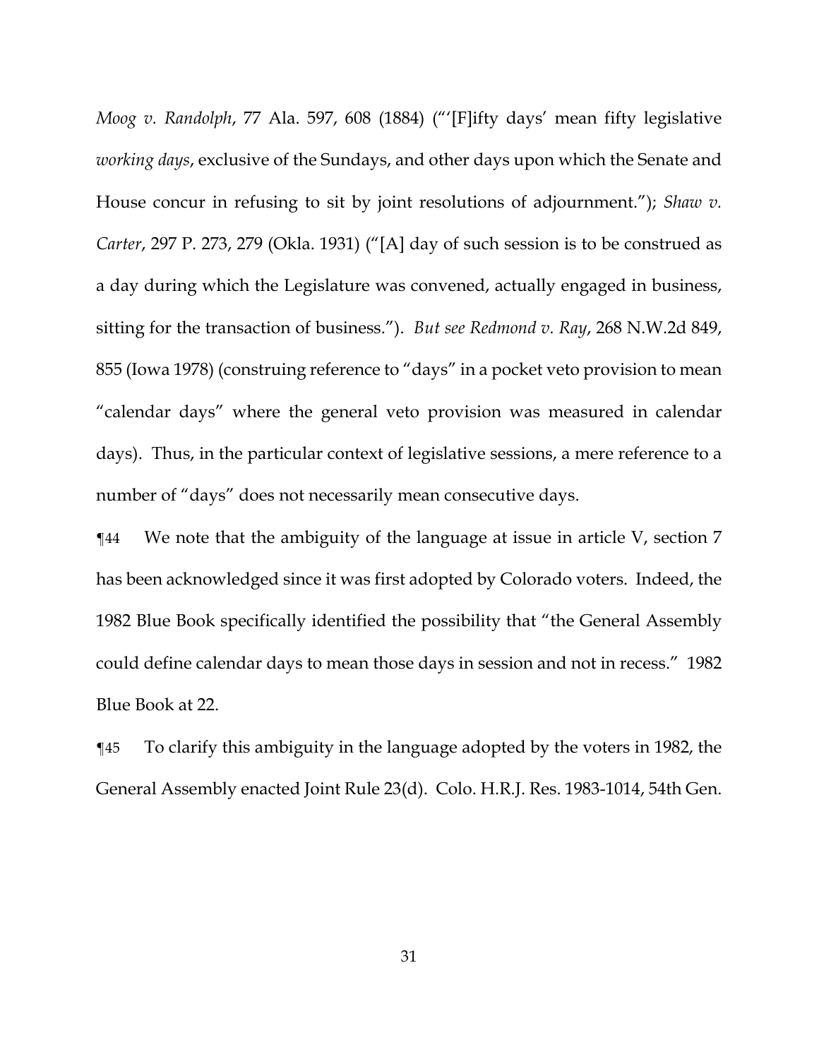*Moog v. Randolph*, 77 Ala. 597, 608 (1884) ("'[F]ifty days' mean fifty legislative *working days*, exclusive of the Sundays, and other days upon which the Senate and House concur in refusing to sit by joint resolutions of adjournment."); *Shaw v. Carter*, 297 P. 273, 279 (Okla. 1931) ("[A] day of such session is to be construed as a day during which the Legislature was convened, actually engaged in business, sitting for the transaction of business."). *But see Redmond v. Ray*, 268 N.W.2d 849, 855 (Iowa 1978) (construing reference to "days" in a pocket veto provision to mean "calendar days" where the general veto provision was measured in calendar days). Thus, in the particular context of legislative sessions, a mere reference to a number of "days" does not necessarily mean consecutive days.

¶44 We note that the ambiguity of the language at issue in article V, section 7 has been acknowledged since it was first adopted by Colorado voters. Indeed, the 1982 Blue Book specifically identified the possibility that "the General Assembly could define calendar days to mean those days in session and not in recess." 1982 Blue Book at 22.

¶45 To clarify this ambiguity in the language adopted by the voters in 1982, the General Assembly enacted Joint Rule 23(d). Colo. H.R.J. Res. 1983-1014, 54th Gen.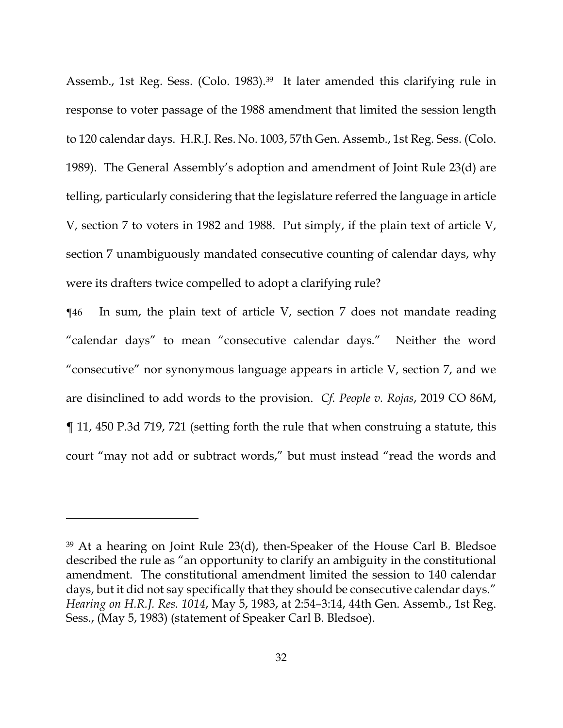Assemb., 1st Reg. Sess. (Colo. 1983).[39] It later amended this clarifying rule in response to voter passage of the 1988 amendment that limited the session length to 120 calendar days. H.R.J. Res. No. 1003, 57th Gen. Assemb., 1st Reg. Sess. (Colo. 1989). The General Assembly's adoption and amendment of Joint Rule 23(d) are telling, particularly considering that the legislature referred the language in article V, section 7 to voters in 1982 and 1988. Put simply, if the plain text of article V, section 7 unambiguously mandated consecutive counting of calendar days, why were its drafters twice compelled to adopt a clarifying rule?

¶46 In sum, the plain text of article V, section 7 does not mandate reading "calendar days" to mean "consecutive calendar days." Neither the word "consecutive" nor synonymous language appears in article V, section 7, and we are disinclined to add words to the provision. *Cf. People v. Rojas*, 2019 CO 86M, ¶ 11, 450 P.3d 719, 721 (setting forth the rule that when construing a statute, this court "may not add or subtract words," but must instead "read the words and

---

[39] At a hearing on Joint Rule 23(d), then-Speaker of the House Carl B. Bledsoe described the rule as "an opportunity to clarify an ambiguity in the constitutional amendment. The constitutional amendment limited the session to 140 calendar days, but it did not say specifically that they should be consecutive calendar days." *Hearing on H.R.J. Res. 1014*, May 5, 1983, at 2:54–3:14, 44th Gen. Assemb., 1st Reg. Sess., (May 5, 1983) (statement of Speaker Carl B. Bledsoe).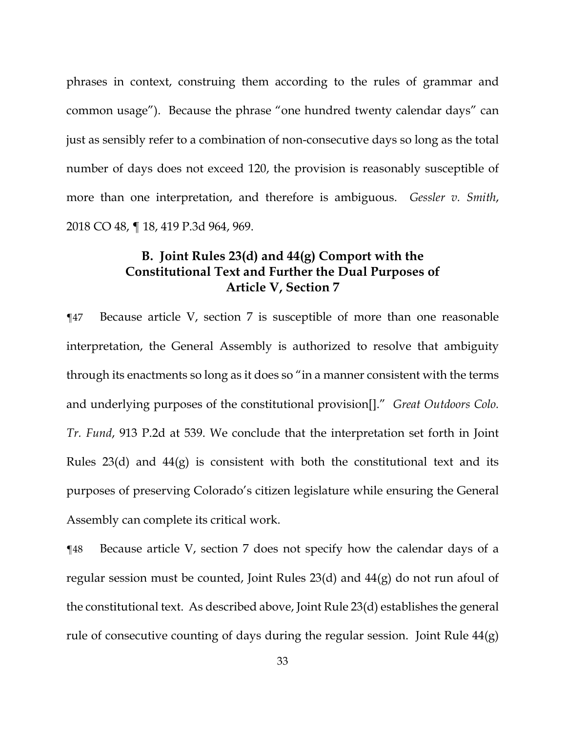phrases in context, construing them according to the rules of grammar and common usage"). Because the phrase "one hundred twenty calendar days" can just as sensibly refer to a combination of non-consecutive days so long as the total number of days does not exceed 120, the provision is reasonably susceptible of more than one interpretation, and therefore is ambiguous. *Gessler v. Smith*, 2018 CO 48, ¶ 18, 419 P.3d 964, 969.

### B. Joint Rules 23(d) and 44(g) Comport with the Constitutional Text and Further the Dual Purposes of Article V, Section 7

¶47 Because article V, section 7 is susceptible of more than one reasonable interpretation, the General Assembly is authorized to resolve that ambiguity through its enactments so long as it does so "in a manner consistent with the terms and underlying purposes of the constitutional provision[]." *Great Outdoors Colo. Tr. Fund*, 913 P.2d at 539. We conclude that the interpretation set forth in Joint Rules 23(d) and 44(g) is consistent with both the constitutional text and its purposes of preserving Colorado's citizen legislature while ensuring the General Assembly can complete its critical work.

¶48 Because article V, section 7 does not specify how the calendar days of a regular session must be counted, Joint Rules 23(d) and 44(g) do not run afoul of the constitutional text. As described above, Joint Rule 23(d) establishes the general rule of consecutive counting of days during the regular session. Joint Rule 44(g)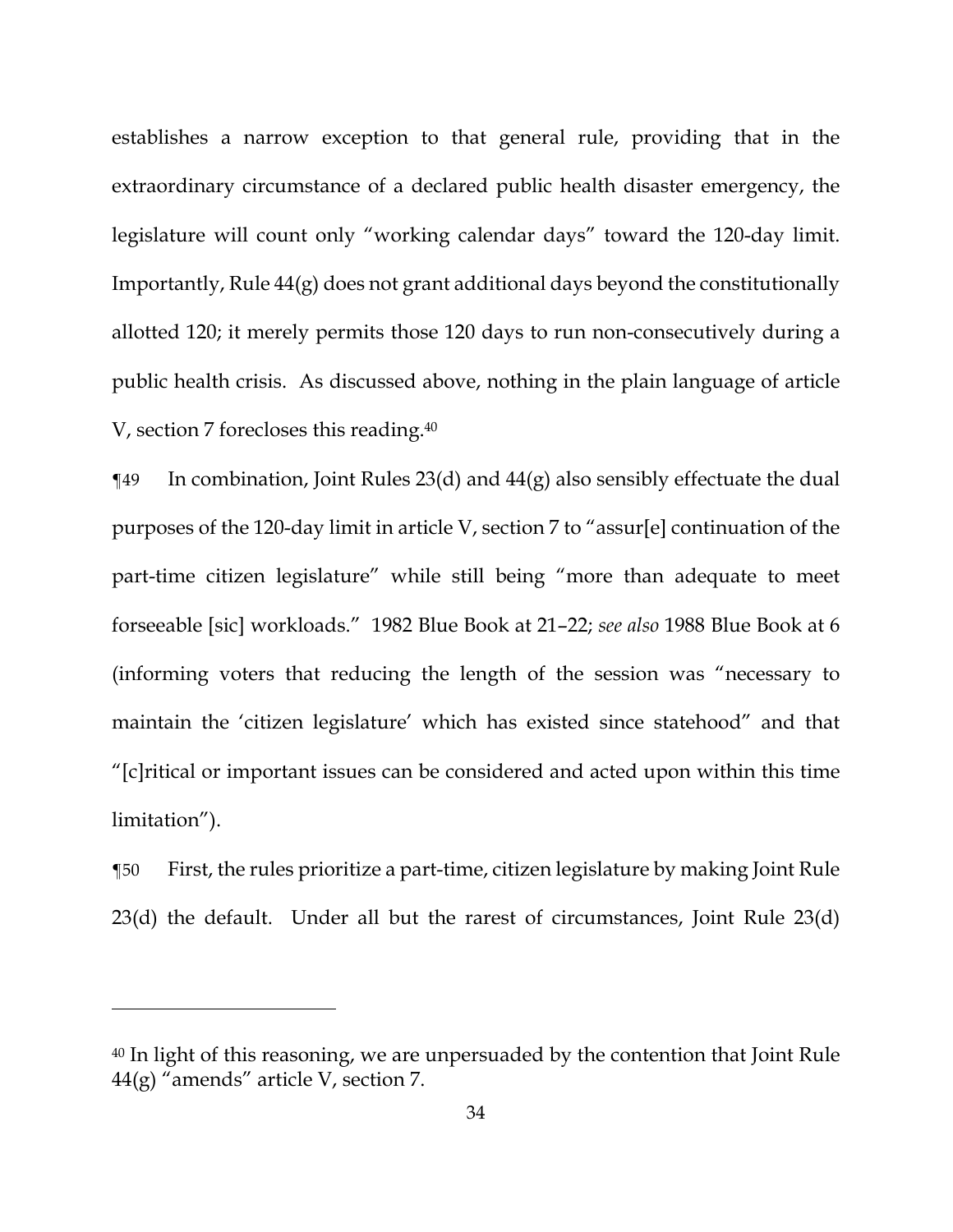establishes a narrow exception to that general rule, providing that in the extraordinary circumstance of a declared public health disaster emergency, the legislature will count only "working calendar days" toward the 120-day limit. Importantly, Rule 44(g) does not grant additional days beyond the constitutionally allotted 120; it merely permits those 120 days to run non-consecutively during a public health crisis. As discussed above, nothing in the plain language of article V, section 7 forecloses this reading.[40]

¶49 In combination, Joint Rules 23(d) and 44(g) also sensibly effectuate the dual purposes of the 120-day limit in article V, section 7 to "assur[e] continuation of the part-time citizen legislature" while still being "more than adequate to meet forseeable [sic] workloads." 1982 Blue Book at 21–22; *see also* 1988 Blue Book at 6 (informing voters that reducing the length of the session was "necessary to maintain the 'citizen legislature' which has existed since statehood" and that "[c]ritical or important issues can be considered and acted upon within this time limitation").

¶50 First, the rules prioritize a part-time, citizen legislature by making Joint Rule 23(d) the default. Under all but the rarest of circumstances, Joint Rule 23(d)

---

[40] In light of this reasoning, we are unpersuaded by the contention that Joint Rule 44(g) "amends" article V, section 7.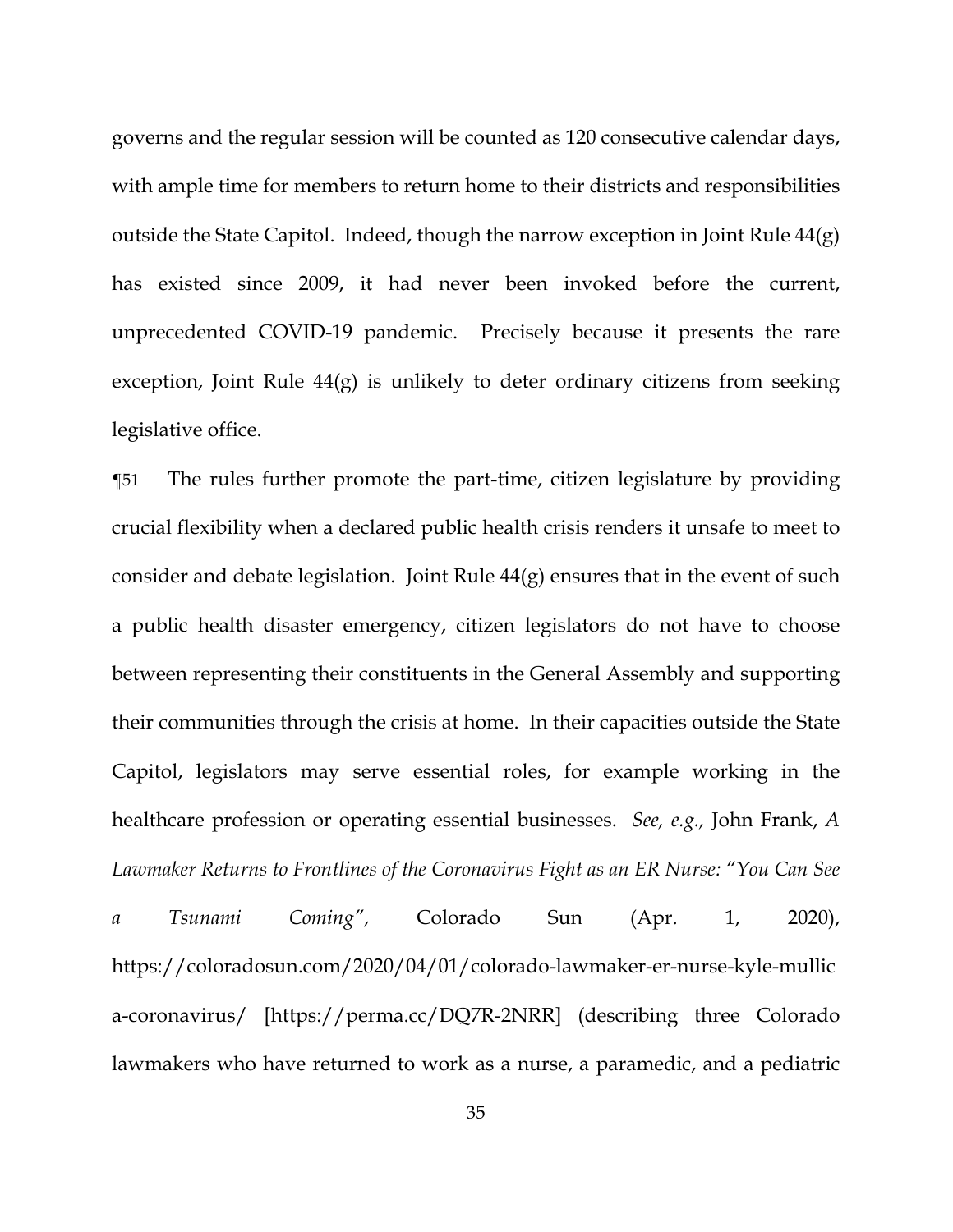governs and the regular session will be counted as 120 consecutive calendar days, with ample time for members to return home to their districts and responsibilities outside the State Capitol. Indeed, though the narrow exception in Joint Rule 44(g) has existed since 2009, it had never been invoked before the current, unprecedented COVID-19 pandemic. Precisely because it presents the rare exception, Joint Rule 44(g) is unlikely to deter ordinary citizens from seeking legislative office.

¶51 The rules further promote the part-time, citizen legislature by providing crucial flexibility when a declared public health crisis renders it unsafe to meet to consider and debate legislation. Joint Rule 44(g) ensures that in the event of such a public health disaster emergency, citizen legislators do not have to choose between representing their constituents in the General Assembly and supporting their communities through the crisis at home. In their capacities outside the State Capitol, legislators may serve essential roles, for example working in the healthcare profession or operating essential businesses. *See, e.g.,* John Frank, *A Lawmaker Returns to Frontlines of the Coronavirus Fight as an ER Nurse: "You Can See a Tsunami Coming"*, Colorado Sun (Apr. 1, 2020), https://coloradosun.com/2020/04/01/colorado-lawmaker-er-nurse-kyle-mullica-coronavirus/ [https://perma.cc/DQ7R-2NRR] (describing three Colorado lawmakers who have returned to work as a nurse, a paramedic, and a pediatric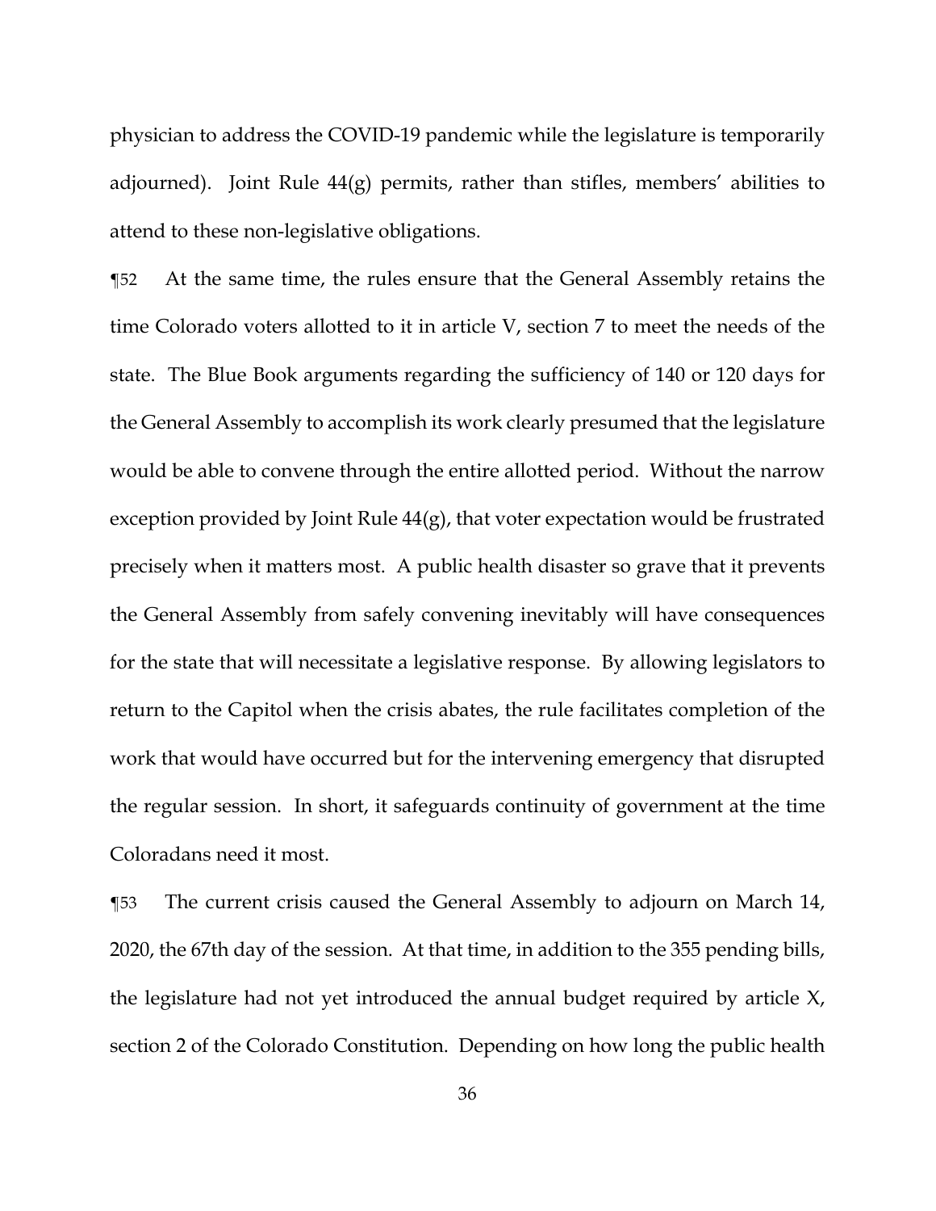physician to address the COVID-19 pandemic while the legislature is temporarily adjourned). Joint Rule 44(g) permits, rather than stifles, members' abilities to attend to these non-legislative obligations.

¶52 At the same time, the rules ensure that the General Assembly retains the time Colorado voters allotted to it in article V, section 7 to meet the needs of the state. The Blue Book arguments regarding the sufficiency of 140 or 120 days for the General Assembly to accomplish its work clearly presumed that the legislature would be able to convene through the entire allotted period. Without the narrow exception provided by Joint Rule 44(g), that voter expectation would be frustrated precisely when it matters most. A public health disaster so grave that it prevents the General Assembly from safely convening inevitably will have consequences for the state that will necessitate a legislative response. By allowing legislators to return to the Capitol when the crisis abates, the rule facilitates completion of the work that would have occurred but for the intervening emergency that disrupted the regular session. In short, it safeguards continuity of government at the time Coloradans need it most.

¶53 The current crisis caused the General Assembly to adjourn on March 14, 2020, the 67th day of the session. At that time, in addition to the 355 pending bills, the legislature had not yet introduced the annual budget required by article X, section 2 of the Colorado Constitution. Depending on how long the public health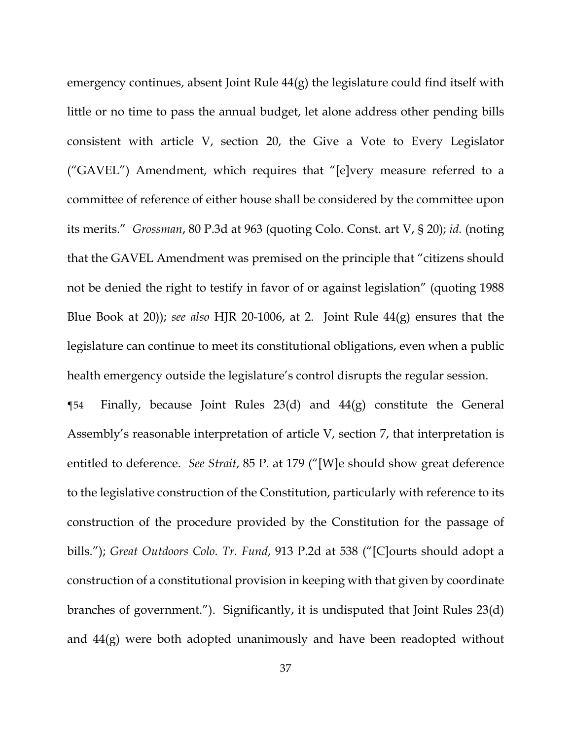emergency continues, absent Joint Rule 44(g) the legislature could find itself with little or no time to pass the annual budget, let alone address other pending bills consistent with article V, section 20, the Give a Vote to Every Legislator ("GAVEL") Amendment, which requires that "[e]very measure referred to a committee of reference of either house shall be considered by the committee upon its merits." *Grossman*, 80 P.3d at 963 (quoting Colo. Const. art V, § 20); *id.* (noting that the GAVEL Amendment was premised on the principle that "citizens should not be denied the right to testify in favor of or against legislation" (quoting 1988 Blue Book at 20)); *see also* HJR 20-1006, at 2. Joint Rule 44(g) ensures that the legislature can continue to meet its constitutional obligations, even when a public health emergency outside the legislature's control disrupts the regular session.

¶54 Finally, because Joint Rules 23(d) and 44(g) constitute the General Assembly's reasonable interpretation of article V, section 7, that interpretation is entitled to deference. *See Strait*, 85 P. at 179 ("[W]e should show great deference to the legislative construction of the Constitution, particularly with reference to its construction of the procedure provided by the Constitution for the passage of bills."); *Great Outdoors Colo. Tr. Fund*, 913 P.2d at 538 ("[C]ourts should adopt a construction of a constitutional provision in keeping with that given by coordinate branches of government."). Significantly, it is undisputed that Joint Rules 23(d) and 44(g) were both adopted unanimously and have been readopted without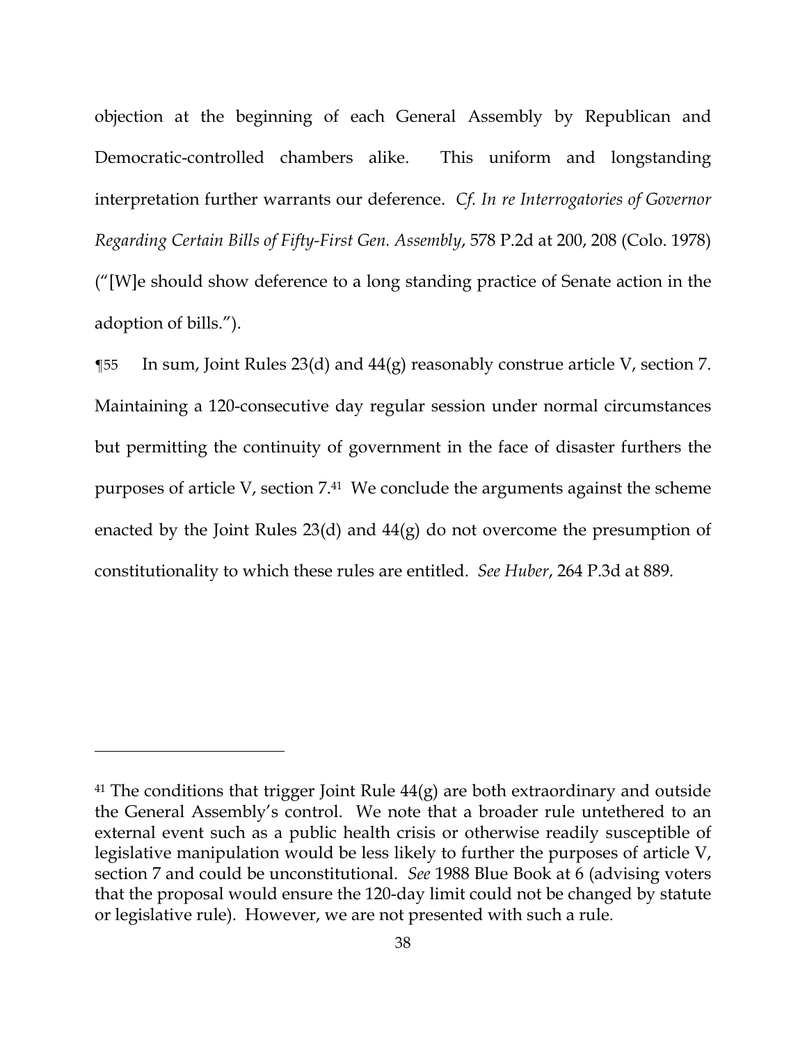objection at the beginning of each General Assembly by Republican and Democratic-controlled chambers alike. This uniform and longstanding interpretation further warrants our deference. *Cf. In re Interrogatories of Governor Regarding Certain Bills of Fifty-First Gen. Assembly*, 578 P.2d at 200, 208 (Colo. 1978) ("[W]e should show deference to a long standing practice of Senate action in the adoption of bills.").

¶55 In sum, Joint Rules 23(d) and 44(g) reasonably construe article V, section 7. Maintaining a 120-consecutive day regular session under normal circumstances but permitting the continuity of government in the face of disaster furthers the purposes of article V, section 7.[41] We conclude the arguments against the scheme enacted by the Joint Rules 23(d) and 44(g) do not overcome the presumption of constitutionality to which these rules are entitled. *See Huber*, 264 P.3d at 889.

---

[41] The conditions that trigger Joint Rule 44(g) are both extraordinary and outside the General Assembly's control. We note that a broader rule untethered to an external event such as a public health crisis or otherwise readily susceptible of legislative manipulation would be less likely to further the purposes of article V, section 7 and could be unconstitutional. *See* 1988 Blue Book at 6 (advising voters that the proposal would ensure the 120-day limit could not be changed by statute or legislative rule). However, we are not presented with such a rule.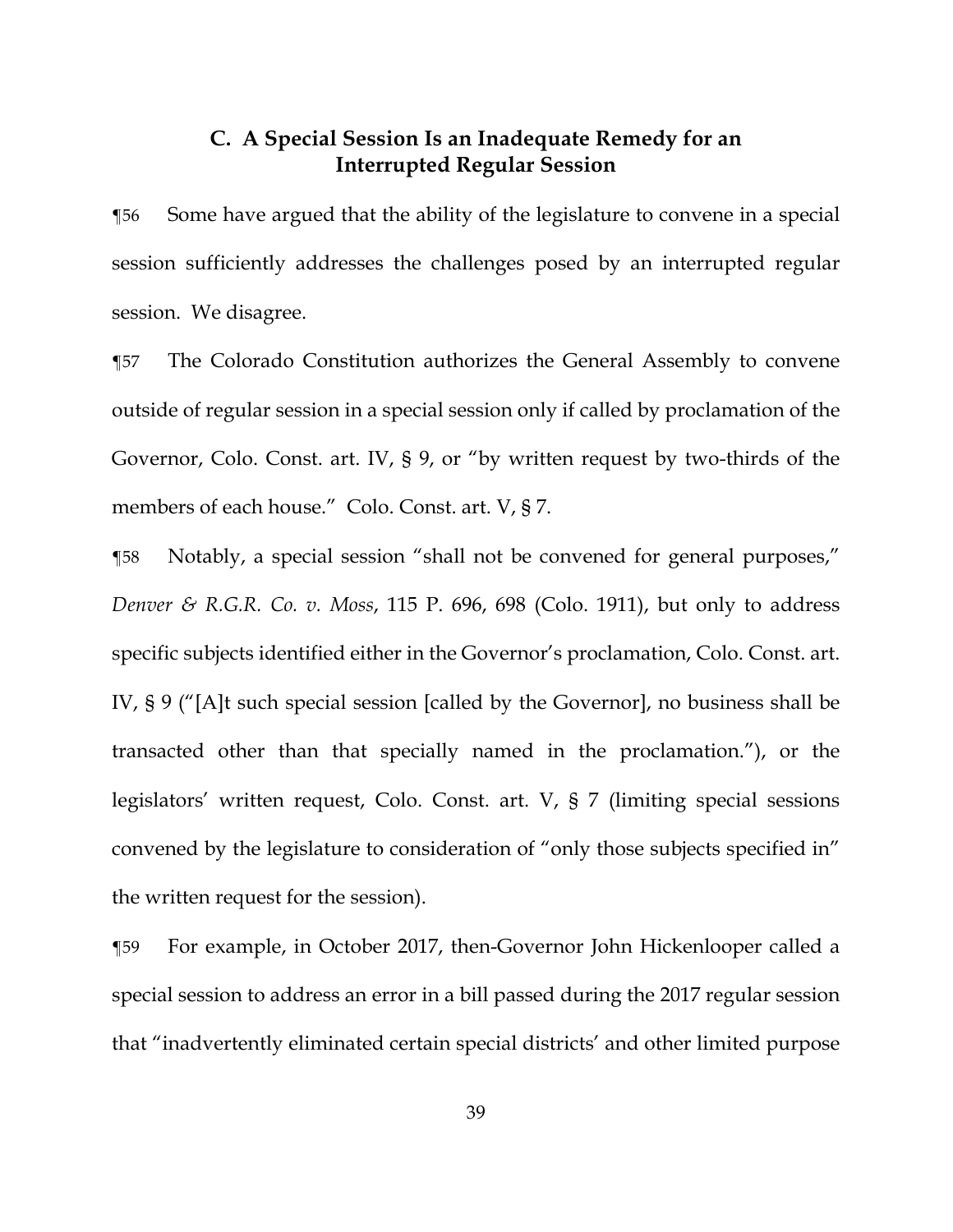### C. A Special Session Is an Inadequate Remedy for an Interrupted Regular Session

¶56 Some have argued that the ability of the legislature to convene in a special session sufficiently addresses the challenges posed by an interrupted regular session. We disagree.

¶57 The Colorado Constitution authorizes the General Assembly to convene outside of regular session in a special session only if called by proclamation of the Governor, Colo. Const. art. IV, § 9, or "by written request by two-thirds of the members of each house." Colo. Const. art. V, § 7.

¶58 Notably, a special session "shall not be convened for general purposes," *Denver & R.G.R. Co. v. Moss*, 115 P. 696, 698 (Colo. 1911), but only to address specific subjects identified either in the Governor's proclamation, Colo. Const. art. IV, § 9 ("[A]t such special session [called by the Governor], no business shall be transacted other than that specially named in the proclamation."), or the legislators' written request, Colo. Const. art. V, § 7 (limiting special sessions convened by the legislature to consideration of "only those subjects specified in" the written request for the session).

¶59 For example, in October 2017, then-Governor John Hickenlooper called a special session to address an error in a bill passed during the 2017 regular session that "inadvertently eliminated certain special districts' and other limited purpose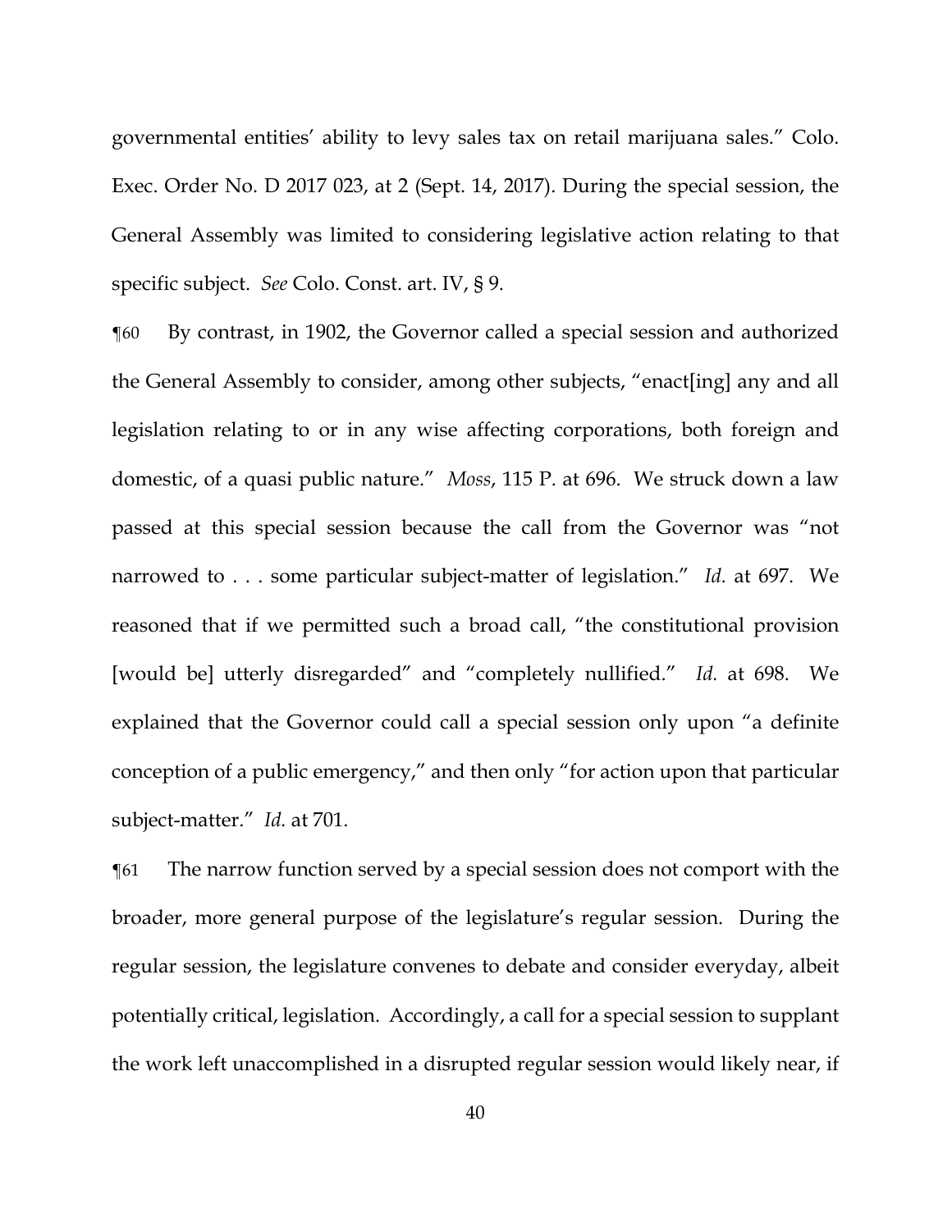governmental entities' ability to levy sales tax on retail marijuana sales." Colo. Exec. Order No. D 2017 023, at 2 (Sept. 14, 2017). During the special session, the General Assembly was limited to considering legislative action relating to that specific subject. *See* Colo. Const. art. IV, § 9.

¶60 By contrast, in 1902, the Governor called a special session and authorized the General Assembly to consider, among other subjects, "enact[ing] any and all legislation relating to or in any wise affecting corporations, both foreign and domestic, of a quasi public nature." *Moss*, 115 P. at 696. We struck down a law passed at this special session because the call from the Governor was "not narrowed to . . . some particular subject-matter of legislation." *Id.* at 697. We reasoned that if we permitted such a broad call, "the constitutional provision [would be] utterly disregarded" and "completely nullified." *Id.* at 698. We explained that the Governor could call a special session only upon "a definite conception of a public emergency," and then only "for action upon that particular subject-matter." *Id.* at 701.

¶61 The narrow function served by a special session does not comport with the broader, more general purpose of the legislature's regular session. During the regular session, the legislature convenes to debate and consider everyday, albeit potentially critical, legislation. Accordingly, a call for a special session to supplant the work left unaccomplished in a disrupted regular session would likely near, if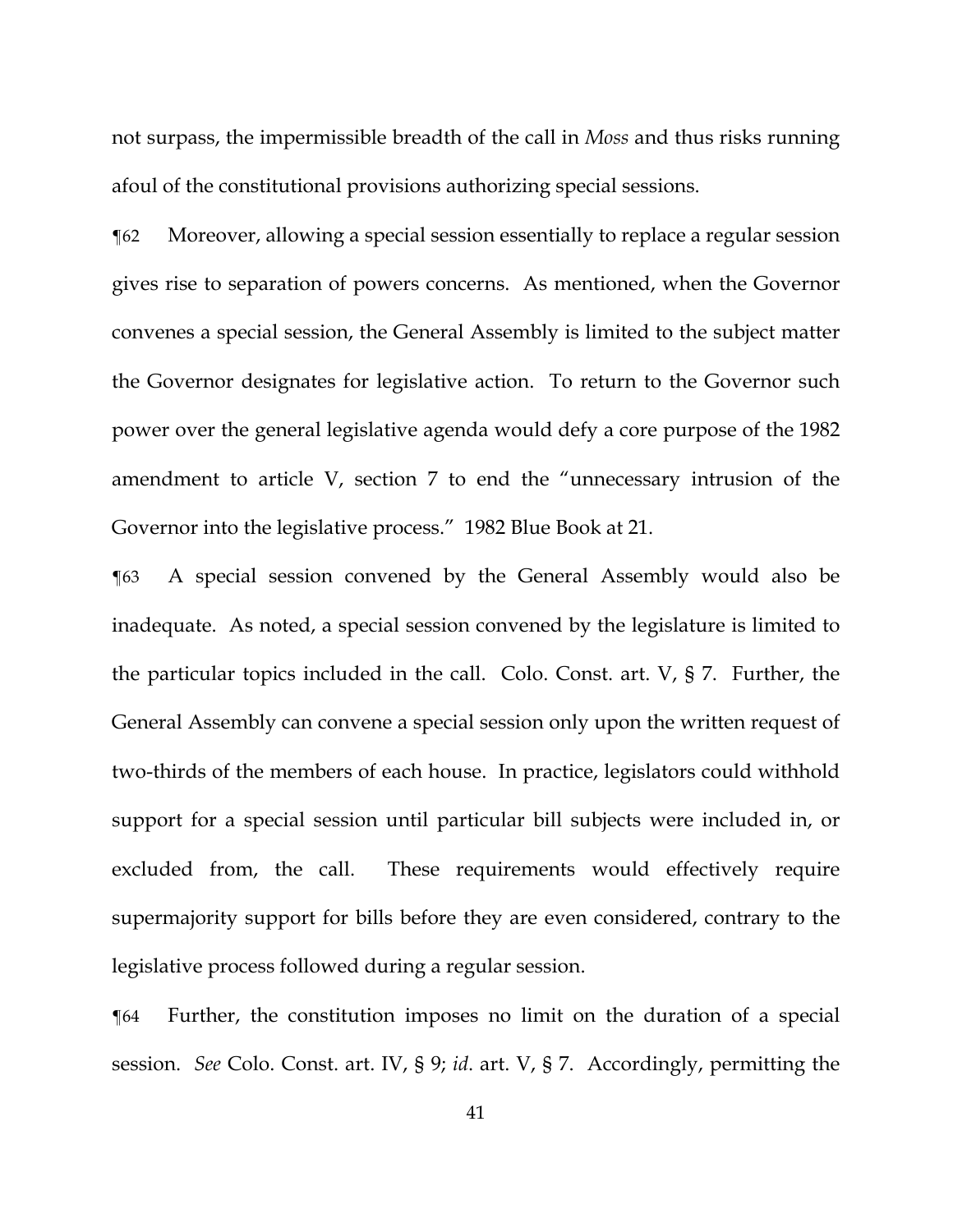not surpass, the impermissible breadth of the call in *Moss* and thus risks running afoul of the constitutional provisions authorizing special sessions.

¶62 Moreover, allowing a special session essentially to replace a regular session gives rise to separation of powers concerns. As mentioned, when the Governor convenes a special session, the General Assembly is limited to the subject matter the Governor designates for legislative action. To return to the Governor such power over the general legislative agenda would defy a core purpose of the 1982 amendment to article V, section 7 to end the "unnecessary intrusion of the Governor into the legislative process." 1982 Blue Book at 21.

¶63 A special session convened by the General Assembly would also be inadequate. As noted, a special session convened by the legislature is limited to the particular topics included in the call. Colo. Const. art. V, § 7. Further, the General Assembly can convene a special session only upon the written request of two-thirds of the members of each house. In practice, legislators could withhold support for a special session until particular bill subjects were included in, or excluded from, the call. These requirements would effectively require supermajority support for bills before they are even considered, contrary to the legislative process followed during a regular session.

¶64 Further, the constitution imposes no limit on the duration of a special session. *See* Colo. Const. art. IV, § 9; *id.* art. V, § 7. Accordingly, permitting the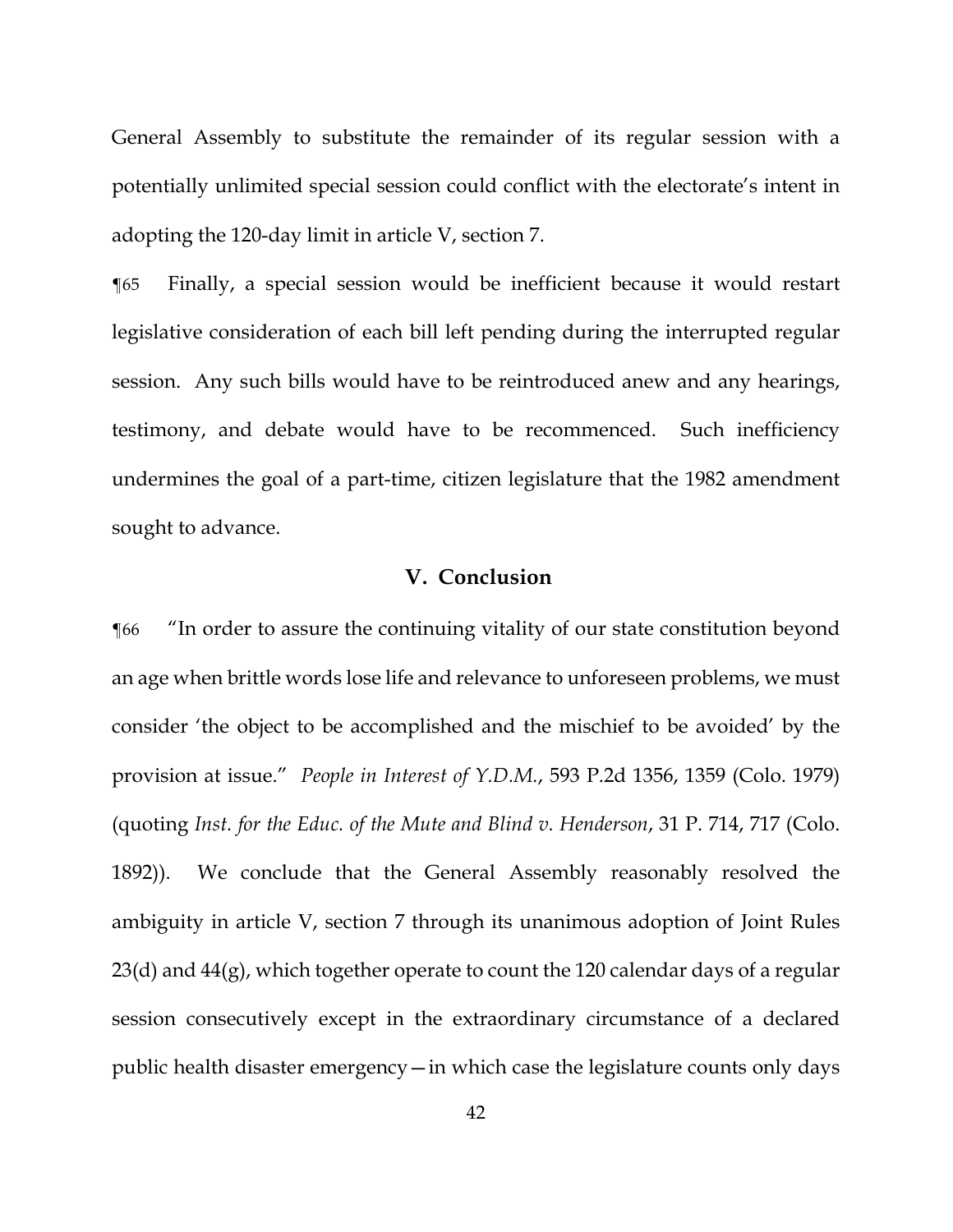General Assembly to substitute the remainder of its regular session with a potentially unlimited special session could conflict with the electorate's intent in adopting the 120-day limit in article V, section 7.

¶65 Finally, a special session would be inefficient because it would restart legislative consideration of each bill left pending during the interrupted regular session. Any such bills would have to be reintroduced anew and any hearings, testimony, and debate would have to be recommenced. Such inefficiency undermines the goal of a part-time, citizen legislature that the 1982 amendment sought to advance.

## V. Conclusion

¶66 "In order to assure the continuing vitality of our state constitution beyond an age when brittle words lose life and relevance to unforeseen problems, we must consider 'the object to be accomplished and the mischief to be avoided' by the provision at issue." *People in Interest of Y.D.M.*, 593 P.2d 1356, 1359 (Colo. 1979) (quoting *Inst. for the Educ. of the Mute and Blind v. Henderson*, 31 P. 714, 717 (Colo. 1892)). We conclude that the General Assembly reasonably resolved the ambiguity in article V, section 7 through its unanimous adoption of Joint Rules 23(d) and 44(g), which together operate to count the 120 calendar days of a regular session consecutively except in the extraordinary circumstance of a declared public health disaster emergency—in which case the legislature counts only days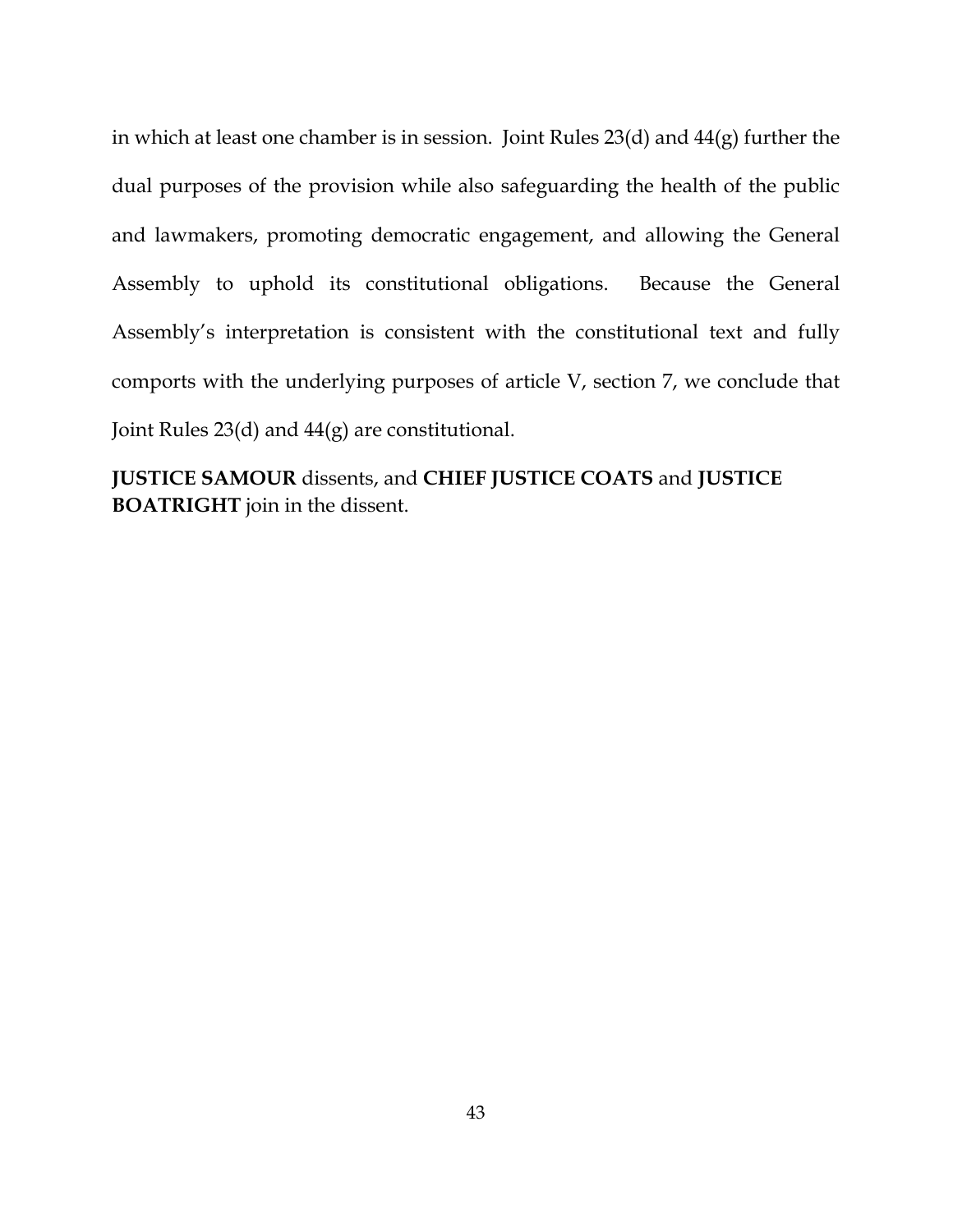in which at least one chamber is in session. Joint Rules 23(d) and 44(g) further the dual purposes of the provision while also safeguarding the health of the public and lawmakers, promoting democratic engagement, and allowing the General Assembly to uphold its constitutional obligations. Because the General Assembly's interpretation is consistent with the constitutional text and fully comports with the underlying purposes of article V, section 7, we conclude that Joint Rules 23(d) and 44(g) are constitutional.

**JUSTICE SAMOUR** dissents, and **CHIEF JUSTICE COATS** and **JUSTICE BOATRIGHT** join in the dissent.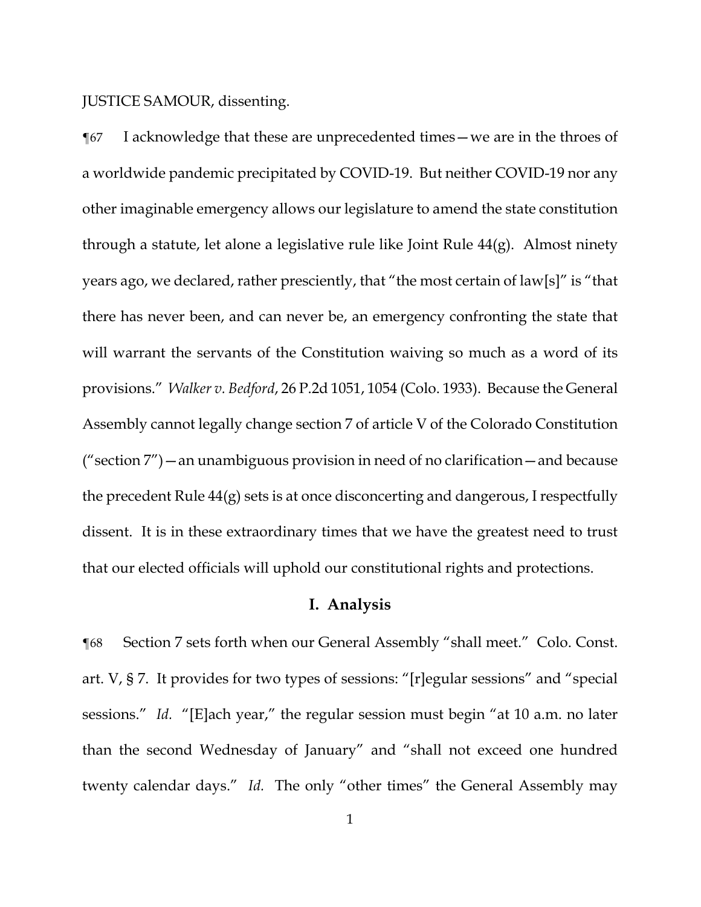JUSTICE SAMOUR, dissenting.

¶67 I acknowledge that these are unprecedented times—we are in the throes of a worldwide pandemic precipitated by COVID-19. But neither COVID-19 nor any other imaginable emergency allows our legislature to amend the state constitution through a statute, let alone a legislative rule like Joint Rule 44(g). Almost ninety years ago, we declared, rather presciently, that "the most certain of law[s]" is "that there has never been, and can never be, an emergency confronting the state that will warrant the servants of the Constitution waiving so much as a word of its provisions." *Walker v. Bedford*, 26 P.2d 1051, 1054 (Colo. 1933). Because the General Assembly cannot legally change section 7 of article V of the Colorado Constitution ("section 7")—an unambiguous provision in need of no clarification—and because the precedent Rule 44(g) sets is at once disconcerting and dangerous, I respectfully dissent. It is in these extraordinary times that we have the greatest need to trust that our elected officials will uphold our constitutional rights and protections.

## I. Analysis

¶68 Section 7 sets forth when our General Assembly "shall meet." Colo. Const. art. V, § 7. It provides for two types of sessions: "[r]egular sessions" and "special sessions." *Id.* "[E]ach year," the regular session must begin "at 10 a.m. no later than the second Wednesday of January" and "shall not exceed one hundred twenty calendar days." *Id.* The only "other times" the General Assembly may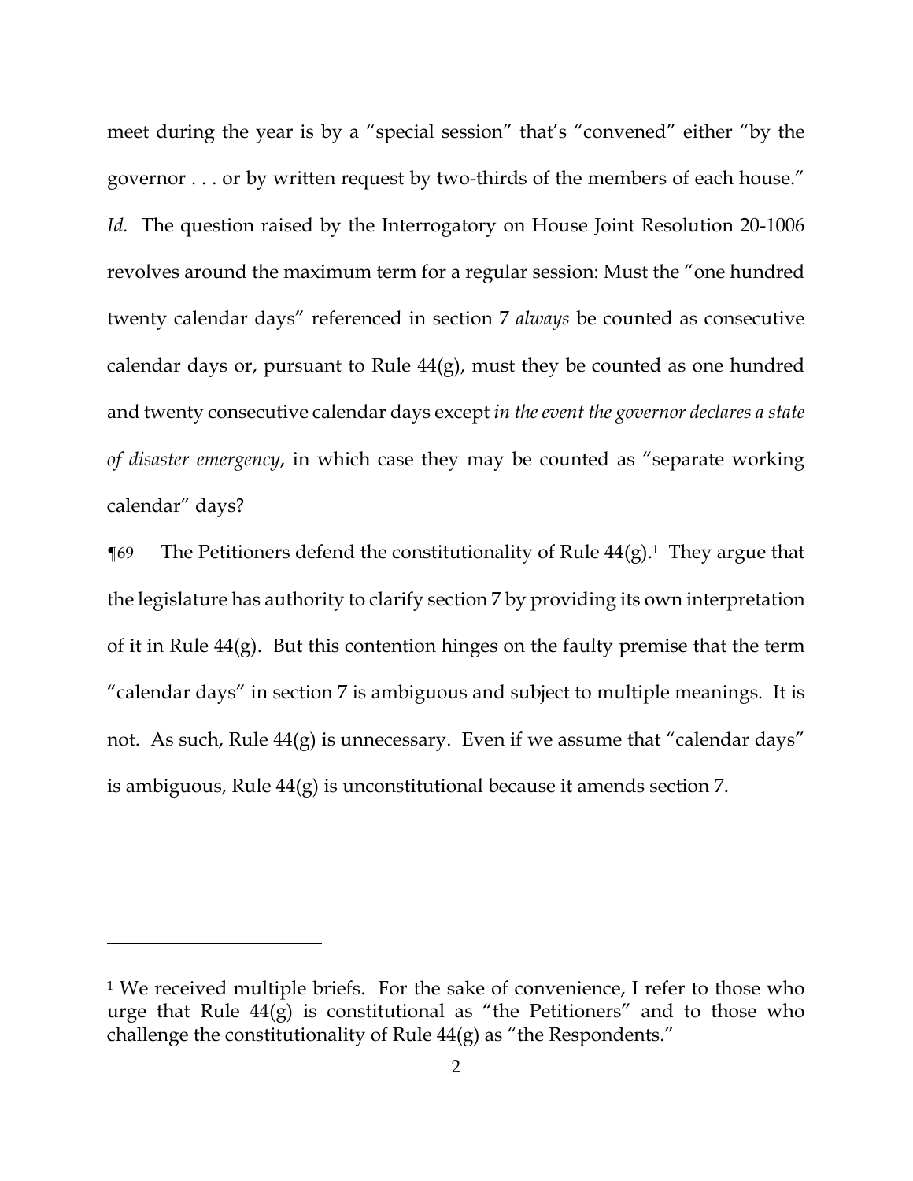meet during the year is by a "special session" that's "convened" either "by the governor . . . or by written request by two-thirds of the members of each house." *Id.* The question raised by the Interrogatory on House Joint Resolution 20-1006 revolves around the maximum term for a regular session: Must the "one hundred twenty calendar days" referenced in section 7 *always* be counted as consecutive calendar days or, pursuant to Rule 44(g), must they be counted as one hundred and twenty consecutive calendar days except *in the event the governor declares a state of disaster emergency*, in which case they may be counted as "separate working calendar" days?

¶69 The Petitioners defend the constitutionality of Rule 44(g).[1] They argue that the legislature has authority to clarify section 7 by providing its own interpretation of it in Rule 44(g). But this contention hinges on the faulty premise that the term "calendar days" in section 7 is ambiguous and subject to multiple meanings. It is not. As such, Rule 44(g) is unnecessary. Even if we assume that "calendar days" is ambiguous, Rule 44(g) is unconstitutional because it amends section 7.

---

[1] We received multiple briefs. For the sake of convenience, I refer to those who urge that Rule 44(g) is constitutional as "the Petitioners" and to those who challenge the constitutionality of Rule 44(g) as "the Respondents."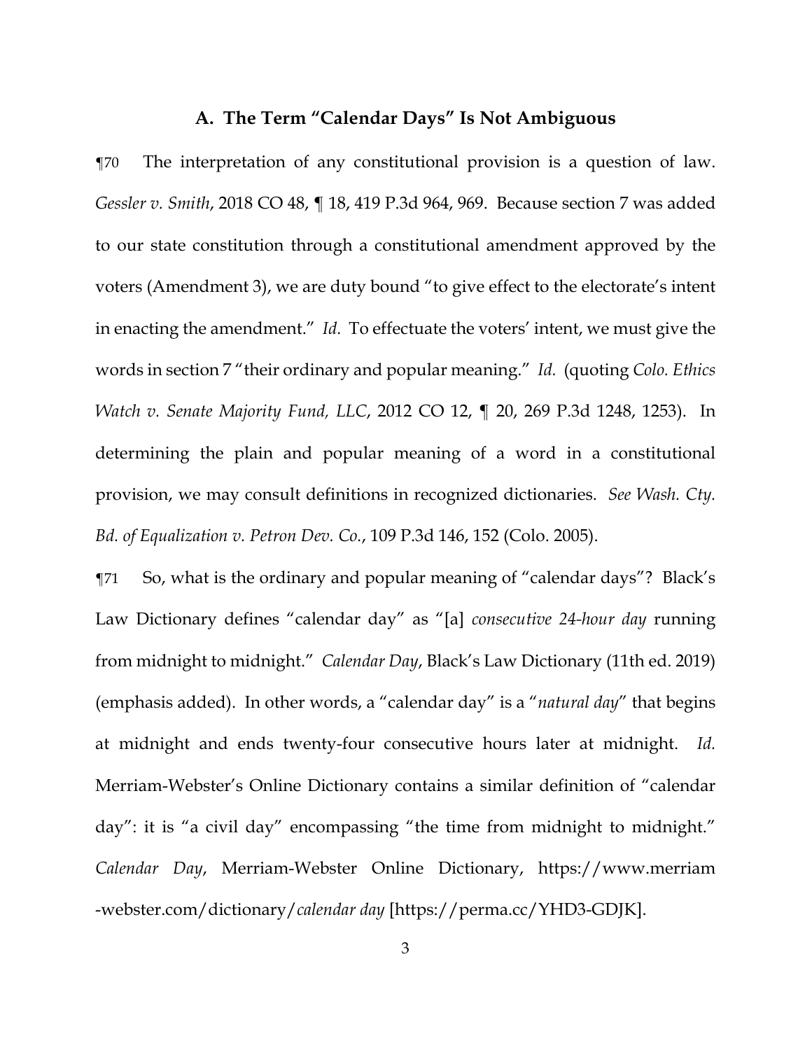### A. The Term "Calendar Days" Is Not Ambiguous

¶70 The interpretation of any constitutional provision is a question of law. *Gessler v. Smith*, 2018 CO 48, ¶ 18, 419 P.3d 964, 969. Because section 7 was added to our state constitution through a constitutional amendment approved by the voters (Amendment 3), we are duty bound "to give effect to the electorate's intent in enacting the amendment." *Id.* To effectuate the voters' intent, we must give the words in section 7 "their ordinary and popular meaning." *Id.* (quoting *Colo. Ethics Watch v. Senate Majority Fund, LLC*, 2012 CO 12, ¶ 20, 269 P.3d 1248, 1253). In determining the plain and popular meaning of a word in a constitutional provision, we may consult definitions in recognized dictionaries. *See Wash. Cty. Bd. of Equalization v. Petron Dev. Co.*, 109 P.3d 146, 152 (Colo. 2005).

¶71 So, what is the ordinary and popular meaning of "calendar days"? Black's Law Dictionary defines "calendar day" as "[a] *consecutive 24-hour day* running from midnight to midnight." *Calendar Day*, Black's Law Dictionary (11th ed. 2019) (emphasis added). In other words, a "calendar day" is a "*natural day*" that begins at midnight and ends twenty-four consecutive hours later at midnight. *Id.* Merriam-Webster's Online Dictionary contains a similar definition of "calendar day": it is "a civil day" encompassing "the time from midnight to midnight." *Calendar Day*, Merriam-Webster Online Dictionary, https://www.merriam-webster.com/dictionary/*calendar day* [https://perma.cc/YHD3-GDJK].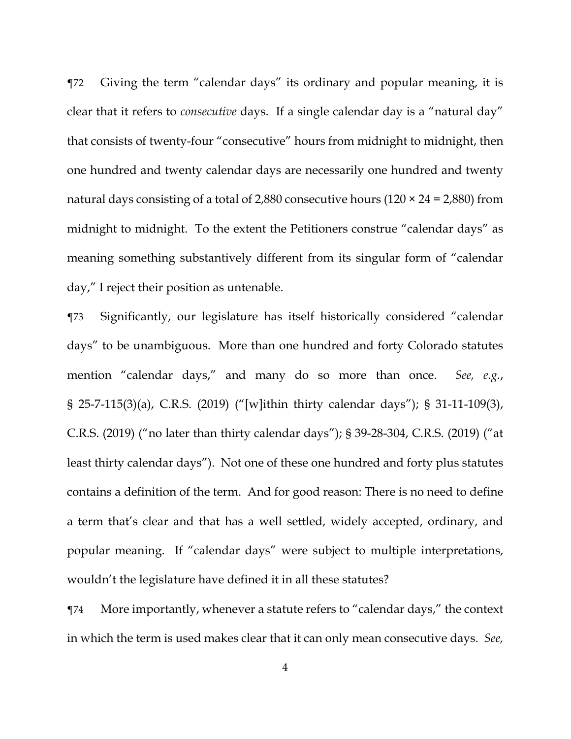¶72 Giving the term "calendar days" its ordinary and popular meaning, it is clear that it refers to *consecutive* days. If a single calendar day is a "natural day" that consists of twenty-four "consecutive" hours from midnight to midnight, then one hundred and twenty calendar days are necessarily one hundred and twenty natural days consisting of a total of 2,880 consecutive hours (120 × 24 = 2,880) from midnight to midnight. To the extent the Petitioners construe "calendar days" as meaning something substantively different from its singular form of "calendar day," I reject their position as untenable.

¶73 Significantly, our legislature has itself historically considered "calendar days" to be unambiguous. More than one hundred and forty Colorado statutes mention "calendar days," and many do so more than once. *See, e.g.*, § 25-7-115(3)(a), C.R.S. (2019) ("[w]ithin thirty calendar days"); § 31-11-109(3), C.R.S. (2019) ("no later than thirty calendar days"); § 39-28-304, C.R.S. (2019) ("at least thirty calendar days"). Not one of these one hundred and forty plus statutes contains a definition of the term. And for good reason: There is no need to define a term that's clear and that has a well settled, widely accepted, ordinary, and popular meaning. If "calendar days" were subject to multiple interpretations, wouldn't the legislature have defined it in all these statutes?

¶74 More importantly, whenever a statute refers to "calendar days," the context in which the term is used makes clear that it can only mean consecutive days. *See,*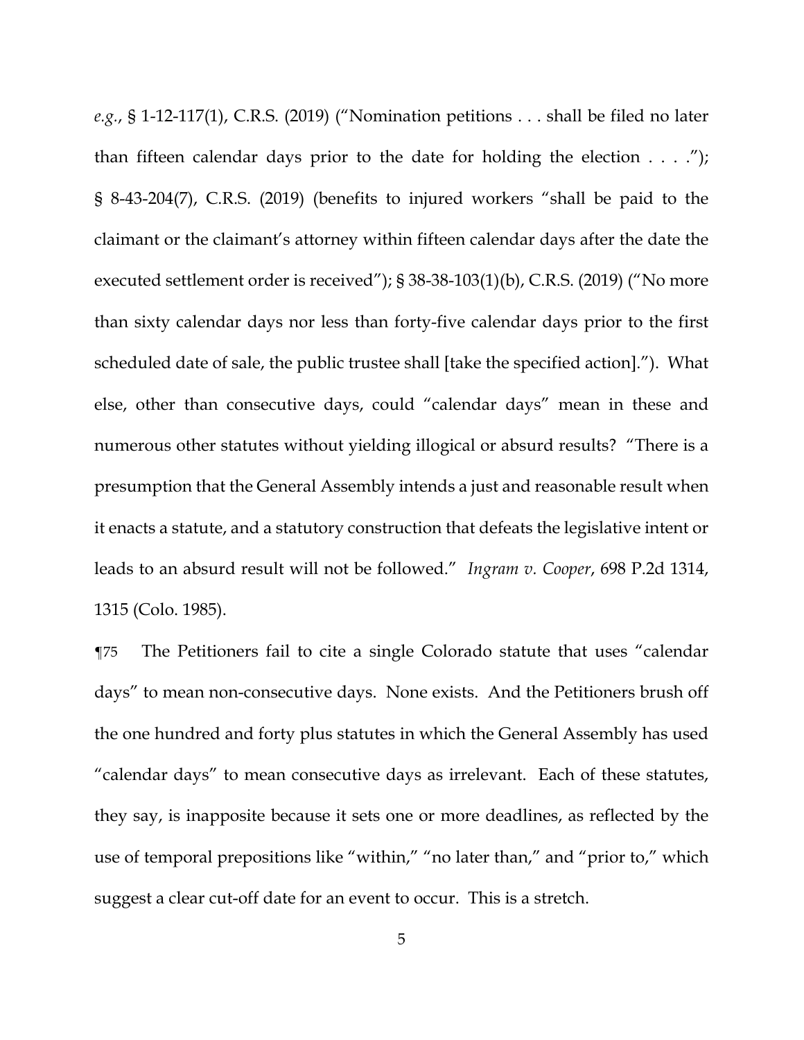*e.g.*, § 1-12-117(1), C.R.S. (2019) ("Nomination petitions . . . shall be filed no later than fifteen calendar days prior to the date for holding the election . . . ."); § 8-43-204(7), C.R.S. (2019) (benefits to injured workers "shall be paid to the claimant or the claimant's attorney within fifteen calendar days after the date the executed settlement order is received"); § 38-38-103(1)(b), C.R.S. (2019) ("No more than sixty calendar days nor less than forty-five calendar days prior to the first scheduled date of sale, the public trustee shall [take the specified action]."). What else, other than consecutive days, could "calendar days" mean in these and numerous other statutes without yielding illogical or absurd results? "There is a presumption that the General Assembly intends a just and reasonable result when it enacts a statute, and a statutory construction that defeats the legislative intent or leads to an absurd result will not be followed." *Ingram v. Cooper*, 698 P.2d 1314, 1315 (Colo. 1985).

¶75 The Petitioners fail to cite a single Colorado statute that uses "calendar days" to mean non-consecutive days. None exists. And the Petitioners brush off the one hundred and forty plus statutes in which the General Assembly has used "calendar days" to mean consecutive days as irrelevant. Each of these statutes, they say, is inapposite because it sets one or more deadlines, as reflected by the use of temporal prepositions like "within," "no later than," and "prior to," which suggest a clear cut-off date for an event to occur. This is a stretch.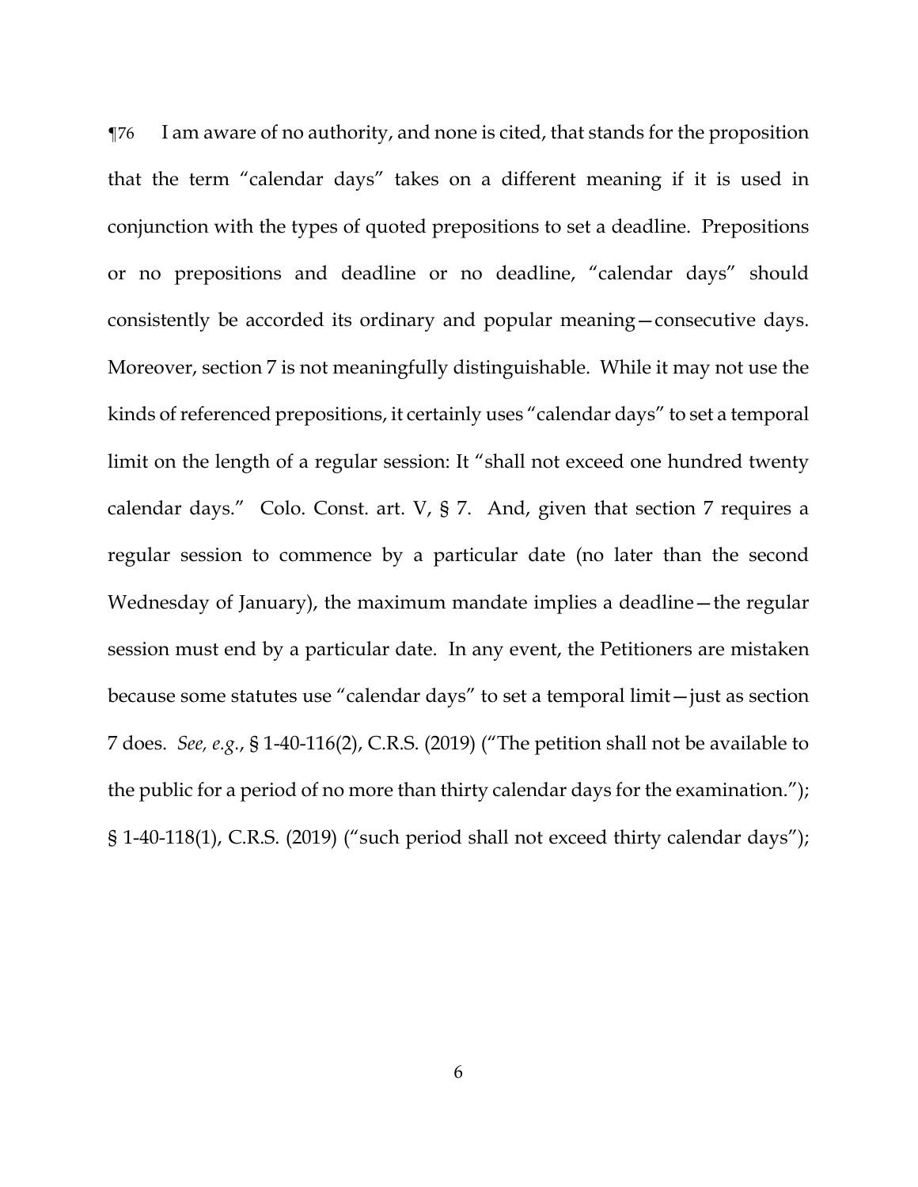¶76 I am aware of no authority, and none is cited, that stands for the proposition that the term "calendar days" takes on a different meaning if it is used in conjunction with the types of quoted prepositions to set a deadline. Prepositions or no prepositions and deadline or no deadline, "calendar days" should consistently be accorded its ordinary and popular meaning—consecutive days. Moreover, section 7 is not meaningfully distinguishable. While it may not use the kinds of referenced prepositions, it certainly uses "calendar days" to set a temporal limit on the length of a regular session: It "shall not exceed one hundred twenty calendar days." Colo. Const. art. V, § 7. And, given that section 7 requires a regular session to commence by a particular date (no later than the second Wednesday of January), the maximum mandate implies a deadline—the regular session must end by a particular date. In any event, the Petitioners are mistaken because some statutes use "calendar days" to set a temporal limit—just as section 7 does. *See, e.g.*, § 1-40-116(2), C.R.S. (2019) ("The petition shall not be available to the public for a period of no more than thirty calendar days for the examination."); § 1-40-118(1), C.R.S. (2019) ("such period shall not exceed thirty calendar days");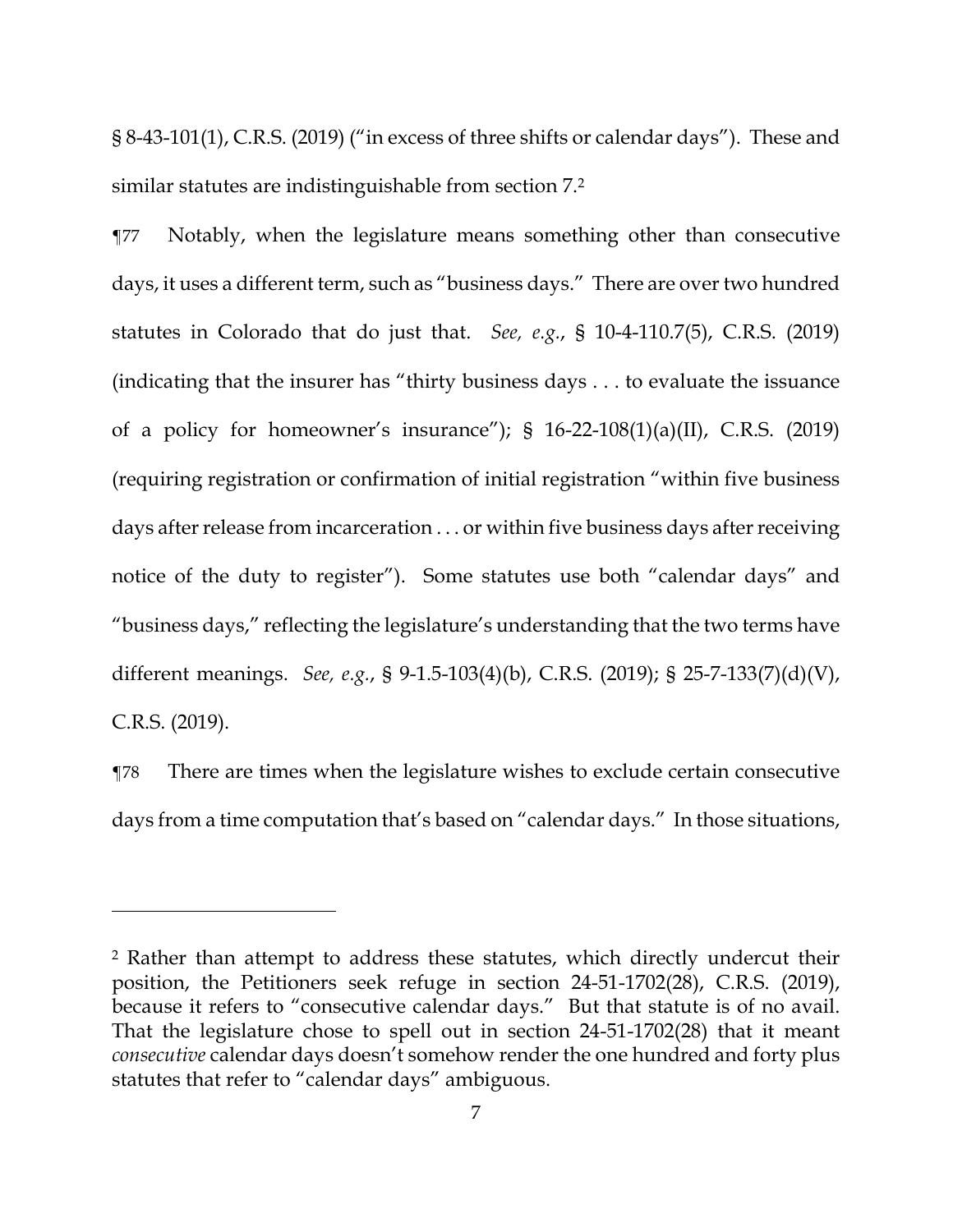§ 8-43-101(1), C.R.S. (2019) ("in excess of three shifts or calendar days"). These and similar statutes are indistinguishable from section 7.[2]

¶77 Notably, when the legislature means something other than consecutive days, it uses a different term, such as "business days." There are over two hundred statutes in Colorado that do just that. *See, e.g.*, § 10-4-110.7(5), C.R.S. (2019) (indicating that the insurer has "thirty business days . . . to evaluate the issuance of a policy for homeowner's insurance"); § 16-22-108(1)(a)(II), C.R.S. (2019) (requiring registration or confirmation of initial registration "within five business days after release from incarceration . . . or within five business days after receiving notice of the duty to register"). Some statutes use both "calendar days" and "business days," reflecting the legislature's understanding that the two terms have different meanings. *See, e.g.*, § 9-1.5-103(4)(b), C.R.S. (2019); § 25-7-133(7)(d)(V), C.R.S. (2019).

¶78 There are times when the legislature wishes to exclude certain consecutive days from a time computation that's based on "calendar days." In those situations,

---

[2] Rather than attempt to address these statutes, which directly undercut their position, the Petitioners seek refuge in section 24-51-1702(28), C.R.S. (2019), because it refers to "consecutive calendar days." But that statute is of no avail. That the legislature chose to spell out in section 24-51-1702(28) that it meant *consecutive* calendar days doesn't somehow render the one hundred and forty plus statutes that refer to "calendar days" ambiguous.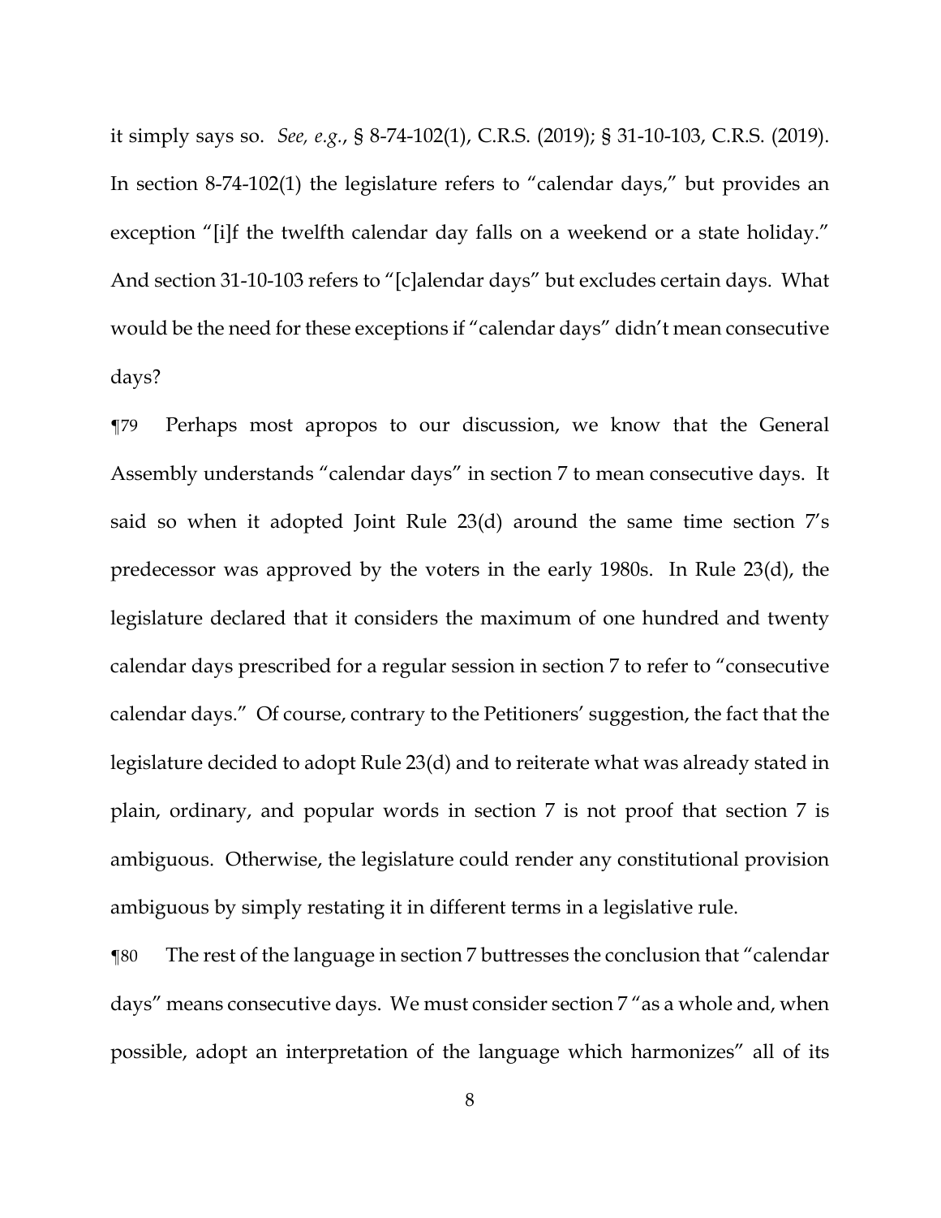it simply says so. *See, e.g.*, § 8-74-102(1), C.R.S. (2019); § 31-10-103, C.R.S. (2019). In section 8-74-102(1) the legislature refers to "calendar days," but provides an exception "[i]f the twelfth calendar day falls on a weekend or a state holiday." And section 31-10-103 refers to "[c]alendar days" but excludes certain days. What would be the need for these exceptions if "calendar days" didn't mean consecutive days?

¶79 Perhaps most apropos to our discussion, we know that the General Assembly understands "calendar days" in section 7 to mean consecutive days. It said so when it adopted Joint Rule 23(d) around the same time section 7's predecessor was approved by the voters in the early 1980s. In Rule 23(d), the legislature declared that it considers the maximum of one hundred and twenty calendar days prescribed for a regular session in section 7 to refer to "consecutive calendar days." Of course, contrary to the Petitioners' suggestion, the fact that the legislature decided to adopt Rule 23(d) and to reiterate what was already stated in plain, ordinary, and popular words in section 7 is not proof that section 7 is ambiguous. Otherwise, the legislature could render any constitutional provision ambiguous by simply restating it in different terms in a legislative rule.

¶80 The rest of the language in section 7 buttresses the conclusion that "calendar days" means consecutive days. We must consider section 7 "as a whole and, when possible, adopt an interpretation of the language which harmonizes" all of its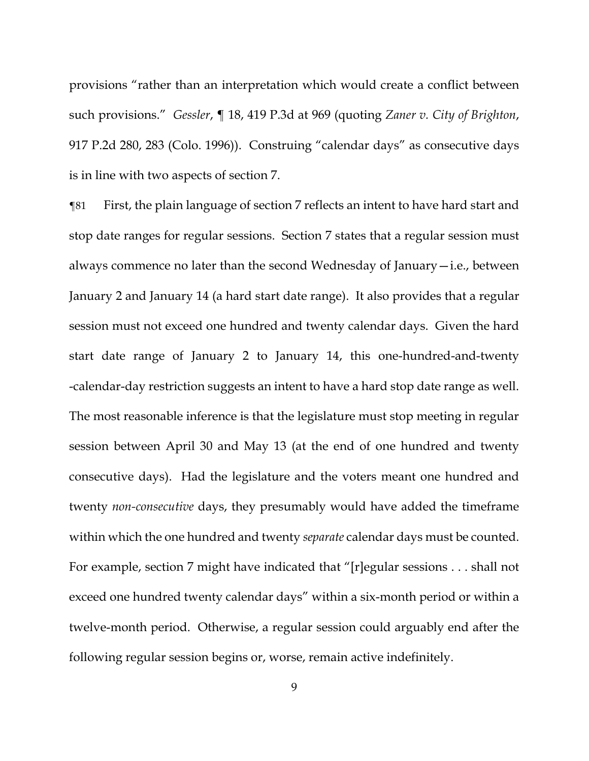provisions "rather than an interpretation which would create a conflict between such provisions." *Gessler*, ¶ 18, 419 P.3d at 969 (quoting *Zaner v. City of Brighton*, 917 P.2d 280, 283 (Colo. 1996)). Construing "calendar days" as consecutive days is in line with two aspects of section 7.

¶81 First, the plain language of section 7 reflects an intent to have hard start and stop date ranges for regular sessions. Section 7 states that a regular session must always commence no later than the second Wednesday of January—i.e., between January 2 and January 14 (a hard start date range). It also provides that a regular session must not exceed one hundred and twenty calendar days. Given the hard start date range of January 2 to January 14, this one-hundred-and-twenty -calendar-day restriction suggests an intent to have a hard stop date range as well. The most reasonable inference is that the legislature must stop meeting in regular session between April 30 and May 13 (at the end of one hundred and twenty consecutive days). Had the legislature and the voters meant one hundred and twenty *non-consecutive* days, they presumably would have added the timeframe within which the one hundred and twenty *separate* calendar days must be counted. For example, section 7 might have indicated that "[r]egular sessions . . . shall not exceed one hundred twenty calendar days" within a six-month period or within a twelve-month period. Otherwise, a regular session could arguably end after the following regular session begins or, worse, remain active indefinitely.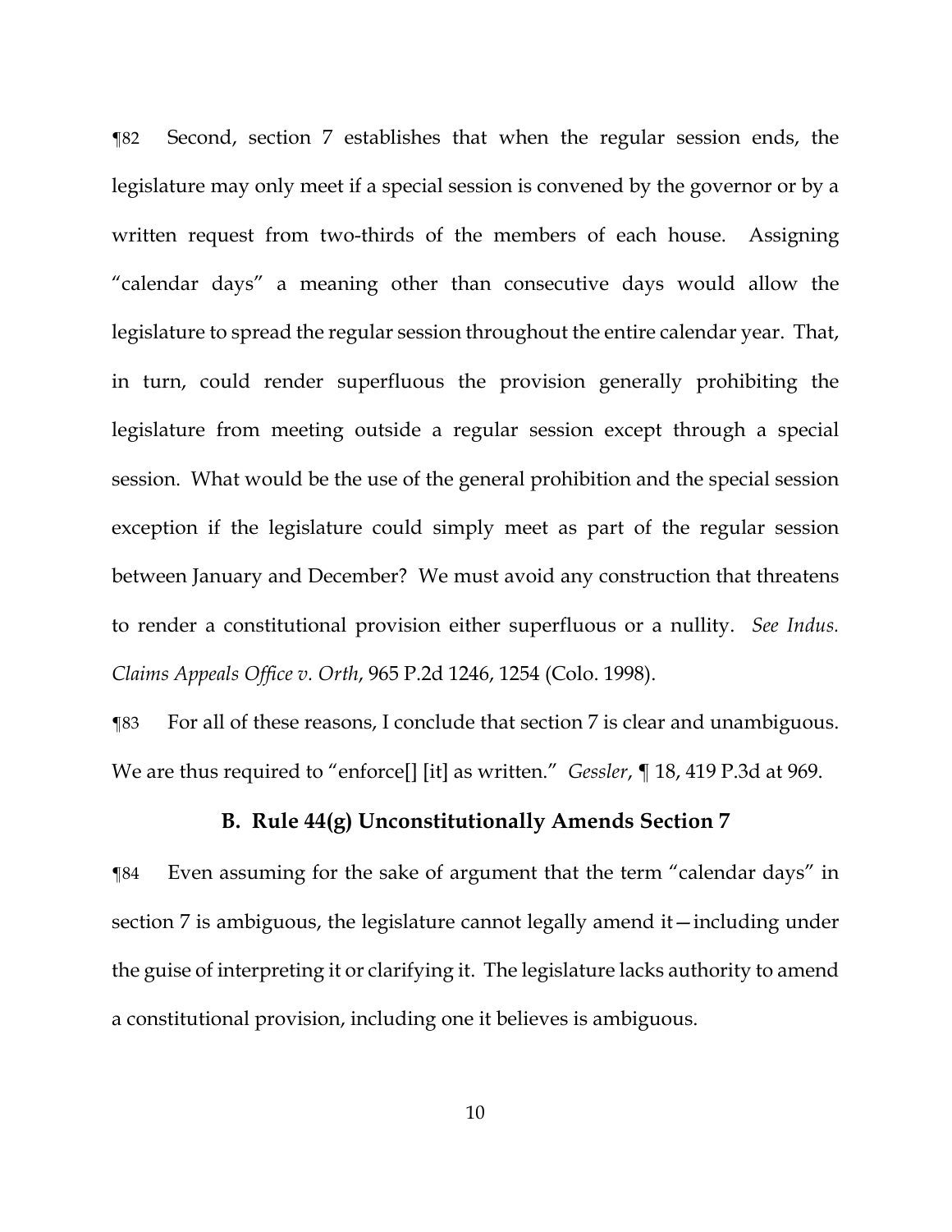¶82 Second, section 7 establishes that when the regular session ends, the legislature may only meet if a special session is convened by the governor or by a written request from two-thirds of the members of each house. Assigning "calendar days" a meaning other than consecutive days would allow the legislature to spread the regular session throughout the entire calendar year. That, in turn, could render superfluous the provision generally prohibiting the legislature from meeting outside a regular session except through a special session. What would be the use of the general prohibition and the special session exception if the legislature could simply meet as part of the regular session between January and December? We must avoid any construction that threatens to render a constitutional provision either superfluous or a nullity. *See Indus. Claims Appeals Office v. Orth*, 965 P.2d 1246, 1254 (Colo. 1998).

¶83 For all of these reasons, I conclude that section 7 is clear and unambiguous. We are thus required to "enforce[] [it] as written." *Gessler*, ¶ 18, 419 P.3d at 969.

### B. Rule 44(g) Unconstitutionally Amends Section 7

¶84 Even assuming for the sake of argument that the term "calendar days" in section 7 is ambiguous, the legislature cannot legally amend it—including under the guise of interpreting it or clarifying it. The legislature lacks authority to amend a constitutional provision, including one it believes is ambiguous.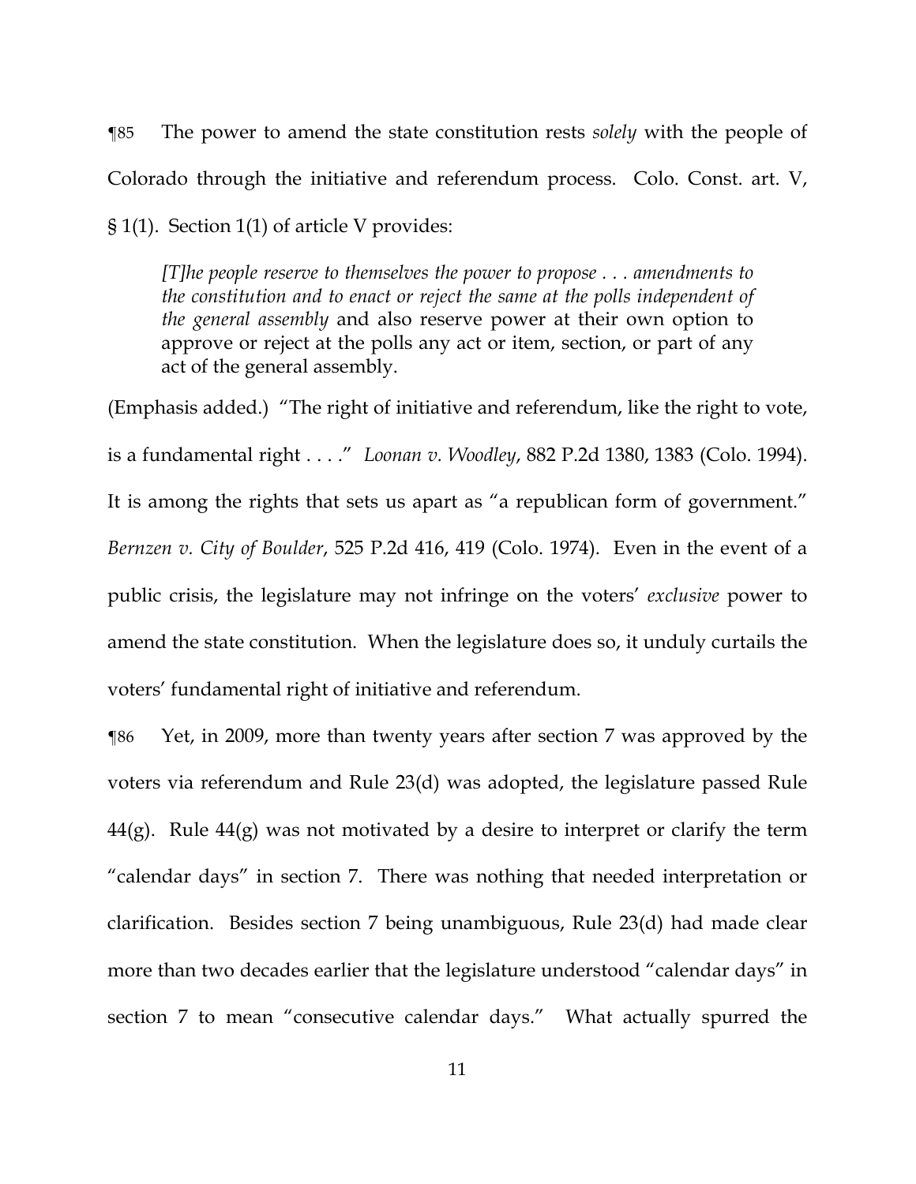¶85 The power to amend the state constitution rests *solely* with the people of Colorado through the initiative and referendum process. Colo. Const. art. V, § 1(1). Section 1(1) of article V provides:

> *[T]he people reserve to themselves the power to propose . . . amendments to the constitution and to enact or reject the same at the polls independent of the general assembly* and also reserve power at their own option to approve or reject at the polls any act or item, section, or part of any act of the general assembly.

(Emphasis added.) "The right of initiative and referendum, like the right to vote, is a fundamental right . . . ." *Loonan v. Woodley*, 882 P.2d 1380, 1383 (Colo. 1994). It is among the rights that sets us apart as "a republican form of government." *Bernzen v. City of Boulder*, 525 P.2d 416, 419 (Colo. 1974). Even in the event of a public crisis, the legislature may not infringe on the voters' *exclusive* power to amend the state constitution. When the legislature does so, it unduly curtails the voters' fundamental right of initiative and referendum.

¶86 Yet, in 2009, more than twenty years after section 7 was approved by the voters via referendum and Rule 23(d) was adopted, the legislature passed Rule 44(g). Rule 44(g) was not motivated by a desire to interpret or clarify the term "calendar days" in section 7. There was nothing that needed interpretation or clarification. Besides section 7 being unambiguous, Rule 23(d) had made clear more than two decades earlier that the legislature understood "calendar days" in section 7 to mean "consecutive calendar days." What actually spurred the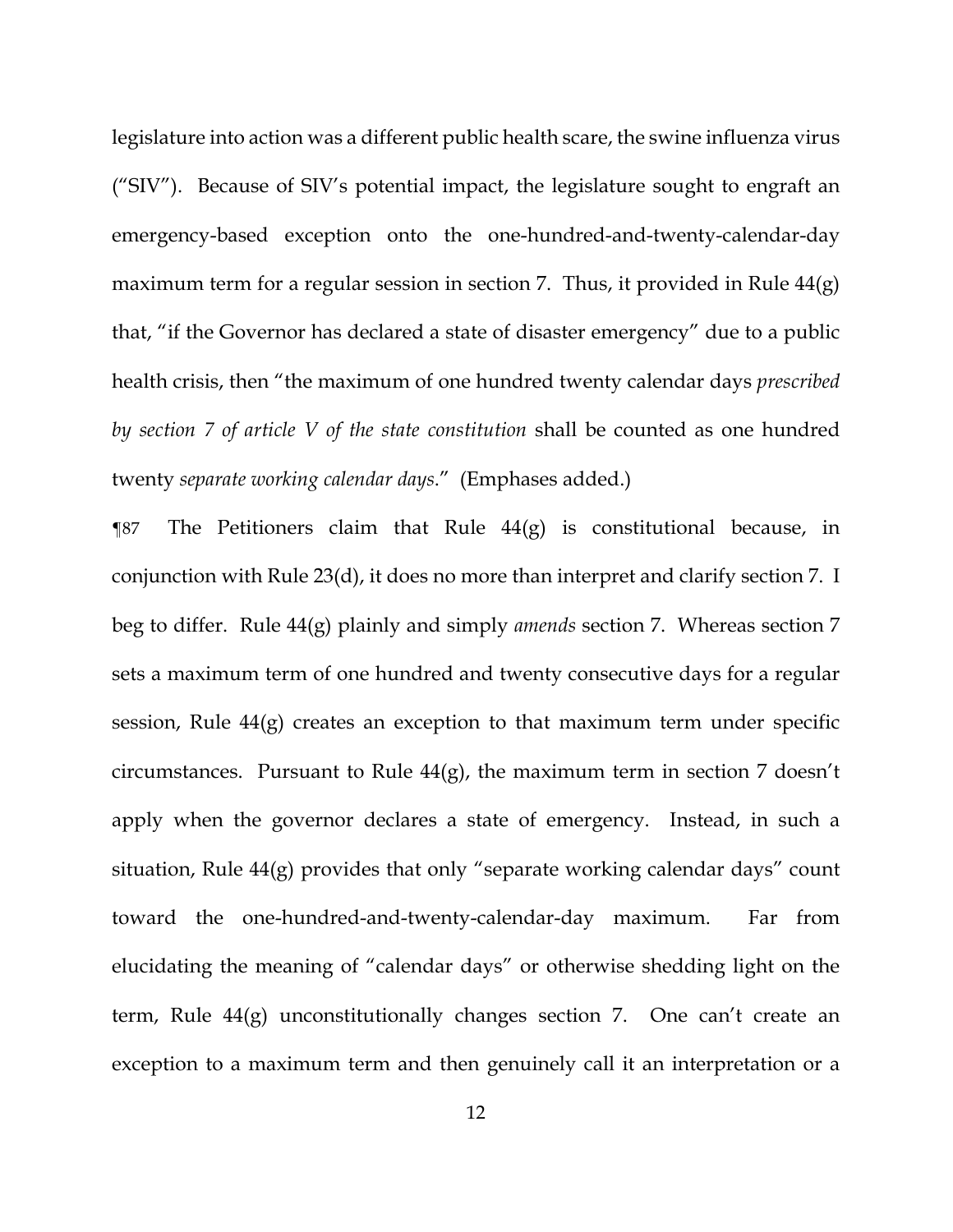legislature into action was a different public health scare, the swine influenza virus ("SIV"). Because of SIV's potential impact, the legislature sought to engraft an emergency-based exception onto the one-hundred-and-twenty-calendar-day maximum term for a regular session in section 7. Thus, it provided in Rule 44(g) that, "if the Governor has declared a state of disaster emergency" due to a public health crisis, then "the maximum of one hundred twenty calendar days *prescribed by section 7 of article V of the state constitution* shall be counted as one hundred twenty *separate working calendar days*." (Emphases added.)

¶87 The Petitioners claim that Rule 44(g) is constitutional because, in conjunction with Rule 23(d), it does no more than interpret and clarify section 7. I beg to differ. Rule 44(g) plainly and simply *amends* section 7. Whereas section 7 sets a maximum term of one hundred and twenty consecutive days for a regular session, Rule 44(g) creates an exception to that maximum term under specific circumstances. Pursuant to Rule 44(g), the maximum term in section 7 doesn't apply when the governor declares a state of emergency. Instead, in such a situation, Rule 44(g) provides that only "separate working calendar days" count toward the one-hundred-and-twenty-calendar-day maximum. Far from elucidating the meaning of "calendar days" or otherwise shedding light on the term, Rule 44(g) unconstitutionally changes section 7. One can't create an exception to a maximum term and then genuinely call it an interpretation or a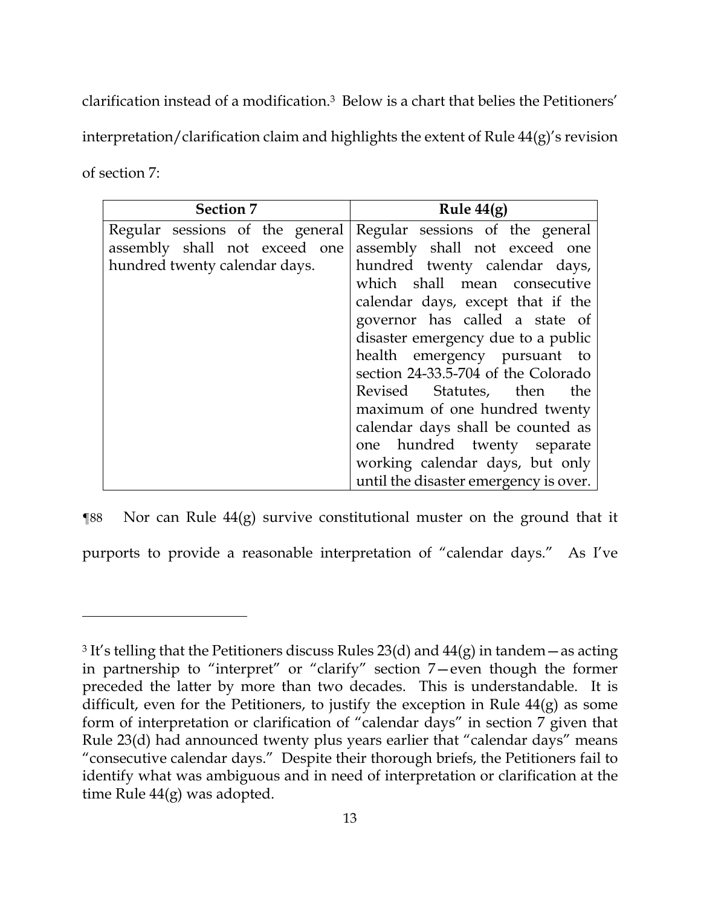clarification instead of a modification.[3] Below is a chart that belies the Petitioners' interpretation/clarification claim and highlights the extent of Rule 44(g)'s revision of section 7:

| **Section 7** | **Rule 44(g)** |
|---|---|
| Regular sessions of the general assembly shall not exceed one hundred twenty calendar days. | Regular sessions of the general assembly shall not exceed one hundred twenty calendar days, which shall mean consecutive calendar days, except that if the governor has called a state of disaster emergency due to a public health emergency pursuant to section 24-33.5-704 of the Colorado Revised Statutes, then the maximum of one hundred twenty calendar days shall be counted as one hundred twenty separate working calendar days, but only until the disaster emergency is over. |

¶88 Nor can Rule 44(g) survive constitutional muster on the ground that it purports to provide a reasonable interpretation of "calendar days." As I've

---

[3] It's telling that the Petitioners discuss Rules 23(d) and 44(g) in tandem—as acting in partnership to "interpret" or "clarify" section 7—even though the former preceded the latter by more than two decades. This is understandable. It is difficult, even for the Petitioners, to justify the exception in Rule 44(g) as some form of interpretation or clarification of "calendar days" in section 7 given that Rule 23(d) had announced twenty plus years earlier that "calendar days" means "consecutive calendar days." Despite their thorough briefs, the Petitioners fail to identify what was ambiguous and in need of interpretation or clarification at the time Rule 44(g) was adopted.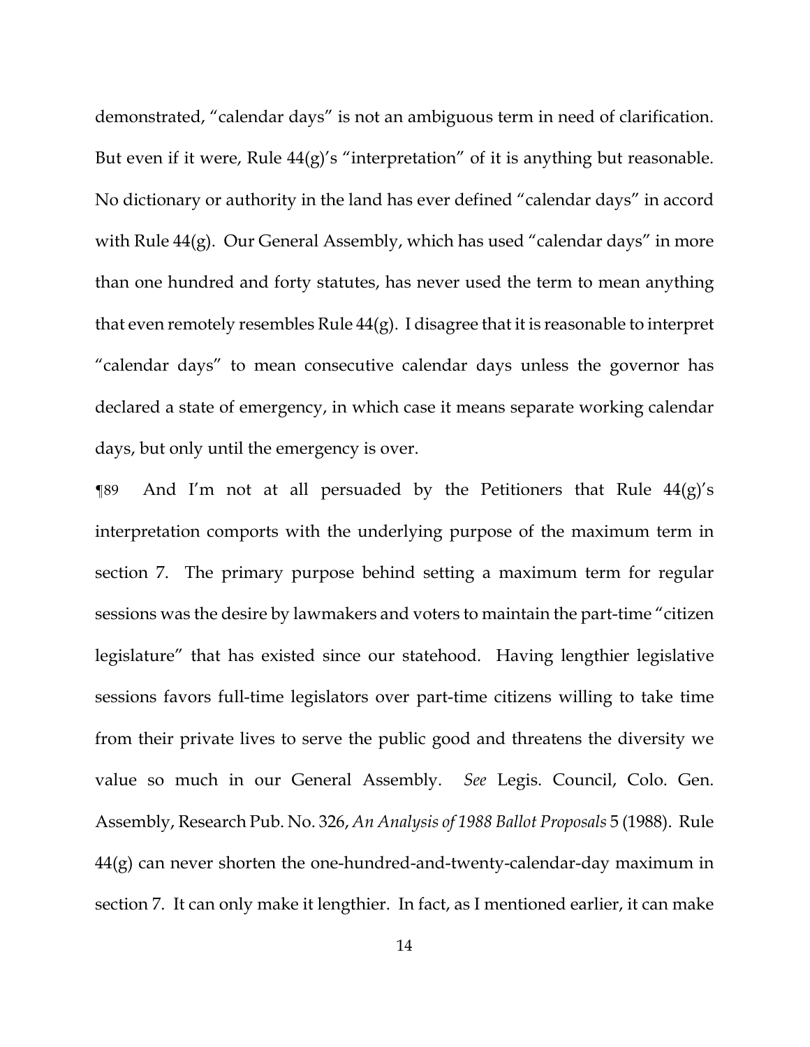demonstrated, "calendar days" is not an ambiguous term in need of clarification. But even if it were, Rule 44(g)'s "interpretation" of it is anything but reasonable. No dictionary or authority in the land has ever defined "calendar days" in accord with Rule 44(g). Our General Assembly, which has used "calendar days" in more than one hundred and forty statutes, has never used the term to mean anything that even remotely resembles Rule 44(g). I disagree that it is reasonable to interpret "calendar days" to mean consecutive calendar days unless the governor has declared a state of emergency, in which case it means separate working calendar days, but only until the emergency is over.

¶89 And I'm not at all persuaded by the Petitioners that Rule 44(g)'s interpretation comports with the underlying purpose of the maximum term in section 7. The primary purpose behind setting a maximum term for regular sessions was the desire by lawmakers and voters to maintain the part-time "citizen legislature" that has existed since our statehood. Having lengthier legislative sessions favors full-time legislators over part-time citizens willing to take time from their private lives to serve the public good and threatens the diversity we value so much in our General Assembly. *See* Legis. Council, Colo. Gen. Assembly, Research Pub. No. 326, *An Analysis of 1988 Ballot Proposals* 5 (1988). Rule 44(g) can never shorten the one-hundred-and-twenty-calendar-day maximum in section 7. It can only make it lengthier. In fact, as I mentioned earlier, it can make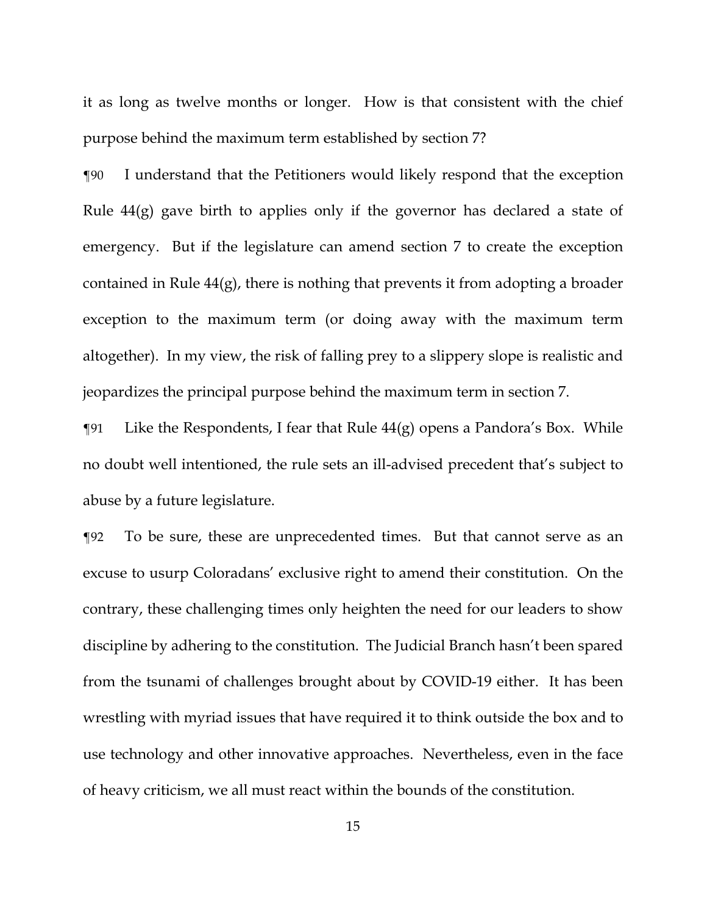it as long as twelve months or longer. How is that consistent with the chief purpose behind the maximum term established by section 7?

¶90 I understand that the Petitioners would likely respond that the exception Rule 44(g) gave birth to applies only if the governor has declared a state of emergency. But if the legislature can amend section 7 to create the exception contained in Rule 44(g), there is nothing that prevents it from adopting a broader exception to the maximum term (or doing away with the maximum term altogether). In my view, the risk of falling prey to a slippery slope is realistic and jeopardizes the principal purpose behind the maximum term in section 7.

¶91 Like the Respondents, I fear that Rule 44(g) opens a Pandora's Box. While no doubt well intentioned, the rule sets an ill-advised precedent that's subject to abuse by a future legislature.

¶92 To be sure, these are unprecedented times. But that cannot serve as an excuse to usurp Coloradans' exclusive right to amend their constitution. On the contrary, these challenging times only heighten the need for our leaders to show discipline by adhering to the constitution. The Judicial Branch hasn't been spared from the tsunami of challenges brought about by COVID-19 either. It has been wrestling with myriad issues that have required it to think outside the box and to use technology and other innovative approaches. Nevertheless, even in the face of heavy criticism, we all must react within the bounds of the constitution.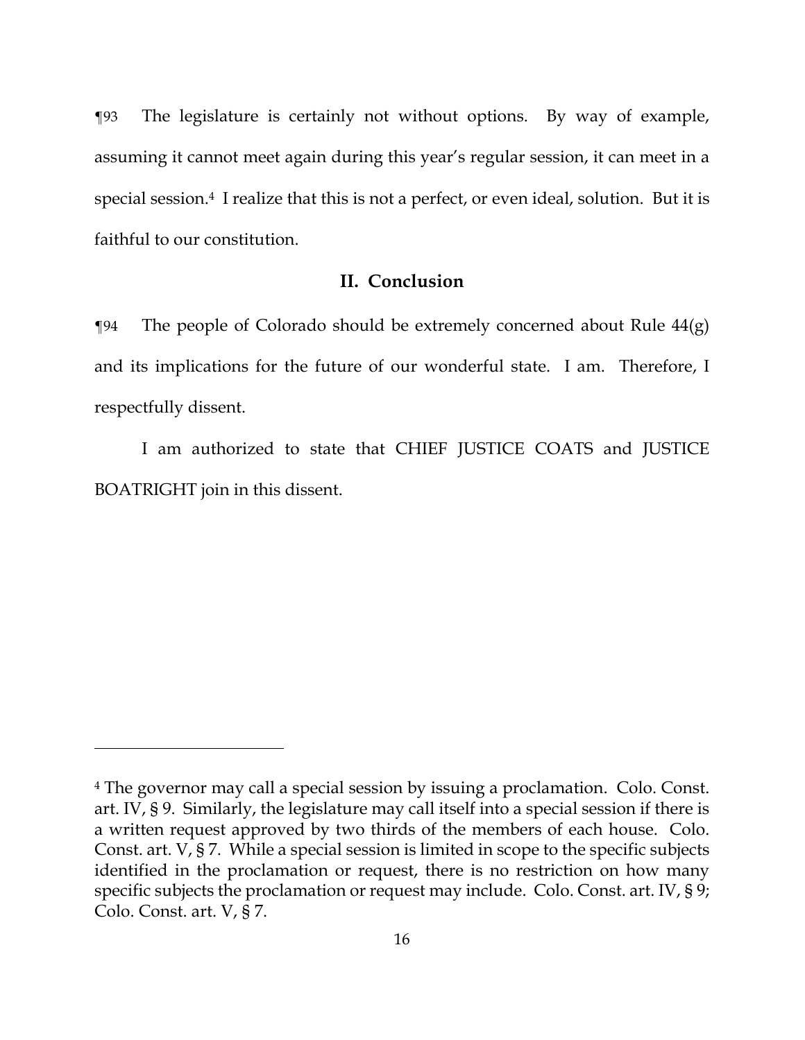¶93 The legislature is certainly not without options. By way of example, assuming it cannot meet again during this year's regular session, it can meet in a special session.[4] I realize that this is not a perfect, or even ideal, solution. But it is faithful to our constitution.

## II. Conclusion

¶94 The people of Colorado should be extremely concerned about Rule 44(g) and its implications for the future of our wonderful state. I am. Therefore, I respectfully dissent.

I am authorized to state that CHIEF JUSTICE COATS and JUSTICE BOATRIGHT join in this dissent.

---

[4] The governor may call a special session by issuing a proclamation. Colo. Const. art. IV, § 9. Similarly, the legislature may call itself into a special session if there is a written request approved by two thirds of the members of each house. Colo. Const. art. V, § 7. While a special session is limited in scope to the specific subjects identified in the proclamation or request, there is no restriction on how many specific subjects the proclamation or request may include. Colo. Const. art. IV, § 9; Colo. Const. art. V, § 7.